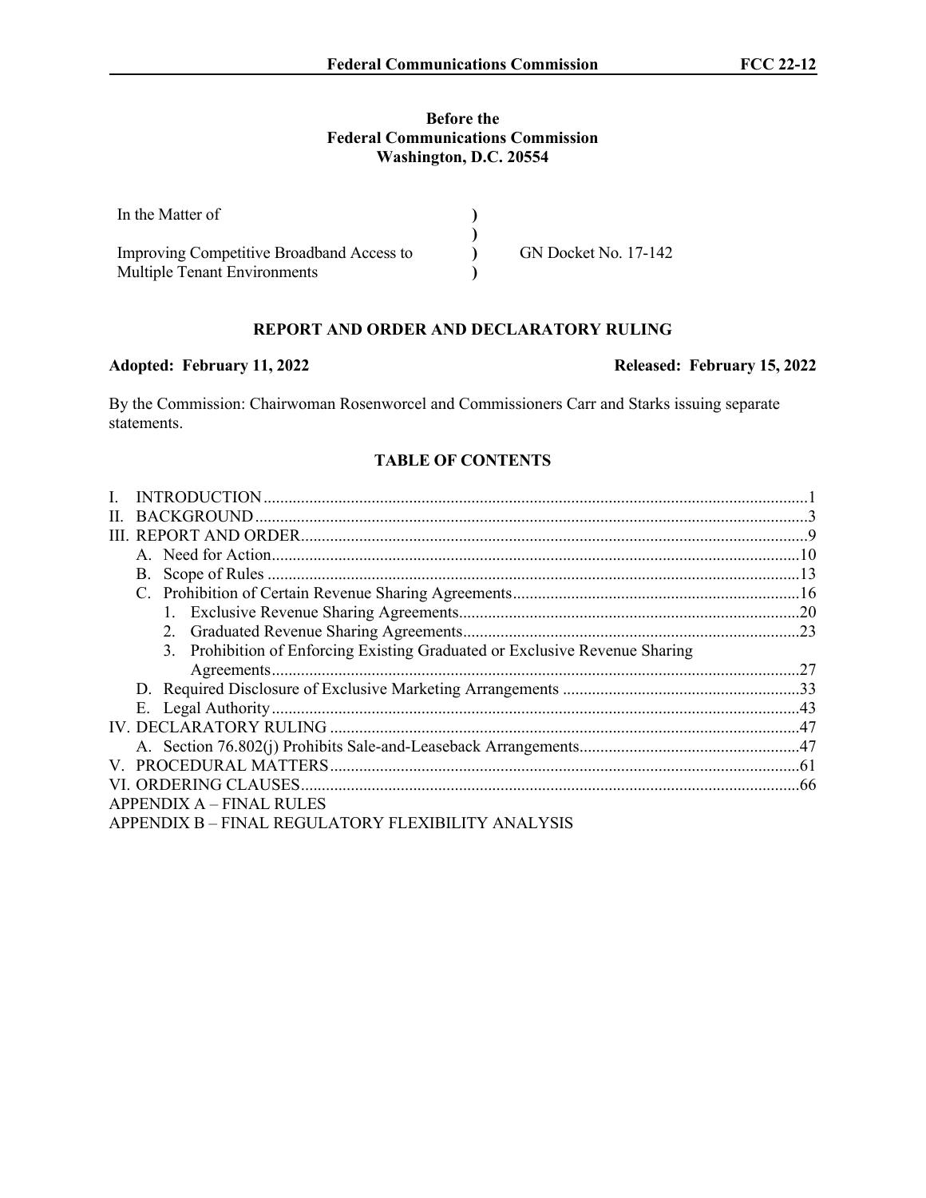**Before the**
**Federal Communications Commission**
**Washington, D.C. 20554**

| | | |
|---|---|---|
| In the Matter of | ) | |
| | ) | |
| Improving Competitive Broadband Access to Multiple Tenant Environments | ) ) | GN Docket No. 17-142 |

## REPORT AND ORDER AND DECLARATORY RULING

**Adopted: February 11, 2022** **Released: February 15, 2022**

By the Commission: Chairwoman Rosenworcel and Commissioners Carr and Starks issuing separate statements.

### TABLE OF CONTENTS

I. INTRODUCTION .......... 1
II. BACKGROUND .......... 3
III. REPORT AND ORDER .......... 9
  A. Need for Action .......... 10
  B. Scope of Rules .......... 13
  C. Prohibition of Certain Revenue Sharing Agreements .......... 16
    1. Exclusive Revenue Sharing Agreements .......... 20
    2. Graduated Revenue Sharing Agreements .......... 23
    3. Prohibition of Enforcing Existing Graduated or Exclusive Revenue Sharing Agreements .......... 27
  D. Required Disclosure of Exclusive Marketing Arrangements .......... 33
  E. Legal Authority .......... 43
IV. DECLARATORY RULING .......... 47
  A. Section 76.802(j) Prohibits Sale-and-Leaseback Arrangements .......... 47
V. PROCEDURAL MATTERS .......... 61
VI. ORDERING CLAUSES .......... 66
APPENDIX A – FINAL RULES
APPENDIX B – FINAL REGULATORY FLEXIBILITY ANALYSIS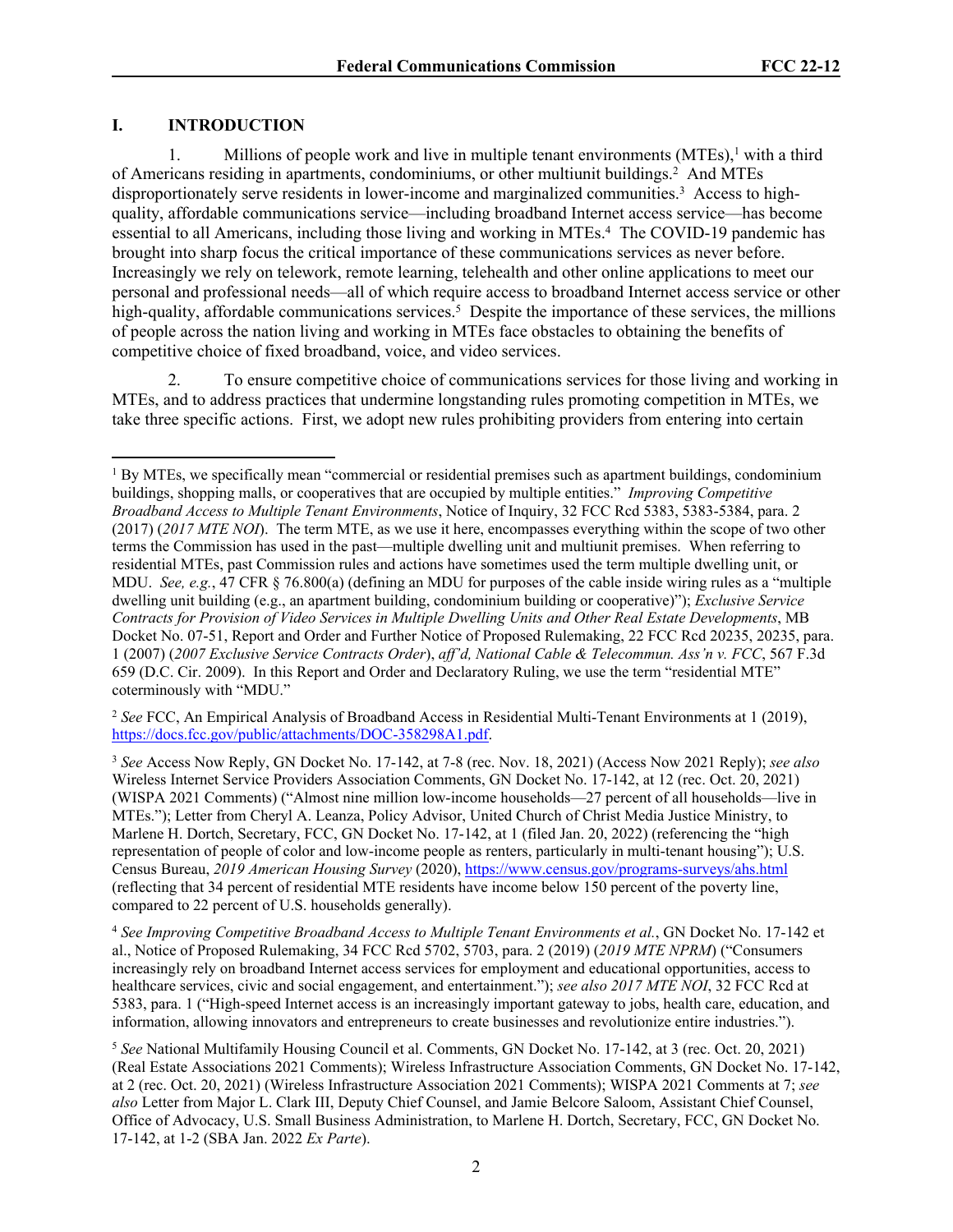## I. INTRODUCTION

1. Millions of people work and live in multiple tenant environments (MTEs),[1] with a third of Americans residing in apartments, condominiums, or other multiunit buildings.[2] And MTEs disproportionately serve residents in lower-income and marginalized communities.[3] Access to high-quality, affordable communications service—including broadband Internet access service—has become essential to all Americans, including those living and working in MTEs.[4] The COVID-19 pandemic has brought into sharp focus the critical importance of these communications services as never before. Increasingly we rely on telework, remote learning, telehealth and other online applications to meet our personal and professional needs—all of which require access to broadband Internet access service or other high-quality, affordable communications services.[5] Despite the importance of these services, the millions of people across the nation living and working in MTEs face obstacles to obtaining the benefits of competitive choice of fixed broadband, voice, and video services.

2. To ensure competitive choice of communications services for those living and working in MTEs, and to address practices that undermine longstanding rules promoting competition in MTEs, we take three specific actions. First, we adopt new rules prohibiting providers from entering into certain

---

[1] By MTEs, we specifically mean "commercial or residential premises such as apartment buildings, condominium buildings, shopping malls, or cooperatives that are occupied by multiple entities." *Improving Competitive Broadband Access to Multiple Tenant Environments*, Notice of Inquiry, 32 FCC Rcd 5383, 5383-5384, para. 2 (2017) (*2017 MTE NOI*). The term MTE, as we use it here, encompasses everything within the scope of two other terms the Commission has used in the past—multiple dwelling unit and multiunit premises. When referring to residential MTEs, past Commission rules and actions have sometimes used the term multiple dwelling unit, or MDU. *See, e.g.*, 47 CFR § 76.800(a) (defining an MDU for purposes of the cable inside wiring rules as a "multiple dwelling unit building (e.g., an apartment building, condominium building or cooperative)"); *Exclusive Service Contracts for Provision of Video Services in Multiple Dwelling Units and Other Real Estate Developments*, MB Docket No. 07-51, Report and Order and Further Notice of Proposed Rulemaking, 22 FCC Rcd 20235, 20235, para. 1 (2007) (*2007 Exclusive Service Contracts Order*), *aff'd, National Cable & Telecommun. Ass'n v. FCC*, 567 F.3d 659 (D.C. Cir. 2009). In this Report and Order and Declaratory Ruling, we use the term "residential MTE" coterminously with "MDU."

[2] *See* FCC, An Empirical Analysis of Broadband Access in Residential Multi-Tenant Environments at 1 (2019), https://docs.fcc.gov/public/attachments/DOC-358298A1.pdf.

[3] *See* Access Now Reply, GN Docket No. 17-142, at 7-8 (rec. Nov. 18, 2021) (Access Now 2021 Reply); *see also* Wireless Internet Service Providers Association Comments, GN Docket No. 17-142, at 12 (rec. Oct. 20, 2021) (WISPA 2021 Comments) ("Almost nine million low-income households—27 percent of all households—live in MTEs."); Letter from Cheryl A. Leanza, Policy Advisor, United Church of Christ Media Justice Ministry, to Marlene H. Dortch, Secretary, FCC, GN Docket No. 17-142, at 1 (filed Jan. 20, 2022) (referencing the "high representation of people of color and low-income people as renters, particularly in multi-tenant housing"); U.S. Census Bureau, *2019 American Housing Survey* (2020), https://www.census.gov/programs-surveys/ahs.html (reflecting that 34 percent of residential MTE residents have income below 150 percent of the poverty line, compared to 22 percent of U.S. households generally).

[4] *See Improving Competitive Broadband Access to Multiple Tenant Environments et al.*, GN Docket No. 17-142 et al., Notice of Proposed Rulemaking, 34 FCC Rcd 5702, 5703, para. 2 (2019) (*2019 MTE NPRM*) ("Consumers increasingly rely on broadband Internet access services for employment and educational opportunities, access to healthcare services, civic and social engagement, and entertainment."); *see also 2017 MTE NOI*, 32 FCC Rcd at 5383, para. 1 ("High-speed Internet access is an increasingly important gateway to jobs, health care, education, and information, allowing innovators and entrepreneurs to create businesses and revolutionize entire industries.").

[5] *See* National Multifamily Housing Council et al. Comments, GN Docket No. 17-142, at 3 (rec. Oct. 20, 2021) (Real Estate Associations 2021 Comments); Wireless Infrastructure Association Comments, GN Docket No. 17-142, at 2 (rec. Oct. 20, 2021) (Wireless Infrastructure Association 2021 Comments); WISPA 2021 Comments at 7; *see also* Letter from Major L. Clark III, Deputy Chief Counsel, and Jamie Belcore Saloom, Assistant Chief Counsel, Office of Advocacy, U.S. Small Business Administration, to Marlene H. Dortch, Secretary, FCC, GN Docket No. 17-142, at 1-2 (SBA Jan. 2022 *Ex Parte*).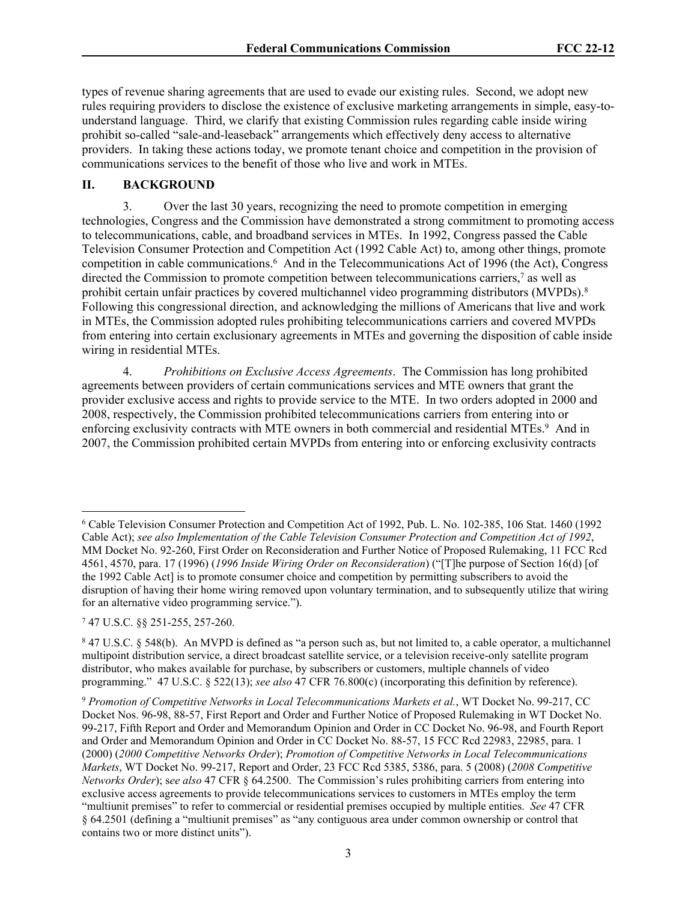types of revenue sharing agreements that are used to evade our existing rules. Second, we adopt new rules requiring providers to disclose the existence of exclusive marketing arrangements in simple, easy-to-understand language. Third, we clarify that existing Commission rules regarding cable inside wiring prohibit so-called "sale-and-leaseback" arrangements which effectively deny access to alternative providers. In taking these actions today, we promote tenant choice and competition in the provision of communications services to the benefit of those who live and work in MTEs.

## II. BACKGROUND

3. Over the last 30 years, recognizing the need to promote competition in emerging technologies, Congress and the Commission have demonstrated a strong commitment to promoting access to telecommunications, cable, and broadband services in MTEs. In 1992, Congress passed the Cable Television Consumer Protection and Competition Act (1992 Cable Act) to, among other things, promote competition in cable communications.[6] And in the Telecommunications Act of 1996 (the Act), Congress directed the Commission to promote competition between telecommunications carriers,[7] as well as prohibit certain unfair practices by covered multichannel video programming distributors (MVPDs).[8] Following this congressional direction, and acknowledging the millions of Americans that live and work in MTEs, the Commission adopted rules prohibiting telecommunications carriers and covered MVPDs from entering into certain exclusionary agreements in MTEs and governing the disposition of cable inside wiring in residential MTEs.

4. *Prohibitions on Exclusive Access Agreements*. The Commission has long prohibited agreements between providers of certain communications services and MTE owners that grant the provider exclusive access and rights to provide service to the MTE. In two orders adopted in 2000 and 2008, respectively, the Commission prohibited telecommunications carriers from entering into or enforcing exclusivity contracts with MTE owners in both commercial and residential MTEs.[9] And in 2007, the Commission prohibited certain MVPDs from entering into or enforcing exclusivity contracts

---

[6] Cable Television Consumer Protection and Competition Act of 1992, Pub. L. No. 102-385, 106 Stat. 1460 (1992 Cable Act); *see also Implementation of the Cable Television Consumer Protection and Competition Act of 1992*, MM Docket No. 92-260, First Order on Reconsideration and Further Notice of Proposed Rulemaking, 11 FCC Rcd 4561, 4570, para. 17 (1996) (*1996 Inside Wiring Order on Reconsideration*) ("[T]he purpose of Section 16(d) [of the 1992 Cable Act] is to promote consumer choice and competition by permitting subscribers to avoid the disruption of having their home wiring removed upon voluntary termination, and to subsequently utilize that wiring for an alternative video programming service.").

[7] 47 U.S.C. §§ 251-255, 257-260.

[8] 47 U.S.C. § 548(b). An MVPD is defined as "a person such as, but not limited to, a cable operator, a multichannel multipoint distribution service, a direct broadcast satellite service, or a television receive-only satellite program distributor, who makes available for purchase, by subscribers or customers, multiple channels of video programming." 47 U.S.C. § 522(13); *see also* 47 CFR 76.800(c) (incorporating this definition by reference).

[9] *Promotion of Competitive Networks in Local Telecommunications Markets et al.*, WT Docket No. 99-217, CC Docket Nos. 96-98, 88-57, First Report and Order and Further Notice of Proposed Rulemaking in WT Docket No. 99-217, Fifth Report and Order and Memorandum Opinion and Order in CC Docket No. 96-98, and Fourth Report and Order and Memorandum Opinion and Order in CC Docket No. 88-57, 15 FCC Rcd 22983, 22985, para. 1 (2000) (*2000 Competitive Networks Order*); *Promotion of Competitive Networks in Local Telecommunications Markets*, WT Docket No. 99-217, Report and Order, 23 FCC Rcd 5385, 5386, para. 5 (2008) (*2008 Competitive Networks Order*); s*ee also* 47 CFR § 64.2500. The Commission's rules prohibiting carriers from entering into exclusive access agreements to provide telecommunications services to customers in MTEs employ the term "multiunit premises" to refer to commercial or residential premises occupied by multiple entities. *See* 47 CFR § 64.2501 (defining a "multiunit premises" as "any contiguous area under common ownership or control that contains two or more distinct units").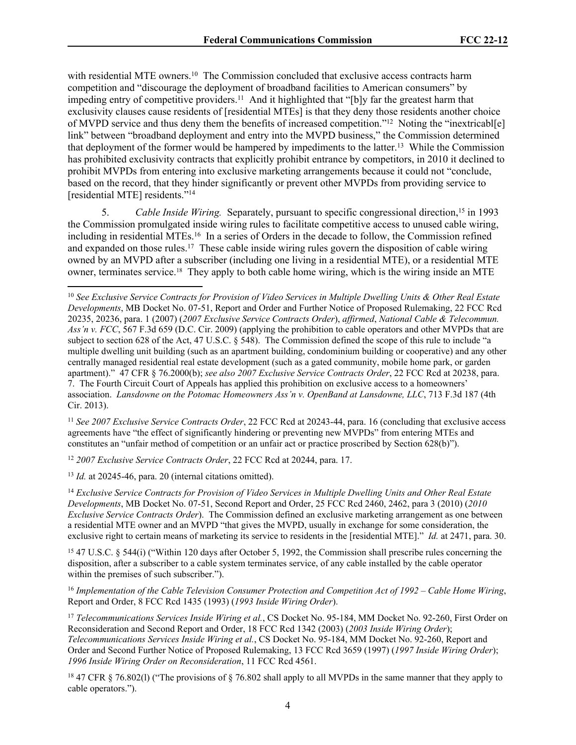with residential MTE owners.[10] The Commission concluded that exclusive access contracts harm competition and "discourage the deployment of broadband facilities to American consumers" by impeding entry of competitive providers.[11] And it highlighted that "[b]y far the greatest harm that exclusivity clauses cause residents of [residential MTEs] is that they deny those residents another choice of MVPD service and thus deny them the benefits of increased competition."[12] Noting the "inextricabl[e] link" between "broadband deployment and entry into the MVPD business," the Commission determined that deployment of the former would be hampered by impediments to the latter.[13] While the Commission has prohibited exclusivity contracts that explicitly prohibit entrance by competitors, in 2010 it declined to prohibit MVPDs from entering into exclusive marketing arrangements because it could not "conclude, based on the record, that they hinder significantly or prevent other MVPDs from providing service to [residential MTE] residents."[14]

5. *Cable Inside Wiring.* Separately, pursuant to specific congressional direction,[15] in 1993 the Commission promulgated inside wiring rules to facilitate competitive access to unused cable wiring, including in residential MTEs.[16] In a series of Orders in the decade to follow, the Commission refined and expanded on those rules.[17] These cable inside wiring rules govern the disposition of cable wiring owned by an MVPD after a subscriber (including one living in a residential MTE), or a residential MTE owner, terminates service.[18] They apply to both cable home wiring, which is the wiring inside an MTE

---

[10] *See Exclusive Service Contracts for Provision of Video Services in Multiple Dwelling Units & Other Real Estate Developments*, MB Docket No. 07-51, Report and Order and Further Notice of Proposed Rulemaking, 22 FCC Rcd 20235, 20236, para. 1 (2007) (*2007 Exclusive Service Contracts Order*), *affirmed*, *National Cable & Telecommun. Ass'n v. FCC*, 567 F.3d 659 (D.C. Cir. 2009) (applying the prohibition to cable operators and other MVPDs that are subject to section 628 of the Act, 47 U.S.C. § 548). The Commission defined the scope of this rule to include "a multiple dwelling unit building (such as an apartment building, condominium building or cooperative) and any other centrally managed residential real estate development (such as a gated community, mobile home park, or garden apartment)." 47 CFR § 76.2000(b); *see also 2007 Exclusive Service Contracts Order*, 22 FCC Rcd at 20238, para. 7. The Fourth Circuit Court of Appeals has applied this prohibition on exclusive access to a homeowners' association. *Lansdowne on the Potomac Homeowners Ass'n v. OpenBand at Lansdowne, LLC*, 713 F.3d 187 (4th Cir. 2013).

[11] *See 2007 Exclusive Service Contracts Order*, 22 FCC Rcd at 20243-44, para. 16 (concluding that exclusive access agreements have "the effect of significantly hindering or preventing new MVPDs" from entering MTEs and constitutes an "unfair method of competition or an unfair act or practice proscribed by Section 628(b)").

[12] *2007 Exclusive Service Contracts Order*, 22 FCC Rcd at 20244, para. 17.

[13] *Id.* at 20245-46, para. 20 (internal citations omitted).

[14] *Exclusive Service Contracts for Provision of Video Services in Multiple Dwelling Units and Other Real Estate Developments*, MB Docket No. 07-51, Second Report and Order, 25 FCC Rcd 2460, 2462, para 3 (2010) (*2010 Exclusive Service Contracts Order*). The Commission defined an exclusive marketing arrangement as one between a residential MTE owner and an MVPD "that gives the MVPD, usually in exchange for some consideration, the exclusive right to certain means of marketing its service to residents in the [residential MTE]." *Id.* at 2471, para. 30.

[15] 47 U.S.C. § 544(i) ("Within 120 days after October 5, 1992, the Commission shall prescribe rules concerning the disposition, after a subscriber to a cable system terminates service, of any cable installed by the cable operator within the premises of such subscriber.").

[16] *Implementation of the Cable Television Consumer Protection and Competition Act of 1992 – Cable Home Wiring*, Report and Order, 8 FCC Rcd 1435 (1993) (*1993 Inside Wiring Order*).

[17] *Telecommunications Services Inside Wiring et al.*, CS Docket No. 95-184, MM Docket No. 92-260, First Order on Reconsideration and Second Report and Order, 18 FCC Rcd 1342 (2003) (*2003 Inside Wiring Order*); *Telecommunications Services Inside Wiring et al.*, CS Docket No. 95-184, MM Docket No. 92-260, Report and Order and Second Further Notice of Proposed Rulemaking, 13 FCC Rcd 3659 (1997) (*1997 Inside Wiring Order*); *1996 Inside Wiring Order on Reconsideration*, 11 FCC Rcd 4561.

[18] 47 CFR § 76.802(l) ("The provisions of § 76.802 shall apply to all MVPDs in the same manner that they apply to cable operators.").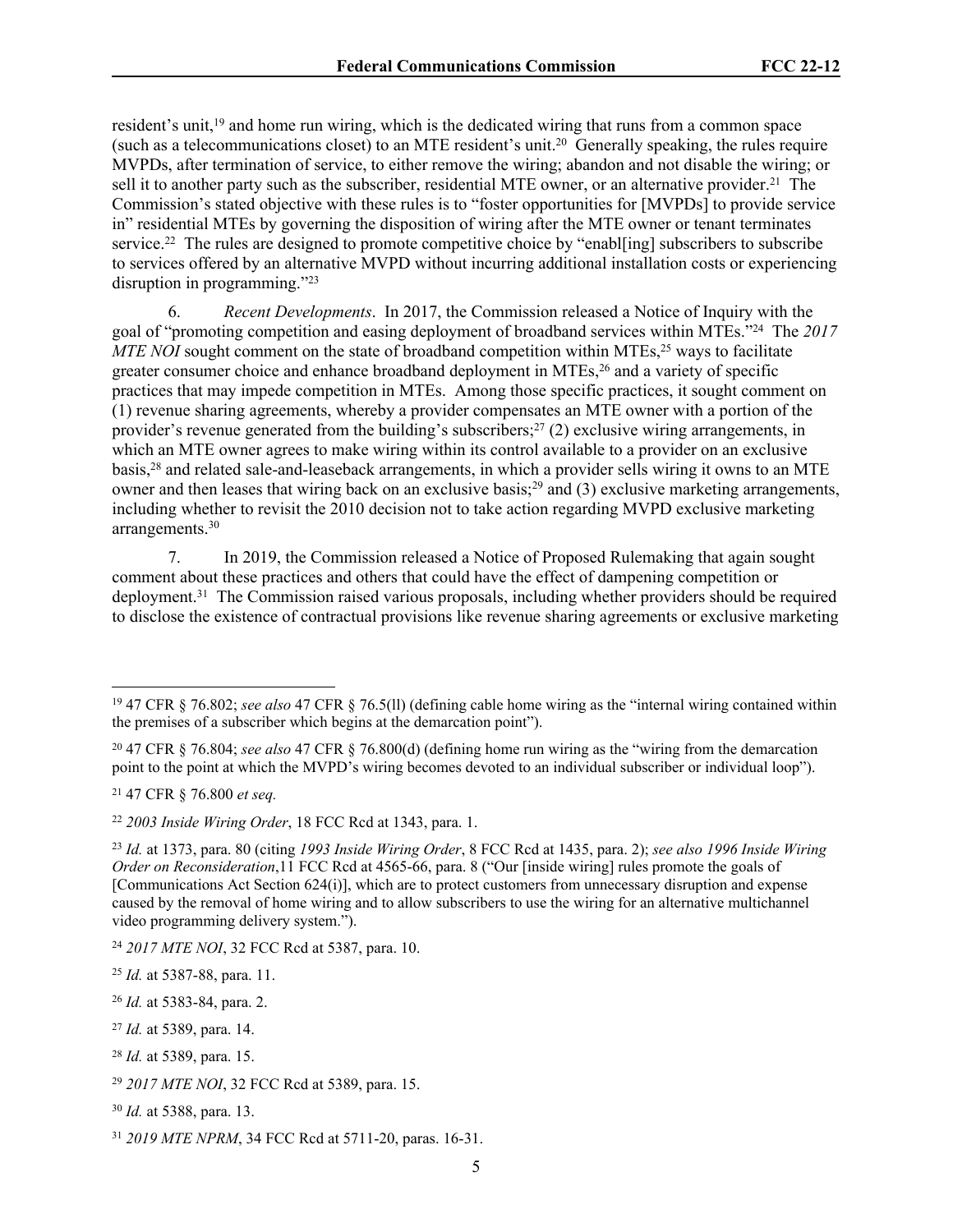resident's unit,[19] and home run wiring, which is the dedicated wiring that runs from a common space (such as a telecommunications closet) to an MTE resident's unit.[20] Generally speaking, the rules require MVPDs, after termination of service, to either remove the wiring; abandon and not disable the wiring; or sell it to another party such as the subscriber, residential MTE owner, or an alternative provider.[21] The Commission's stated objective with these rules is to "foster opportunities for [MVPDs] to provide service in" residential MTEs by governing the disposition of wiring after the MTE owner or tenant terminates service.[22] The rules are designed to promote competitive choice by "enabl[ing] subscribers to subscribe to services offered by an alternative MVPD without incurring additional installation costs or experiencing disruption in programming."[23]

6. *Recent Developments*. In 2017, the Commission released a Notice of Inquiry with the goal of "promoting competition and easing deployment of broadband services within MTEs."[24] The *2017 MTE NOI* sought comment on the state of broadband competition within MTEs,[25] ways to facilitate greater consumer choice and enhance broadband deployment in MTEs,[26] and a variety of specific practices that may impede competition in MTEs. Among those specific practices, it sought comment on (1) revenue sharing agreements, whereby a provider compensates an MTE owner with a portion of the provider's revenue generated from the building's subscribers;[27] (2) exclusive wiring arrangements, in which an MTE owner agrees to make wiring within its control available to a provider on an exclusive basis,[28] and related sale-and-leaseback arrangements, in which a provider sells wiring it owns to an MTE owner and then leases that wiring back on an exclusive basis;[29] and (3) exclusive marketing arrangements, including whether to revisit the 2010 decision not to take action regarding MVPD exclusive marketing arrangements.[30]

7. In 2019, the Commission released a Notice of Proposed Rulemaking that again sought comment about these practices and others that could have the effect of dampening competition or deployment.[31] The Commission raised various proposals, including whether providers should be required to disclose the existence of contractual provisions like revenue sharing agreements or exclusive marketing

---

[19] 47 CFR § 76.802; *see also* 47 CFR § 76.5(ll) (defining cable home wiring as the "internal wiring contained within the premises of a subscriber which begins at the demarcation point").

[20] 47 CFR § 76.804; *see also* 47 CFR § 76.800(d) (defining home run wiring as the "wiring from the demarcation point to the point at which the MVPD's wiring becomes devoted to an individual subscriber or individual loop").

[21] 47 CFR § 76.800 *et seq.*

[22] *2003 Inside Wiring Order*, 18 FCC Rcd at 1343, para. 1.

[23] *Id.* at 1373, para. 80 (citing *1993 Inside Wiring Order*, 8 FCC Rcd at 1435, para. 2); *see also 1996 Inside Wiring Order on Reconsideration*,11 FCC Rcd at 4565-66, para. 8 ("Our [inside wiring] rules promote the goals of [Communications Act Section 624(i)], which are to protect customers from unnecessary disruption and expense caused by the removal of home wiring and to allow subscribers to use the wiring for an alternative multichannel video programming delivery system.").

[24] *2017 MTE NOI*, 32 FCC Rcd at 5387, para. 10.

[25] *Id.* at 5387-88, para. 11.

[26] *Id.* at 5383-84, para. 2.

[27] *Id.* at 5389, para. 14.

[28] *Id.* at 5389, para. 15.

[29] *2017 MTE NOI*, 32 FCC Rcd at 5389, para. 15.

[30] *Id.* at 5388, para. 13.

[31] *2019 MTE NPRM*, 34 FCC Rcd at 5711-20, paras. 16-31.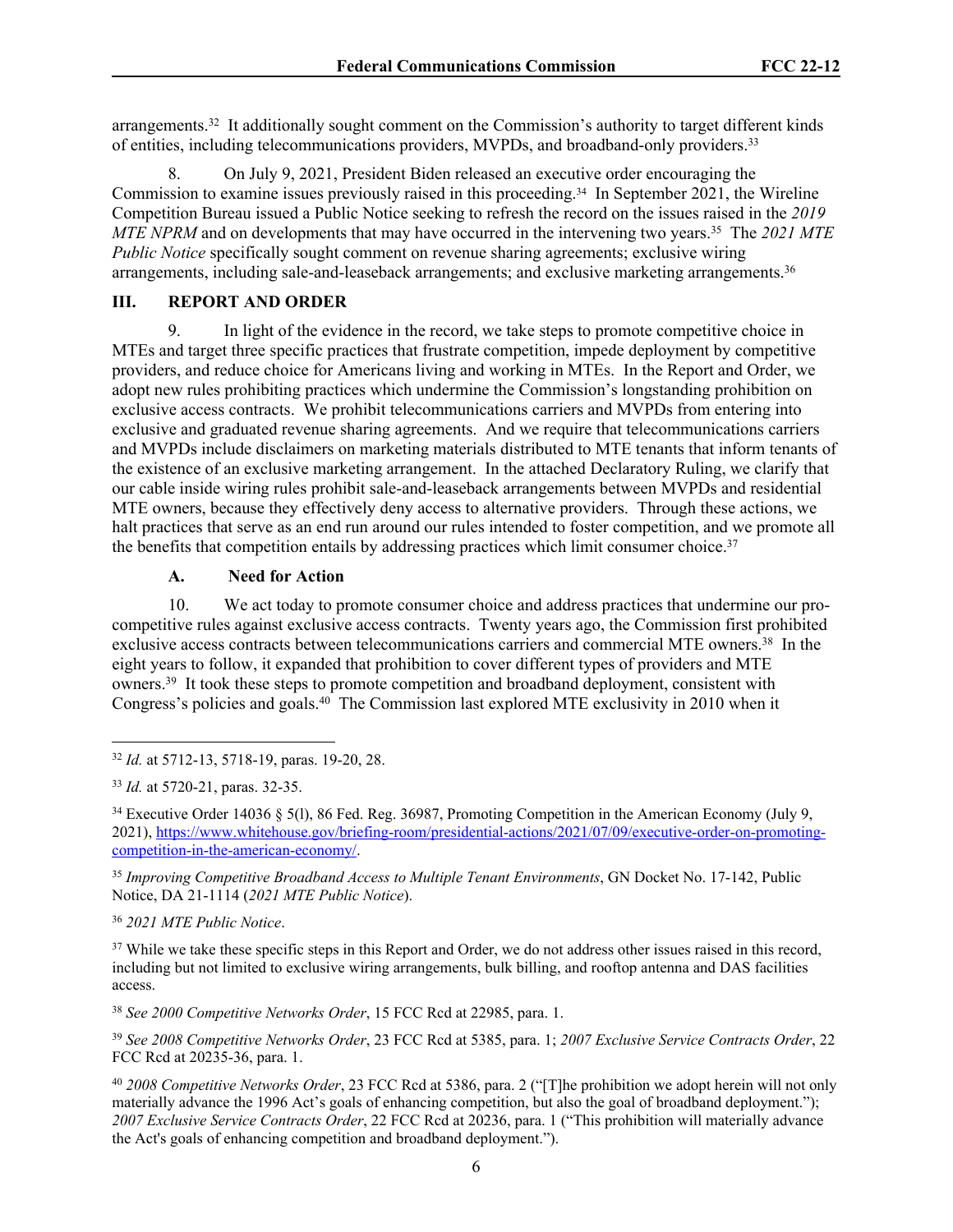arrangements.[32] It additionally sought comment on the Commission's authority to target different kinds of entities, including telecommunications providers, MVPDs, and broadband-only providers.[33]

8. On July 9, 2021, President Biden released an executive order encouraging the Commission to examine issues previously raised in this proceeding.[34] In September 2021, the Wireline Competition Bureau issued a Public Notice seeking to refresh the record on the issues raised in the *2019 MTE NPRM* and on developments that may have occurred in the intervening two years.[35] The *2021 MTE Public Notice* specifically sought comment on revenue sharing agreements; exclusive wiring arrangements, including sale-and-leaseback arrangements; and exclusive marketing arrangements.[36]

## III. REPORT AND ORDER

9. In light of the evidence in the record, we take steps to promote competitive choice in MTEs and target three specific practices that frustrate competition, impede deployment by competitive providers, and reduce choice for Americans living and working in MTEs. In the Report and Order, we adopt new rules prohibiting practices which undermine the Commission's longstanding prohibition on exclusive access contracts. We prohibit telecommunications carriers and MVPDs from entering into exclusive and graduated revenue sharing agreements. And we require that telecommunications carriers and MVPDs include disclaimers on marketing materials distributed to MTE tenants that inform tenants of the existence of an exclusive marketing arrangement. In the attached Declaratory Ruling, we clarify that our cable inside wiring rules prohibit sale-and-leaseback arrangements between MVPDs and residential MTE owners, because they effectively deny access to alternative providers. Through these actions, we halt practices that serve as an end run around our rules intended to foster competition, and we promote all the benefits that competition entails by addressing practices which limit consumer choice.[37]

### A. Need for Action

10. We act today to promote consumer choice and address practices that undermine our pro-competitive rules against exclusive access contracts. Twenty years ago, the Commission first prohibited exclusive access contracts between telecommunications carriers and commercial MTE owners.[38] In the eight years to follow, it expanded that prohibition to cover different types of providers and MTE owners.[39] It took these steps to promote competition and broadband deployment, consistent with Congress's policies and goals.[40] The Commission last explored MTE exclusivity in 2010 when it

---

[32] *Id.* at 5712-13, 5718-19, paras. 19-20, 28.

[33] *Id.* at 5720-21, paras. 32-35.

[34] Executive Order 14036 § 5(l), 86 Fed. Reg. 36987, Promoting Competition in the American Economy (July 9, 2021), https://www.whitehouse.gov/briefing-room/presidential-actions/2021/07/09/executive-order-on-promoting-competition-in-the-american-economy/.

[35] *Improving Competitive Broadband Access to Multiple Tenant Environments*, GN Docket No. 17-142, Public Notice, DA 21-1114 (*2021 MTE Public Notice*).

[36] *2021 MTE Public Notice*.

[37] While we take these specific steps in this Report and Order, we do not address other issues raised in this record, including but not limited to exclusive wiring arrangements, bulk billing, and rooftop antenna and DAS facilities access.

[38] *See 2000 Competitive Networks Order*, 15 FCC Rcd at 22985, para. 1.

[39] *See 2008 Competitive Networks Order*, 23 FCC Rcd at 5385, para. 1; *2007 Exclusive Service Contracts Order*, 22 FCC Rcd at 20235-36, para. 1.

[40] *2008 Competitive Networks Order*, 23 FCC Rcd at 5386, para. 2 ("[T]he prohibition we adopt herein will not only materially advance the 1996 Act's goals of enhancing competition, but also the goal of broadband deployment."); *2007 Exclusive Service Contracts Order*, 22 FCC Rcd at 20236, para. 1 ("This prohibition will materially advance the Act's goals of enhancing competition and broadband deployment.").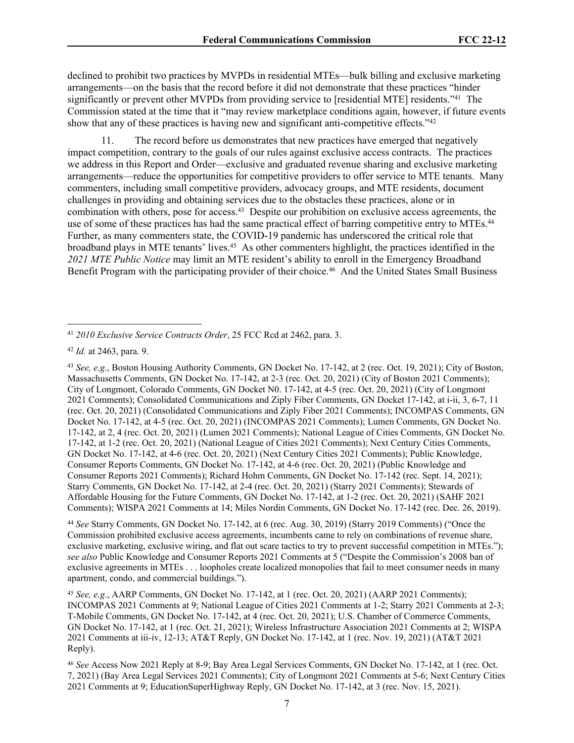declined to prohibit two practices by MVPDs in residential MTEs—bulk billing and exclusive marketing arrangements—on the basis that the record before it did not demonstrate that these practices "hinder significantly or prevent other MVPDs from providing service to [residential MTE] residents."[41] The Commission stated at the time that it "may review marketplace conditions again, however, if future events show that any of these practices is having new and significant anti-competitive effects."[42]

11. The record before us demonstrates that new practices have emerged that negatively impact competition, contrary to the goals of our rules against exclusive access contracts. The practices we address in this Report and Order—exclusive and graduated revenue sharing and exclusive marketing arrangements—reduce the opportunities for competitive providers to offer service to MTE tenants. Many commenters, including small competitive providers, advocacy groups, and MTE residents, document challenges in providing and obtaining services due to the obstacles these practices, alone or in combination with others, pose for access.[43] Despite our prohibition on exclusive access agreements, the use of some of these practices has had the same practical effect of barring competitive entry to MTEs.[44] Further, as many commenters state, the COVID-19 pandemic has underscored the critical role that broadband plays in MTE tenants' lives.[45] As other commenters highlight, the practices identified in the *2021 MTE Public Notice* may limit an MTE resident's ability to enroll in the Emergency Broadband Benefit Program with the participating provider of their choice.[46] And the United States Small Business

---

[41] *2010 Exclusive Service Contracts Order*, 25 FCC Rcd at 2462, para. 3.

[42] *Id.* at 2463, para. 9.

[43] *See, e.g.*, Boston Housing Authority Comments, GN Docket No. 17-142, at 2 (rec. Oct. 19, 2021); City of Boston, Massachusetts Comments, GN Docket No. 17-142, at 2-3 (rec. Oct. 20, 2021) (City of Boston 2021 Comments); City of Longmont, Colorado Comments, GN Docket N0. 17-142, at 4-5 (rec. Oct. 20, 2021) (City of Longmont 2021 Comments); Consolidated Communications and Ziply Fiber Comments, GN Docket 17-142, at i-ii, 3, 6-7, 11 (rec. Oct. 20, 2021) (Consolidated Communications and Ziply Fiber 2021 Comments); INCOMPAS Comments, GN Docket No. 17-142, at 4-5 (rec. Oct. 20, 2021) (INCOMPAS 2021 Comments); Lumen Comments, GN Docket No. 17-142, at 2, 4 (rec. Oct. 20, 2021) (Lumen 2021 Comments); National League of Cities Comments, GN Docket No. 17-142, at 1-2 (rec. Oct. 20, 2021) (National League of Cities 2021 Comments); Next Century Cities Comments, GN Docket No. 17-142, at 4-6 (rec. Oct. 20, 2021) (Next Century Cities 2021 Comments); Public Knowledge, Consumer Reports Comments, GN Docket No. 17-142, at 4-6 (rec. Oct. 20, 2021) (Public Knowledge and Consumer Reports 2021 Comments); Richard Hohm Comments, GN Docket No. 17-142 (rec. Sept. 14, 2021); Starry Comments, GN Docket No. 17-142, at 2-4 (rec. Oct. 20, 2021) (Starry 2021 Comments); Stewards of Affordable Housing for the Future Comments, GN Docket No. 17-142, at 1-2 (rec. Oct. 20, 2021) (SAHF 2021 Comments); WISPA 2021 Comments at 14; Miles Nordin Comments, GN Docket No. 17-142 (rec. Dec. 26, 2019).

[44] *See* Starry Comments, GN Docket No. 17-142, at 6 (rec. Aug. 30, 2019) (Starry 2019 Comments) ("Once the Commission prohibited exclusive access agreements, incumbents came to rely on combinations of revenue share, exclusive marketing, exclusive wiring, and flat out scare tactics to try to prevent successful competition in MTEs."); *see also* Public Knowledge and Consumer Reports 2021 Comments at 5 ("Despite the Commission's 2008 ban of exclusive agreements in MTEs . . . loopholes create localized monopolies that fail to meet consumer needs in many apartment, condo, and commercial buildings.").

[45] *See, e.g.*, AARP Comments, GN Docket No. 17-142, at 1 (rec. Oct. 20, 2021) (AARP 2021 Comments); INCOMPAS 2021 Comments at 9; National League of Cities 2021 Comments at 1-2; Starry 2021 Comments at 2-3; T-Mobile Comments, GN Docket No. 17-142, at 4 (rec. Oct. 20, 2021); U.S. Chamber of Commerce Comments, GN Docket No. 17-142, at 1 (rec. Oct. 21, 2021); Wireless Infrastructure Association 2021 Comments at 2; WISPA 2021 Comments at iii-iv, 12-13; AT&T Reply, GN Docket No. 17-142, at 1 (rec. Nov. 19, 2021) (AT&T 2021 Reply).

[46] *See* Access Now 2021 Reply at 8-9; Bay Area Legal Services Comments, GN Docket No. 17-142, at 1 (rec. Oct. 7, 2021) (Bay Area Legal Services 2021 Comments); City of Longmont 2021 Comments at 5-6; Next Century Cities 2021 Comments at 9; EducationSuperHighway Reply, GN Docket No. 17-142, at 3 (rec. Nov. 15, 2021).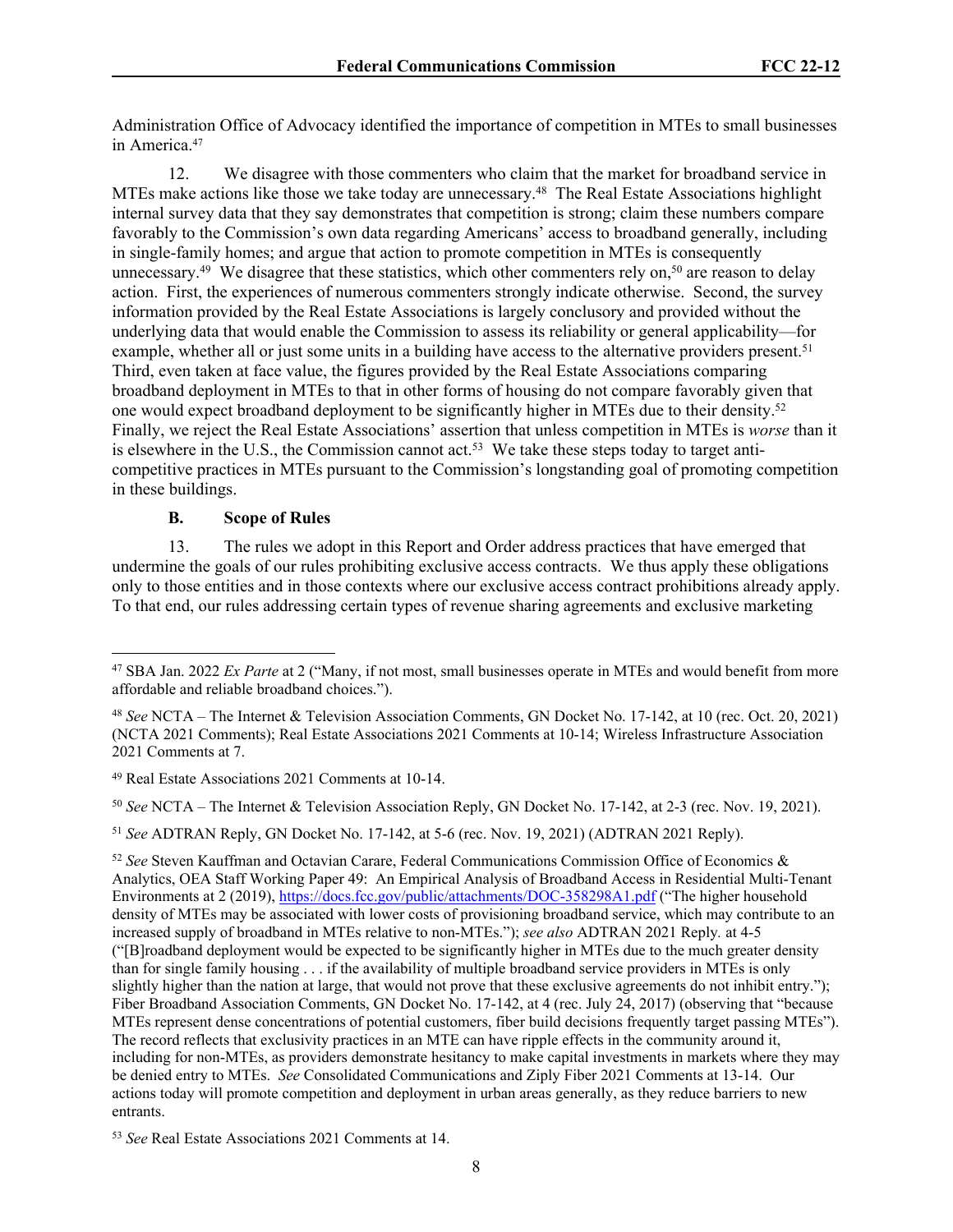Administration Office of Advocacy identified the importance of competition in MTEs to small businesses in America.[47]

12. We disagree with those commenters who claim that the market for broadband service in MTEs make actions like those we take today are unnecessary.[48] The Real Estate Associations highlight internal survey data that they say demonstrates that competition is strong; claim these numbers compare favorably to the Commission's own data regarding Americans' access to broadband generally, including in single-family homes; and argue that action to promote competition in MTEs is consequently unnecessary.[49] We disagree that these statistics, which other commenters rely on,[50] are reason to delay action. First, the experiences of numerous commenters strongly indicate otherwise. Second, the survey information provided by the Real Estate Associations is largely conclusory and provided without the underlying data that would enable the Commission to assess its reliability or general applicability—for example, whether all or just some units in a building have access to the alternative providers present.[51] Third, even taken at face value, the figures provided by the Real Estate Associations comparing broadband deployment in MTEs to that in other forms of housing do not compare favorably given that one would expect broadband deployment to be significantly higher in MTEs due to their density.[52] Finally, we reject the Real Estate Associations' assertion that unless competition in MTEs is *worse* than it is elsewhere in the U.S., the Commission cannot act.[53] We take these steps today to target anti-competitive practices in MTEs pursuant to the Commission's longstanding goal of promoting competition in these buildings.

### B. Scope of Rules

13. The rules we adopt in this Report and Order address practices that have emerged that undermine the goals of our rules prohibiting exclusive access contracts. We thus apply these obligations only to those entities and in those contexts where our exclusive access contract prohibitions already apply. To that end, our rules addressing certain types of revenue sharing agreements and exclusive marketing

---

[47] SBA Jan. 2022 *Ex Parte* at 2 ("Many, if not most, small businesses operate in MTEs and would benefit from more affordable and reliable broadband choices.").

[48] *See* NCTA – The Internet & Television Association Comments, GN Docket No. 17-142, at 10 (rec. Oct. 20, 2021) (NCTA 2021 Comments); Real Estate Associations 2021 Comments at 10-14; Wireless Infrastructure Association 2021 Comments at 7.

[49] Real Estate Associations 2021 Comments at 10-14.

[50] *See* NCTA – The Internet & Television Association Reply, GN Docket No. 17-142, at 2-3 (rec. Nov. 19, 2021).

[51] *See* ADTRAN Reply, GN Docket No. 17-142, at 5-6 (rec. Nov. 19, 2021) (ADTRAN 2021 Reply).

[52] *See* Steven Kauffman and Octavian Carare, Federal Communications Commission Office of Economics & Analytics, OEA Staff Working Paper 49: An Empirical Analysis of Broadband Access in Residential Multi-Tenant Environments at 2 (2019), https://docs.fcc.gov/public/attachments/DOC-358298A1.pdf ("The higher household density of MTEs may be associated with lower costs of provisioning broadband service, which may contribute to an increased supply of broadband in MTEs relative to non-MTEs."); *see also* ADTRAN 2021 Reply*.* at 4-5 ("[B]roadband deployment would be expected to be significantly higher in MTEs due to the much greater density than for single family housing . . . if the availability of multiple broadband service providers in MTEs is only slightly higher than the nation at large, that would not prove that these exclusive agreements do not inhibit entry."); Fiber Broadband Association Comments, GN Docket No. 17-142, at 4 (rec. July 24, 2017) (observing that "because MTEs represent dense concentrations of potential customers, fiber build decisions frequently target passing MTEs"). The record reflects that exclusivity practices in an MTE can have ripple effects in the community around it, including for non-MTEs, as providers demonstrate hesitancy to make capital investments in markets where they may be denied entry to MTEs. *See* Consolidated Communications and Ziply Fiber 2021 Comments at 13-14. Our actions today will promote competition and deployment in urban areas generally, as they reduce barriers to new entrants.

[53] *See* Real Estate Associations 2021 Comments at 14.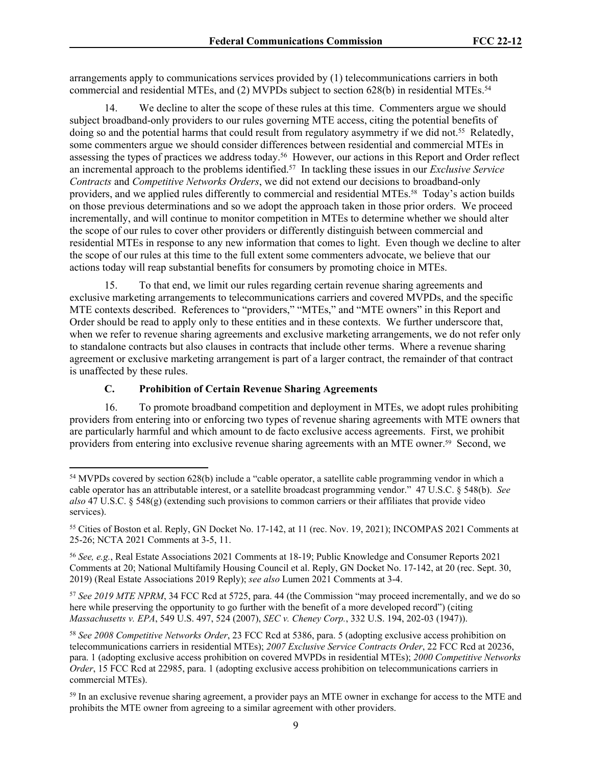arrangements apply to communications services provided by (1) telecommunications carriers in both commercial and residential MTEs, and (2) MVPDs subject to section 628(b) in residential MTEs.[54]

14. We decline to alter the scope of these rules at this time. Commenters argue we should subject broadband-only providers to our rules governing MTE access, citing the potential benefits of doing so and the potential harms that could result from regulatory asymmetry if we did not.[55] Relatedly, some commenters argue we should consider differences between residential and commercial MTEs in assessing the types of practices we address today.[56] However, our actions in this Report and Order reflect an incremental approach to the problems identified.[57] In tackling these issues in our *Exclusive Service Contracts* and *Competitive Networks Orders*, we did not extend our decisions to broadband-only providers, and we applied rules differently to commercial and residential MTEs.[58] Today's action builds on those previous determinations and so we adopt the approach taken in those prior orders. We proceed incrementally, and will continue to monitor competition in MTEs to determine whether we should alter the scope of our rules to cover other providers or differently distinguish between commercial and residential MTEs in response to any new information that comes to light. Even though we decline to alter the scope of our rules at this time to the full extent some commenters advocate, we believe that our actions today will reap substantial benefits for consumers by promoting choice in MTEs.

15. To that end, we limit our rules regarding certain revenue sharing agreements and exclusive marketing arrangements to telecommunications carriers and covered MVPDs, and the specific MTE contexts described. References to "providers," "MTEs," and "MTE owners" in this Report and Order should be read to apply only to these entities and in these contexts. We further underscore that, when we refer to revenue sharing agreements and exclusive marketing arrangements, we do not refer only to standalone contracts but also clauses in contracts that include other terms. Where a revenue sharing agreement or exclusive marketing arrangement is part of a larger contract, the remainder of that contract is unaffected by these rules.

### C. Prohibition of Certain Revenue Sharing Agreements

16. To promote broadband competition and deployment in MTEs, we adopt rules prohibiting providers from entering into or enforcing two types of revenue sharing agreements with MTE owners that are particularly harmful and which amount to de facto exclusive access agreements. First, we prohibit providers from entering into exclusive revenue sharing agreements with an MTE owner.[59] Second, we

---

[54] MVPDs covered by section 628(b) include a "cable operator, a satellite cable programming vendor in which a cable operator has an attributable interest, or a satellite broadcast programming vendor." 47 U.S.C. § 548(b). *See also* 47 U.S.C. § 548(g) (extending such provisions to common carriers or their affiliates that provide video services).

[55] Cities of Boston et al. Reply, GN Docket No. 17-142, at 11 (rec. Nov. 19, 2021); INCOMPAS 2021 Comments at 25-26; NCTA 2021 Comments at 3-5, 11.

[56] *See, e.g.*, Real Estate Associations 2021 Comments at 18-19; Public Knowledge and Consumer Reports 2021 Comments at 20; National Multifamily Housing Council et al. Reply, GN Docket No. 17-142, at 20 (rec. Sept. 30, 2019) (Real Estate Associations 2019 Reply); *see also* Lumen 2021 Comments at 3-4.

[57] *See 2019 MTE NPRM*, 34 FCC Rcd at 5725, para. 44 (the Commission "may proceed incrementally, and we do so here while preserving the opportunity to go further with the benefit of a more developed record") (citing *Massachusetts v. EPA*, 549 U.S. 497, 524 (2007), *SEC v. Cheney Corp.*, 332 U.S. 194, 202-03 (1947)).

[58] *See 2008 Competitive Networks Order*, 23 FCC Rcd at 5386, para. 5 (adopting exclusive access prohibition on telecommunications carriers in residential MTEs); *2007 Exclusive Service Contracts Order*, 22 FCC Rcd at 20236, para. 1 (adopting exclusive access prohibition on covered MVPDs in residential MTEs); *2000 Competitive Networks Order*, 15 FCC Rcd at 22985, para. 1 (adopting exclusive access prohibition on telecommunications carriers in commercial MTEs).

[59] In an exclusive revenue sharing agreement, a provider pays an MTE owner in exchange for access to the MTE and prohibits the MTE owner from agreeing to a similar agreement with other providers.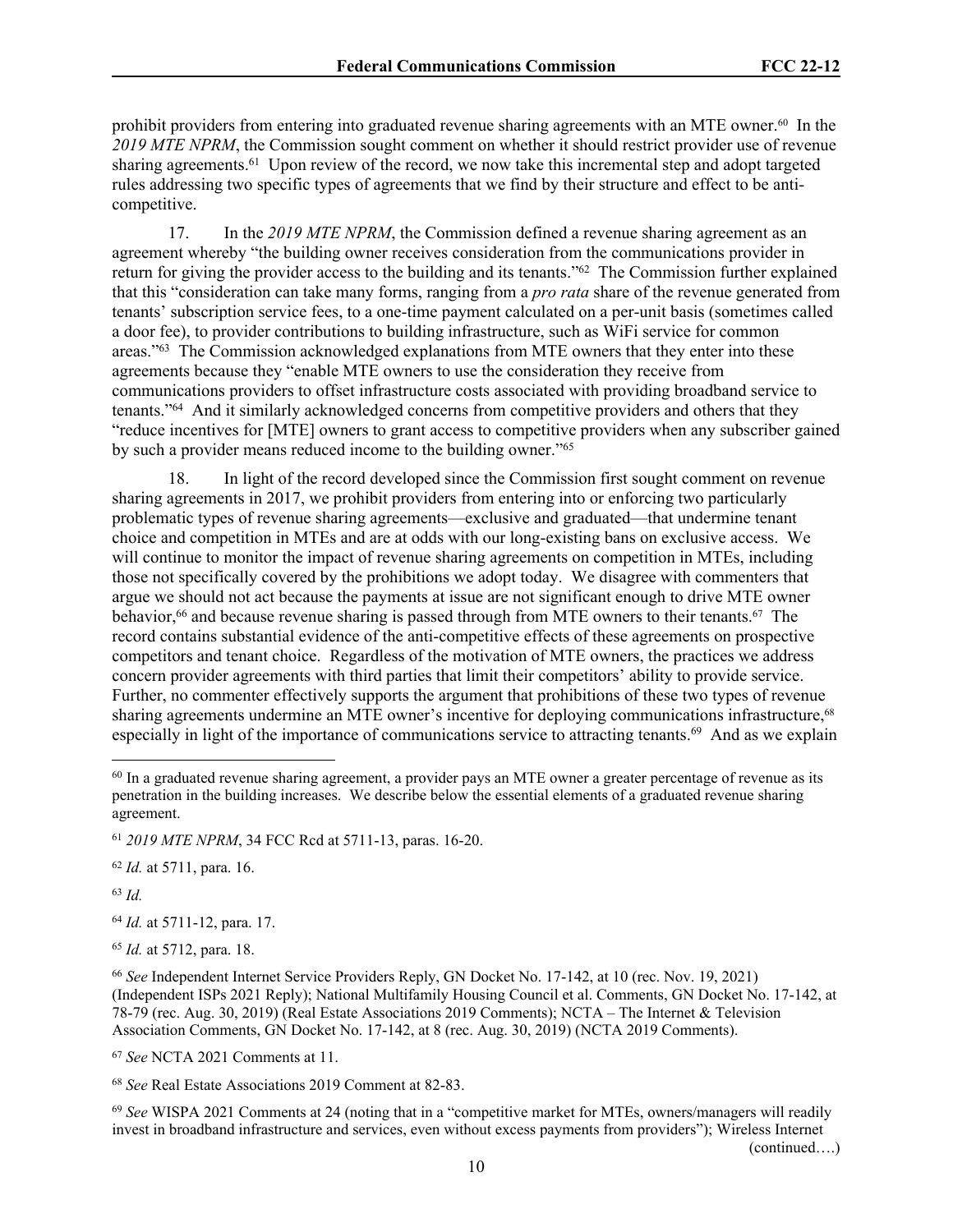prohibit providers from entering into graduated revenue sharing agreements with an MTE owner.[60] In the *2019 MTE NPRM*, the Commission sought comment on whether it should restrict provider use of revenue sharing agreements.[61] Upon review of the record, we now take this incremental step and adopt targeted rules addressing two specific types of agreements that we find by their structure and effect to be anti-competitive.

17. In the *2019 MTE NPRM*, the Commission defined a revenue sharing agreement as an agreement whereby "the building owner receives consideration from the communications provider in return for giving the provider access to the building and its tenants."[62] The Commission further explained that this "consideration can take many forms, ranging from a *pro rata* share of the revenue generated from tenants' subscription service fees, to a one-time payment calculated on a per-unit basis (sometimes called a door fee), to provider contributions to building infrastructure, such as WiFi service for common areas."[63] The Commission acknowledged explanations from MTE owners that they enter into these agreements because they "enable MTE owners to use the consideration they receive from communications providers to offset infrastructure costs associated with providing broadband service to tenants."[64] And it similarly acknowledged concerns from competitive providers and others that they "reduce incentives for [MTE] owners to grant access to competitive providers when any subscriber gained by such a provider means reduced income to the building owner."[65]

18. In light of the record developed since the Commission first sought comment on revenue sharing agreements in 2017, we prohibit providers from entering into or enforcing two particularly problematic types of revenue sharing agreements—exclusive and graduated—that undermine tenant choice and competition in MTEs and are at odds with our long-existing bans on exclusive access. We will continue to monitor the impact of revenue sharing agreements on competition in MTEs, including those not specifically covered by the prohibitions we adopt today. We disagree with commenters that argue we should not act because the payments at issue are not significant enough to drive MTE owner behavior,[66] and because revenue sharing is passed through from MTE owners to their tenants.[67] The record contains substantial evidence of the anti-competitive effects of these agreements on prospective competitors and tenant choice. Regardless of the motivation of MTE owners, the practices we address concern provider agreements with third parties that limit their competitors' ability to provide service. Further, no commenter effectively supports the argument that prohibitions of these two types of revenue sharing agreements undermine an MTE owner's incentive for deploying communications infrastructure,[68] especially in light of the importance of communications service to attracting tenants.[69] And as we explain

---

[60] In a graduated revenue sharing agreement, a provider pays an MTE owner a greater percentage of revenue as its penetration in the building increases. We describe below the essential elements of a graduated revenue sharing agreement.

[61] *2019 MTE NPRM*, 34 FCC Rcd at 5711-13, paras. 16-20.

[62] *Id.* at 5711, para. 16.

[63] *Id.*

[64] *Id.* at 5711-12, para. 17.

[65] *Id.* at 5712, para. 18.

[66] *See* Independent Internet Service Providers Reply, GN Docket No. 17-142, at 10 (rec. Nov. 19, 2021) (Independent ISPs 2021 Reply); National Multifamily Housing Council et al. Comments, GN Docket No. 17-142, at 78-79 (rec. Aug. 30, 2019) (Real Estate Associations 2019 Comments); NCTA – The Internet & Television Association Comments, GN Docket No. 17-142, at 8 (rec. Aug. 30, 2019) (NCTA 2019 Comments).

[67] *See* NCTA 2021 Comments at 11.

[68] *See* Real Estate Associations 2019 Comment at 82-83.

[69] *See* WISPA 2021 Comments at 24 (noting that in a "competitive market for MTEs, owners/managers will readily invest in broadband infrastructure and services, even without excess payments from providers"); Wireless Internet

(continued….)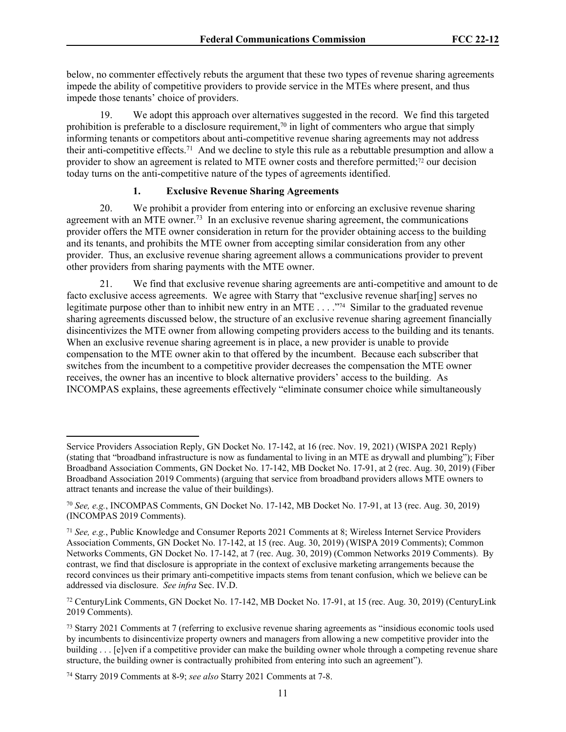below, no commenter effectively rebuts the argument that these two types of revenue sharing agreements impede the ability of competitive providers to provide service in the MTEs where present, and thus impede those tenants' choice of providers.

19. We adopt this approach over alternatives suggested in the record. We find this targeted prohibition is preferable to a disclosure requirement,[70] in light of commenters who argue that simply informing tenants or competitors about anti-competitive revenue sharing agreements may not address their anti-competitive effects.[71] And we decline to style this rule as a rebuttable presumption and allow a provider to show an agreement is related to MTE owner costs and therefore permitted;[72] our decision today turns on the anti-competitive nature of the types of agreements identified.

### 1. Exclusive Revenue Sharing Agreements

20. We prohibit a provider from entering into or enforcing an exclusive revenue sharing agreement with an MTE owner.[73] In an exclusive revenue sharing agreement, the communications provider offers the MTE owner consideration in return for the provider obtaining access to the building and its tenants, and prohibits the MTE owner from accepting similar consideration from any other provider. Thus, an exclusive revenue sharing agreement allows a communications provider to prevent other providers from sharing payments with the MTE owner.

21. We find that exclusive revenue sharing agreements are anti-competitive and amount to de facto exclusive access agreements. We agree with Starry that "exclusive revenue shar[ing] serves no legitimate purpose other than to inhibit new entry in an MTE . . . ."[74] Similar to the graduated revenue sharing agreements discussed below, the structure of an exclusive revenue sharing agreement financially disincentivizes the MTE owner from allowing competing providers access to the building and its tenants. When an exclusive revenue sharing agreement is in place, a new provider is unable to provide compensation to the MTE owner akin to that offered by the incumbent. Because each subscriber that switches from the incumbent to a competitive provider decreases the compensation the MTE owner receives, the owner has an incentive to block alternative providers' access to the building. As INCOMPAS explains, these agreements effectively "eliminate consumer choice while simultaneously

---

Service Providers Association Reply, GN Docket No. 17-142, at 16 (rec. Nov. 19, 2021) (WISPA 2021 Reply) (stating that "broadband infrastructure is now as fundamental to living in an MTE as drywall and plumbing"); Fiber Broadband Association Comments, GN Docket No. 17-142, MB Docket No. 17-91, at 2 (rec. Aug. 30, 2019) (Fiber Broadband Association 2019 Comments) (arguing that service from broadband providers allows MTE owners to attract tenants and increase the value of their buildings).

[70] *See, e.g.*, INCOMPAS Comments, GN Docket No. 17-142, MB Docket No. 17-91, at 13 (rec. Aug. 30, 2019) (INCOMPAS 2019 Comments).

[71] *See, e.g.*, Public Knowledge and Consumer Reports 2021 Comments at 8; Wireless Internet Service Providers Association Comments, GN Docket No. 17-142, at 15 (rec. Aug. 30, 2019) (WISPA 2019 Comments); Common Networks Comments, GN Docket No. 17-142, at 7 (rec. Aug. 30, 2019) (Common Networks 2019 Comments). By contrast, we find that disclosure is appropriate in the context of exclusive marketing arrangements because the record convinces us their primary anti-competitive impacts stems from tenant confusion, which we believe can be addressed via disclosure. *See infra* Sec. IV.D.

[72] CenturyLink Comments, GN Docket No. 17-142, MB Docket No. 17-91, at 15 (rec. Aug. 30, 2019) (CenturyLink 2019 Comments).

[73] Starry 2021 Comments at 7 (referring to exclusive revenue sharing agreements as "insidious economic tools used by incumbents to disincentivize property owners and managers from allowing a new competitive provider into the building . . . [e]ven if a competitive provider can make the building owner whole through a competing revenue share structure, the building owner is contractually prohibited from entering into such an agreement").

[74] Starry 2019 Comments at 8-9; *see also* Starry 2021 Comments at 7-8.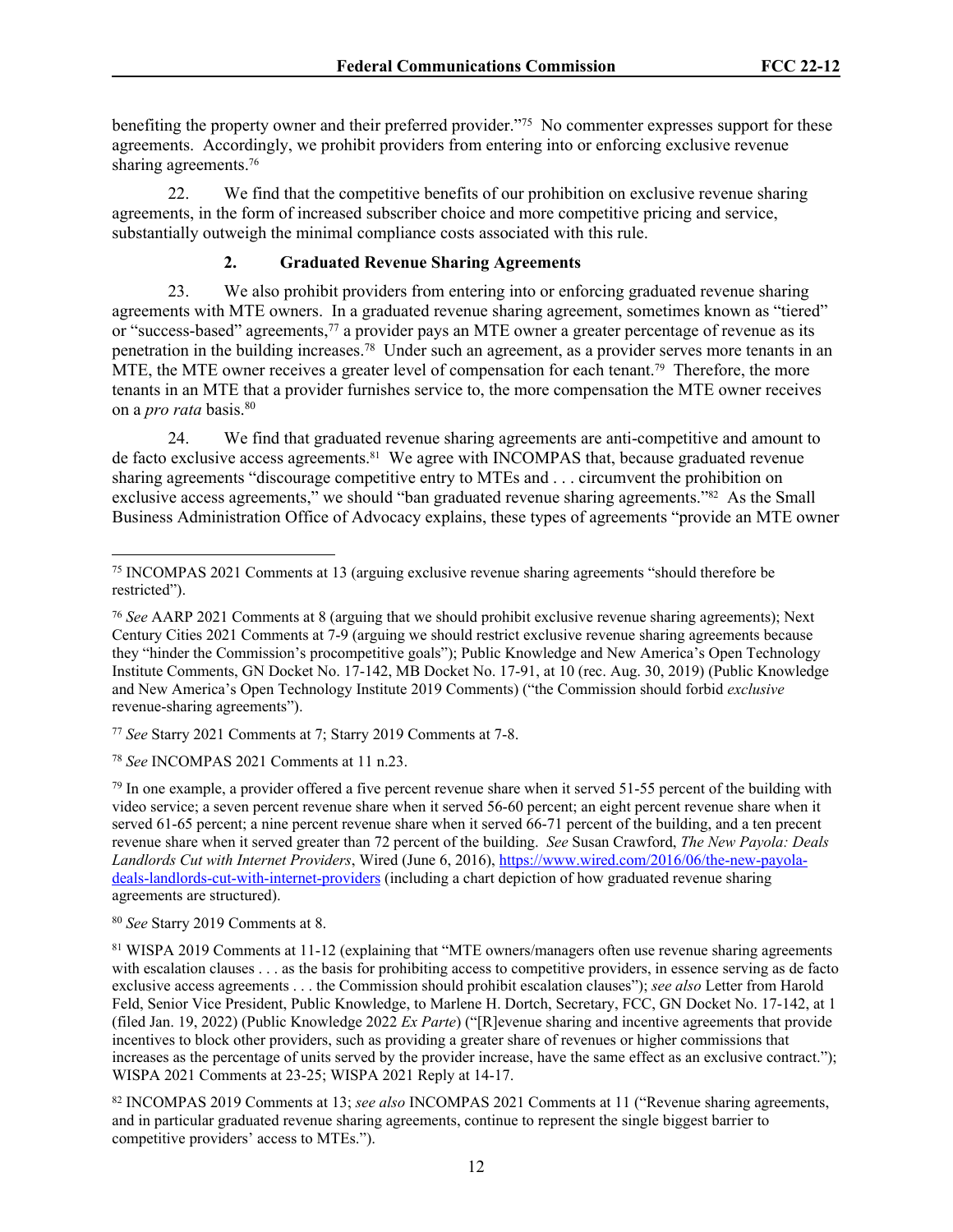benefiting the property owner and their preferred provider."[75] No commenter expresses support for these agreements. Accordingly, we prohibit providers from entering into or enforcing exclusive revenue sharing agreements.[76]

22. We find that the competitive benefits of our prohibition on exclusive revenue sharing agreements, in the form of increased subscriber choice and more competitive pricing and service, substantially outweigh the minimal compliance costs associated with this rule.

### 2. Graduated Revenue Sharing Agreements

23. We also prohibit providers from entering into or enforcing graduated revenue sharing agreements with MTE owners. In a graduated revenue sharing agreement, sometimes known as "tiered" or "success-based" agreements,[77] a provider pays an MTE owner a greater percentage of revenue as its penetration in the building increases.[78] Under such an agreement, as a provider serves more tenants in an MTE, the MTE owner receives a greater level of compensation for each tenant.[79] Therefore, the more tenants in an MTE that a provider furnishes service to, the more compensation the MTE owner receives on a *pro rata* basis.[80]

24. We find that graduated revenue sharing agreements are anti-competitive and amount to de facto exclusive access agreements.[81] We agree with INCOMPAS that, because graduated revenue sharing agreements "discourage competitive entry to MTEs and . . . circumvent the prohibition on exclusive access agreements," we should "ban graduated revenue sharing agreements."[82] As the Small Business Administration Office of Advocacy explains, these types of agreements "provide an MTE owner

---

[75] INCOMPAS 2021 Comments at 13 (arguing exclusive revenue sharing agreements "should therefore be restricted").

[76] *See* AARP 2021 Comments at 8 (arguing that we should prohibit exclusive revenue sharing agreements); Next Century Cities 2021 Comments at 7-9 (arguing we should restrict exclusive revenue sharing agreements because they "hinder the Commission's procompetitive goals"); Public Knowledge and New America's Open Technology Institute Comments, GN Docket No. 17-142, MB Docket No. 17-91, at 10 (rec. Aug. 30, 2019) (Public Knowledge and New America's Open Technology Institute 2019 Comments) ("the Commission should forbid *exclusive* revenue-sharing agreements").

[77] *See* Starry 2021 Comments at 7; Starry 2019 Comments at 7-8.

[78] *See* INCOMPAS 2021 Comments at 11 n.23.

[79] In one example, a provider offered a five percent revenue share when it served 51-55 percent of the building with video service; a seven percent revenue share when it served 56-60 percent; an eight percent revenue share when it served 61-65 percent; a nine percent revenue share when it served 66-71 percent of the building, and a ten precent revenue share when it served greater than 72 percent of the building. *See* Susan Crawford, *The New Payola: Deals Landlords Cut with Internet Providers*, Wired (June 6, 2016), https://www.wired.com/2016/06/the-new-payola-deals-landlords-cut-with-internet-providers (including a chart depiction of how graduated revenue sharing agreements are structured).

[80] *See* Starry 2019 Comments at 8.

[81] WISPA 2019 Comments at 11-12 (explaining that "MTE owners/managers often use revenue sharing agreements with escalation clauses . . . as the basis for prohibiting access to competitive providers, in essence serving as de facto exclusive access agreements . . . the Commission should prohibit escalation clauses"); *see also* Letter from Harold Feld, Senior Vice President, Public Knowledge, to Marlene H. Dortch, Secretary, FCC, GN Docket No. 17-142, at 1 (filed Jan. 19, 2022) (Public Knowledge 2022 *Ex Parte*) ("[R]evenue sharing and incentive agreements that provide incentives to block other providers, such as providing a greater share of revenues or higher commissions that increases as the percentage of units served by the provider increase, have the same effect as an exclusive contract."); WISPA 2021 Comments at 23-25; WISPA 2021 Reply at 14-17.

[82] INCOMPAS 2019 Comments at 13; *see also* INCOMPAS 2021 Comments at 11 ("Revenue sharing agreements, and in particular graduated revenue sharing agreements, continue to represent the single biggest barrier to competitive providers' access to MTEs.").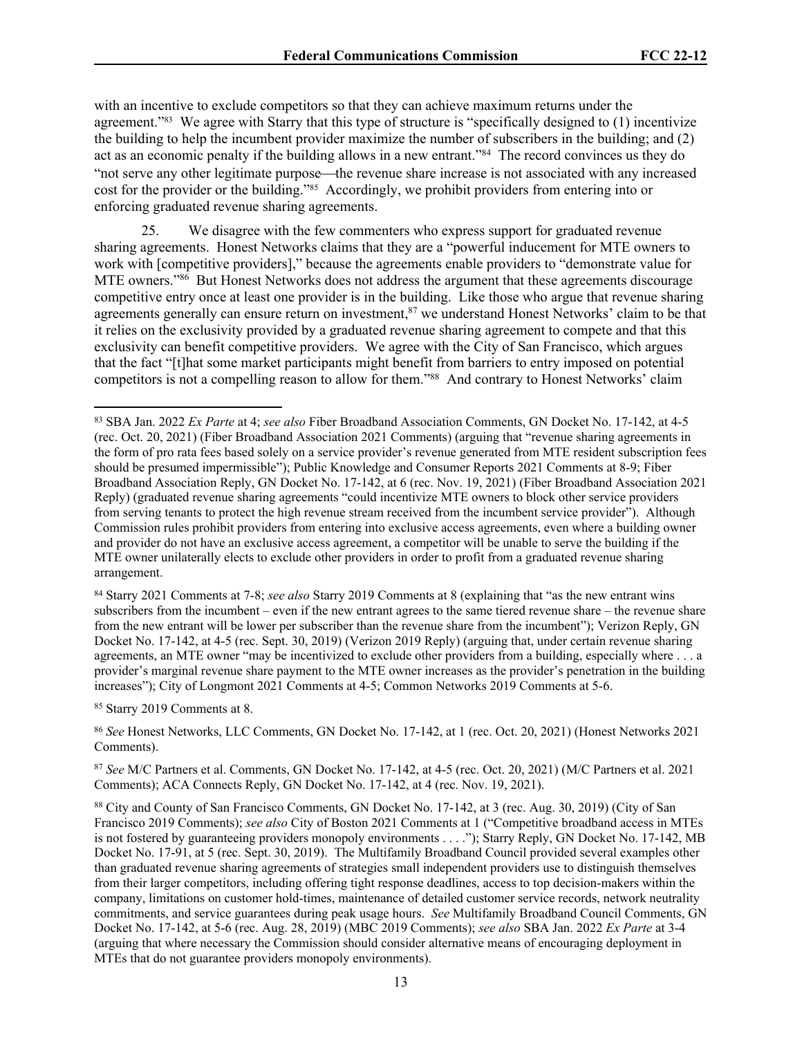with an incentive to exclude competitors so that they can achieve maximum returns under the agreement."[83] We agree with Starry that this type of structure is "specifically designed to (1) incentivize the building to help the incumbent provider maximize the number of subscribers in the building; and (2) act as an economic penalty if the building allows in a new entrant."[84] The record convinces us they do "not serve any other legitimate purpose—the revenue share increase is not associated with any increased cost for the provider or the building."[85] Accordingly, we prohibit providers from entering into or enforcing graduated revenue sharing agreements.

25. We disagree with the few commenters who express support for graduated revenue sharing agreements. Honest Networks claims that they are a "powerful inducement for MTE owners to work with [competitive providers]," because the agreements enable providers to "demonstrate value for MTE owners."[86] But Honest Networks does not address the argument that these agreements discourage competitive entry once at least one provider is in the building. Like those who argue that revenue sharing agreements generally can ensure return on investment,[87] we understand Honest Networks' claim to be that it relies on the exclusivity provided by a graduated revenue sharing agreement to compete and that this exclusivity can benefit competitive providers. We agree with the City of San Francisco, which argues that the fact "[t]hat some market participants might benefit from barriers to entry imposed on potential competitors is not a compelling reason to allow for them."[88] And contrary to Honest Networks' claim

---

[83] SBA Jan. 2022 *Ex Parte* at 4; *see also* Fiber Broadband Association Comments, GN Docket No. 17-142, at 4-5 (rec. Oct. 20, 2021) (Fiber Broadband Association 2021 Comments) (arguing that "revenue sharing agreements in the form of pro rata fees based solely on a service provider's revenue generated from MTE resident subscription fees should be presumed impermissible"); Public Knowledge and Consumer Reports 2021 Comments at 8-9; Fiber Broadband Association Reply, GN Docket No. 17-142, at 6 (rec. Nov. 19, 2021) (Fiber Broadband Association 2021 Reply) (graduated revenue sharing agreements "could incentivize MTE owners to block other service providers from serving tenants to protect the high revenue stream received from the incumbent service provider"). Although Commission rules prohibit providers from entering into exclusive access agreements, even where a building owner and provider do not have an exclusive access agreement, a competitor will be unable to serve the building if the MTE owner unilaterally elects to exclude other providers in order to profit from a graduated revenue sharing arrangement.

[84] Starry 2021 Comments at 7-8; *see also* Starry 2019 Comments at 8 (explaining that "as the new entrant wins subscribers from the incumbent – even if the new entrant agrees to the same tiered revenue share – the revenue share from the new entrant will be lower per subscriber than the revenue share from the incumbent"); Verizon Reply, GN Docket No. 17-142, at 4-5 (rec. Sept. 30, 2019) (Verizon 2019 Reply) (arguing that, under certain revenue sharing agreements, an MTE owner "may be incentivized to exclude other providers from a building, especially where . . . a provider's marginal revenue share payment to the MTE owner increases as the provider's penetration in the building increases"); City of Longmont 2021 Comments at 4-5; Common Networks 2019 Comments at 5-6.

[85] Starry 2019 Comments at 8.

[86] *See* Honest Networks, LLC Comments, GN Docket No. 17-142, at 1 (rec. Oct. 20, 2021) (Honest Networks 2021 Comments).

[87] *See* M/C Partners et al. Comments, GN Docket No. 17-142, at 4-5 (rec. Oct. 20, 2021) (M/C Partners et al. 2021 Comments); ACA Connects Reply, GN Docket No. 17-142, at 4 (rec. Nov. 19, 2021).

[88] City and County of San Francisco Comments, GN Docket No. 17-142, at 3 (rec. Aug. 30, 2019) (City of San Francisco 2019 Comments); *see also* City of Boston 2021 Comments at 1 ("Competitive broadband access in MTEs is not fostered by guaranteeing providers monopoly environments . . . ."); Starry Reply, GN Docket No. 17-142, MB Docket No. 17-91, at 5 (rec. Sept. 30, 2019). The Multifamily Broadband Council provided several examples other than graduated revenue sharing agreements of strategies small independent providers use to distinguish themselves from their larger competitors, including offering tight response deadlines, access to top decision-makers within the company, limitations on customer hold-times, maintenance of detailed customer service records, network neutrality commitments, and service guarantees during peak usage hours. *See* Multifamily Broadband Council Comments, GN Docket No. 17-142, at 5-6 (rec. Aug. 28, 2019) (MBC 2019 Comments); *see also* SBA Jan. 2022 *Ex Parte* at 3-4 (arguing that where necessary the Commission should consider alternative means of encouraging deployment in MTEs that do not guarantee providers monopoly environments).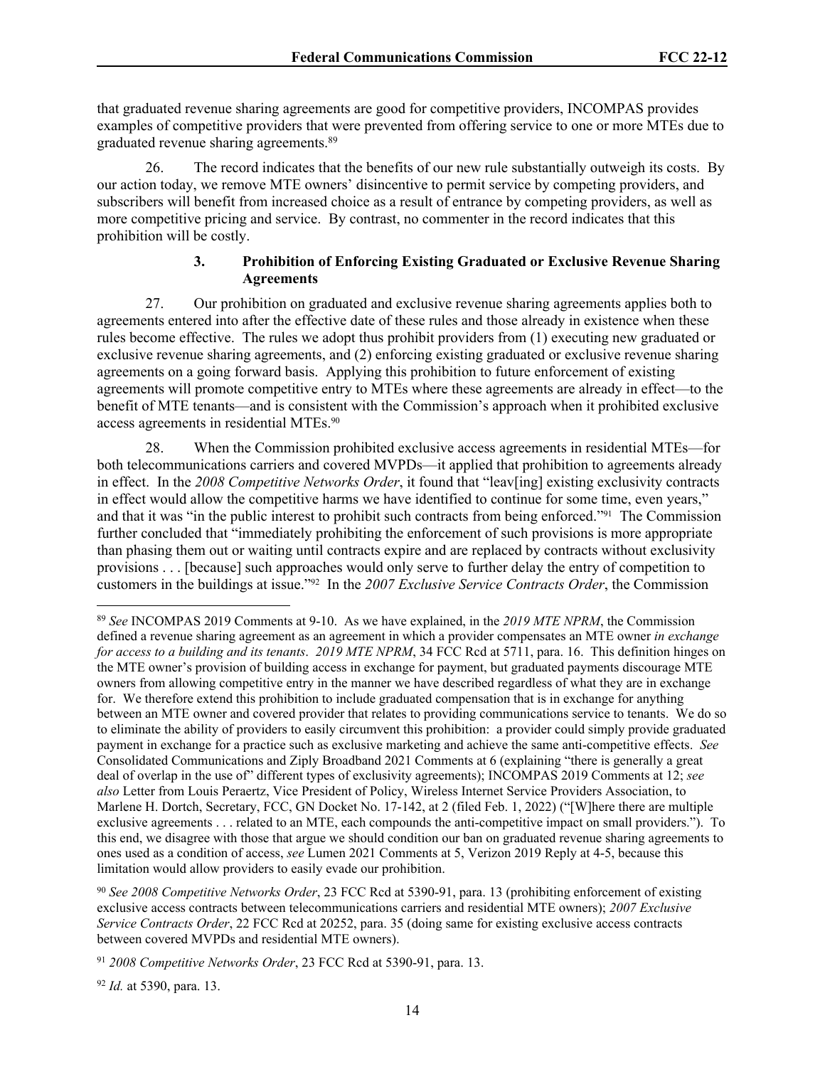that graduated revenue sharing agreements are good for competitive providers, INCOMPAS provides examples of competitive providers that were prevented from offering service to one or more MTEs due to graduated revenue sharing agreements.[89]

26. The record indicates that the benefits of our new rule substantially outweigh its costs. By our action today, we remove MTE owners' disincentive to permit service by competing providers, and subscribers will benefit from increased choice as a result of entrance by competing providers, as well as more competitive pricing and service. By contrast, no commenter in the record indicates that this prohibition will be costly.

### 3. Prohibition of Enforcing Existing Graduated or Exclusive Revenue Sharing Agreements

27. Our prohibition on graduated and exclusive revenue sharing agreements applies both to agreements entered into after the effective date of these rules and those already in existence when these rules become effective. The rules we adopt thus prohibit providers from (1) executing new graduated or exclusive revenue sharing agreements, and (2) enforcing existing graduated or exclusive revenue sharing agreements on a going forward basis. Applying this prohibition to future enforcement of existing agreements will promote competitive entry to MTEs where these agreements are already in effect—to the benefit of MTE tenants—and is consistent with the Commission's approach when it prohibited exclusive access agreements in residential MTEs.[90]

28. When the Commission prohibited exclusive access agreements in residential MTEs—for both telecommunications carriers and covered MVPDs—it applied that prohibition to agreements already in effect. In the *2008 Competitive Networks Order*, it found that "leav[ing] existing exclusivity contracts in effect would allow the competitive harms we have identified to continue for some time, even years," and that it was "in the public interest to prohibit such contracts from being enforced."[91] The Commission further concluded that "immediately prohibiting the enforcement of such provisions is more appropriate than phasing them out or waiting until contracts expire and are replaced by contracts without exclusivity provisions . . . [because] such approaches would only serve to further delay the entry of competition to customers in the buildings at issue."[92] In the *2007 Exclusive Service Contracts Order*, the Commission

---

[89] *See* INCOMPAS 2019 Comments at 9-10. As we have explained, in the *2019 MTE NPRM*, the Commission defined a revenue sharing agreement as an agreement in which a provider compensates an MTE owner *in exchange for access to a building and its tenants*. *2019 MTE NPRM*, 34 FCC Rcd at 5711, para. 16. This definition hinges on the MTE owner's provision of building access in exchange for payment, but graduated payments discourage MTE owners from allowing competitive entry in the manner we have described regardless of what they are in exchange for. We therefore extend this prohibition to include graduated compensation that is in exchange for anything between an MTE owner and covered provider that relates to providing communications service to tenants. We do so to eliminate the ability of providers to easily circumvent this prohibition: a provider could simply provide graduated payment in exchange for a practice such as exclusive marketing and achieve the same anti-competitive effects. *See* Consolidated Communications and Ziply Broadband 2021 Comments at 6 (explaining "there is generally a great deal of overlap in the use of" different types of exclusivity agreements); INCOMPAS 2019 Comments at 12; *see also* Letter from Louis Peraertz, Vice President of Policy, Wireless Internet Service Providers Association, to Marlene H. Dortch, Secretary, FCC, GN Docket No. 17-142, at 2 (filed Feb. 1, 2022) ("[W]here there are multiple exclusive agreements . . . related to an MTE, each compounds the anti-competitive impact on small providers."). To this end, we disagree with those that argue we should condition our ban on graduated revenue sharing agreements to ones used as a condition of access, *see* Lumen 2021 Comments at 5, Verizon 2019 Reply at 4-5, because this limitation would allow providers to easily evade our prohibition.

[90] *See 2008 Competitive Networks Order*, 23 FCC Rcd at 5390-91, para. 13 (prohibiting enforcement of existing exclusive access contracts between telecommunications carriers and residential MTE owners); *2007 Exclusive Service Contracts Order*, 22 FCC Rcd at 20252, para. 35 (doing same for existing exclusive access contracts between covered MVPDs and residential MTE owners).

[91] *2008 Competitive Networks Order*, 23 FCC Rcd at 5390-91, para. 13.

[92] *Id.* at 5390, para. 13.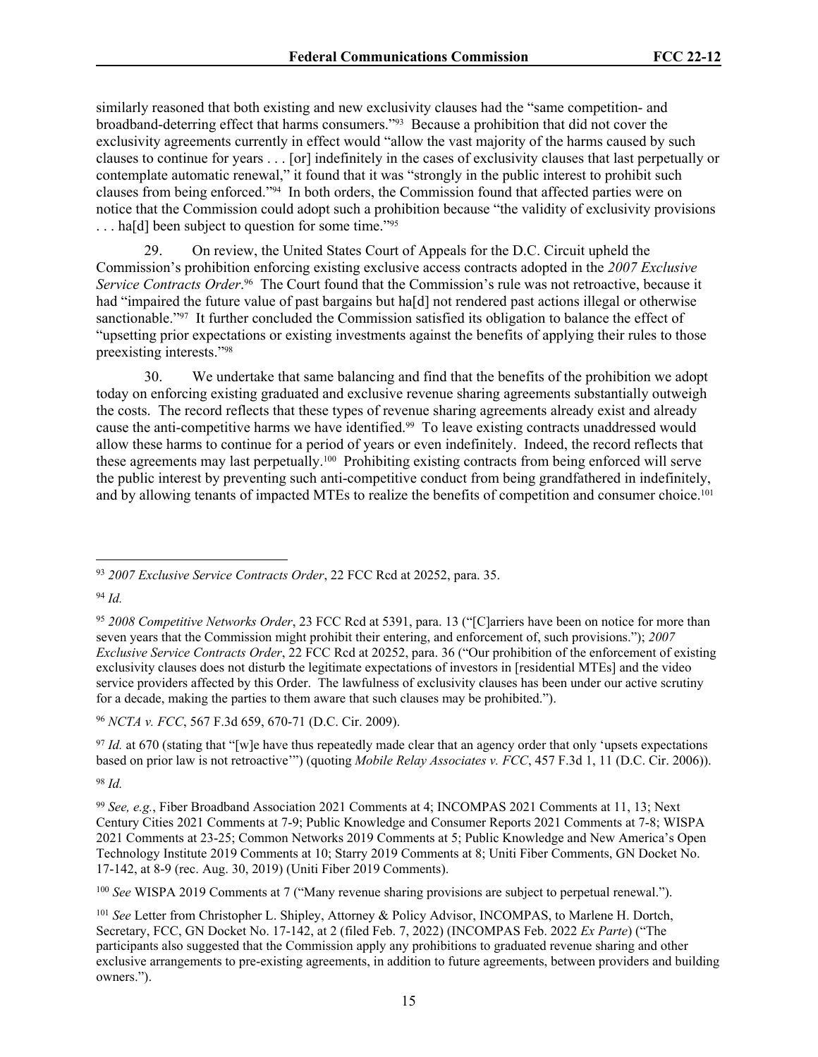similarly reasoned that both existing and new exclusivity clauses had the "same competition- and broadband-deterring effect that harms consumers."[93] Because a prohibition that did not cover the exclusivity agreements currently in effect would "allow the vast majority of the harms caused by such clauses to continue for years . . . [or] indefinitely in the cases of exclusivity clauses that last perpetually or contemplate automatic renewal," it found that it was "strongly in the public interest to prohibit such clauses from being enforced."[94] In both orders, the Commission found that affected parties were on notice that the Commission could adopt such a prohibition because "the validity of exclusivity provisions . . . ha[d] been subject to question for some time."[95]

29. On review, the United States Court of Appeals for the D.C. Circuit upheld the Commission's prohibition enforcing existing exclusive access contracts adopted in the *2007 Exclusive Service Contracts Order*.[96] The Court found that the Commission's rule was not retroactive, because it had "impaired the future value of past bargains but ha[d] not rendered past actions illegal or otherwise sanctionable."[97] It further concluded the Commission satisfied its obligation to balance the effect of "upsetting prior expectations or existing investments against the benefits of applying their rules to those preexisting interests."[98]

30. We undertake that same balancing and find that the benefits of the prohibition we adopt today on enforcing existing graduated and exclusive revenue sharing agreements substantially outweigh the costs. The record reflects that these types of revenue sharing agreements already exist and already cause the anti-competitive harms we have identified.[99] To leave existing contracts unaddressed would allow these harms to continue for a period of years or even indefinitely. Indeed, the record reflects that these agreements may last perpetually.[100] Prohibiting existing contracts from being enforced will serve the public interest by preventing such anti-competitive conduct from being grandfathered in indefinitely, and by allowing tenants of impacted MTEs to realize the benefits of competition and consumer choice.[101]

---

[93] *2007 Exclusive Service Contracts Order*, 22 FCC Rcd at 20252, para. 35.

[94] *Id.*

[95] *2008 Competitive Networks Order*, 23 FCC Rcd at 5391, para. 13 ("[C]arriers have been on notice for more than seven years that the Commission might prohibit their entering, and enforcement of, such provisions."); *2007 Exclusive Service Contracts Order*, 22 FCC Rcd at 20252, para. 36 ("Our prohibition of the enforcement of existing exclusivity clauses does not disturb the legitimate expectations of investors in [residential MTEs] and the video service providers affected by this Order. The lawfulness of exclusivity clauses has been under our active scrutiny for a decade, making the parties to them aware that such clauses may be prohibited.").

[96] *NCTA v. FCC*, 567 F.3d 659, 670-71 (D.C. Cir. 2009).

[97] *Id.* at 670 (stating that "[w]e have thus repeatedly made clear that an agency order that only 'upsets expectations based on prior law is not retroactive'") (quoting *Mobile Relay Associates v. FCC*, 457 F.3d 1, 11 (D.C. Cir. 2006)).

[98] *Id.*

[99] *See, e.g.*, Fiber Broadband Association 2021 Comments at 4; INCOMPAS 2021 Comments at 11, 13; Next Century Cities 2021 Comments at 7-9; Public Knowledge and Consumer Reports 2021 Comments at 7-8; WISPA 2021 Comments at 23-25; Common Networks 2019 Comments at 5; Public Knowledge and New America's Open Technology Institute 2019 Comments at 10; Starry 2019 Comments at 8; Uniti Fiber Comments, GN Docket No. 17-142, at 8-9 (rec. Aug. 30, 2019) (Uniti Fiber 2019 Comments).

[100] *See* WISPA 2019 Comments at 7 ("Many revenue sharing provisions are subject to perpetual renewal.").

[101] *See* Letter from Christopher L. Shipley, Attorney & Policy Advisor, INCOMPAS, to Marlene H. Dortch, Secretary, FCC, GN Docket No. 17-142, at 2 (filed Feb. 7, 2022) (INCOMPAS Feb. 2022 *Ex Parte*) ("The participants also suggested that the Commission apply any prohibitions to graduated revenue sharing and other exclusive arrangements to pre-existing agreements, in addition to future agreements, between providers and building owners.").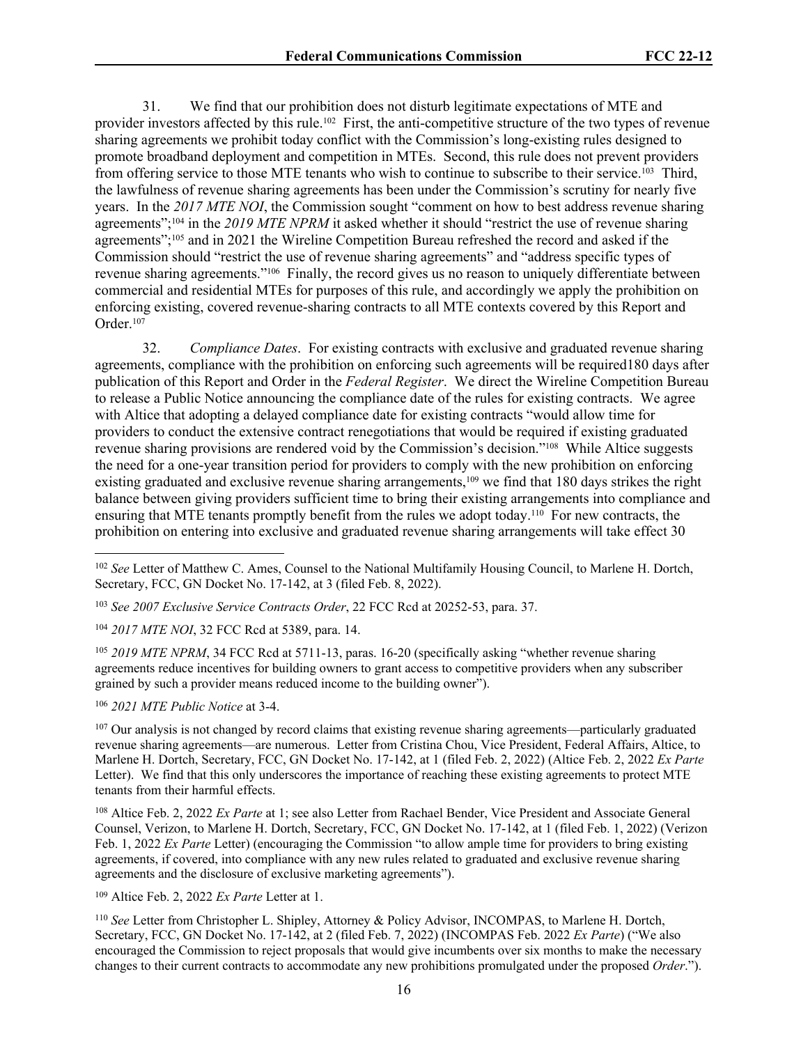31. We find that our prohibition does not disturb legitimate expectations of MTE and provider investors affected by this rule.[102] First, the anti-competitive structure of the two types of revenue sharing agreements we prohibit today conflict with the Commission's long-existing rules designed to promote broadband deployment and competition in MTEs. Second, this rule does not prevent providers from offering service to those MTE tenants who wish to continue to subscribe to their service.[103] Third, the lawfulness of revenue sharing agreements has been under the Commission's scrutiny for nearly five years. In the *2017 MTE NOI*, the Commission sought "comment on how to best address revenue sharing agreements";[104] in the *2019 MTE NPRM* it asked whether it should "restrict the use of revenue sharing agreements";[105] and in 2021 the Wireline Competition Bureau refreshed the record and asked if the Commission should "restrict the use of revenue sharing agreements" and "address specific types of revenue sharing agreements."[106] Finally, the record gives us no reason to uniquely differentiate between commercial and residential MTEs for purposes of this rule, and accordingly we apply the prohibition on enforcing existing, covered revenue-sharing contracts to all MTE contexts covered by this Report and Order.[107]

32. *Compliance Dates*. For existing contracts with exclusive and graduated revenue sharing agreements, compliance with the prohibition on enforcing such agreements will be required180 days after publication of this Report and Order in the *Federal Register*. We direct the Wireline Competition Bureau to release a Public Notice announcing the compliance date of the rules for existing contracts. We agree with Altice that adopting a delayed compliance date for existing contracts "would allow time for providers to conduct the extensive contract renegotiations that would be required if existing graduated revenue sharing provisions are rendered void by the Commission's decision."[108] While Altice suggests the need for a one-year transition period for providers to comply with the new prohibition on enforcing existing graduated and exclusive revenue sharing arrangements,[109] we find that 180 days strikes the right balance between giving providers sufficient time to bring their existing arrangements into compliance and ensuring that MTE tenants promptly benefit from the rules we adopt today.[110] For new contracts, the prohibition on entering into exclusive and graduated revenue sharing arrangements will take effect 30

---

[102] *See* Letter of Matthew C. Ames, Counsel to the National Multifamily Housing Council, to Marlene H. Dortch, Secretary, FCC, GN Docket No. 17-142, at 3 (filed Feb. 8, 2022).

[103] *See 2007 Exclusive Service Contracts Order*, 22 FCC Rcd at 20252-53, para. 37.

[104] *2017 MTE NOI*, 32 FCC Rcd at 5389, para. 14.

[105] *2019 MTE NPRM*, 34 FCC Rcd at 5711-13, paras. 16-20 (specifically asking "whether revenue sharing agreements reduce incentives for building owners to grant access to competitive providers when any subscriber grained by such a provider means reduced income to the building owner").

[106] *2021 MTE Public Notice* at 3-4.

[107] Our analysis is not changed by record claims that existing revenue sharing agreements—particularly graduated revenue sharing agreements—are numerous. Letter from Cristina Chou, Vice President, Federal Affairs, Altice, to Marlene H. Dortch, Secretary, FCC, GN Docket No. 17-142, at 1 (filed Feb. 2, 2022) (Altice Feb. 2, 2022 *Ex Parte* Letter). We find that this only underscores the importance of reaching these existing agreements to protect MTE tenants from their harmful effects.

[108] Altice Feb. 2, 2022 *Ex Parte* at 1; see also Letter from Rachael Bender, Vice President and Associate General Counsel, Verizon, to Marlene H. Dortch, Secretary, FCC, GN Docket No. 17-142, at 1 (filed Feb. 1, 2022) (Verizon Feb. 1, 2022 *Ex Parte* Letter) (encouraging the Commission "to allow ample time for providers to bring existing agreements, if covered, into compliance with any new rules related to graduated and exclusive revenue sharing agreements and the disclosure of exclusive marketing agreements").

[109] Altice Feb. 2, 2022 *Ex Parte* Letter at 1.

[110] *See* Letter from Christopher L. Shipley, Attorney & Policy Advisor, INCOMPAS, to Marlene H. Dortch, Secretary, FCC, GN Docket No. 17-142, at 2 (filed Feb. 7, 2022) (INCOMPAS Feb. 2022 *Ex Parte*) ("We also encouraged the Commission to reject proposals that would give incumbents over six months to make the necessary changes to their current contracts to accommodate any new prohibitions promulgated under the proposed *Order*.").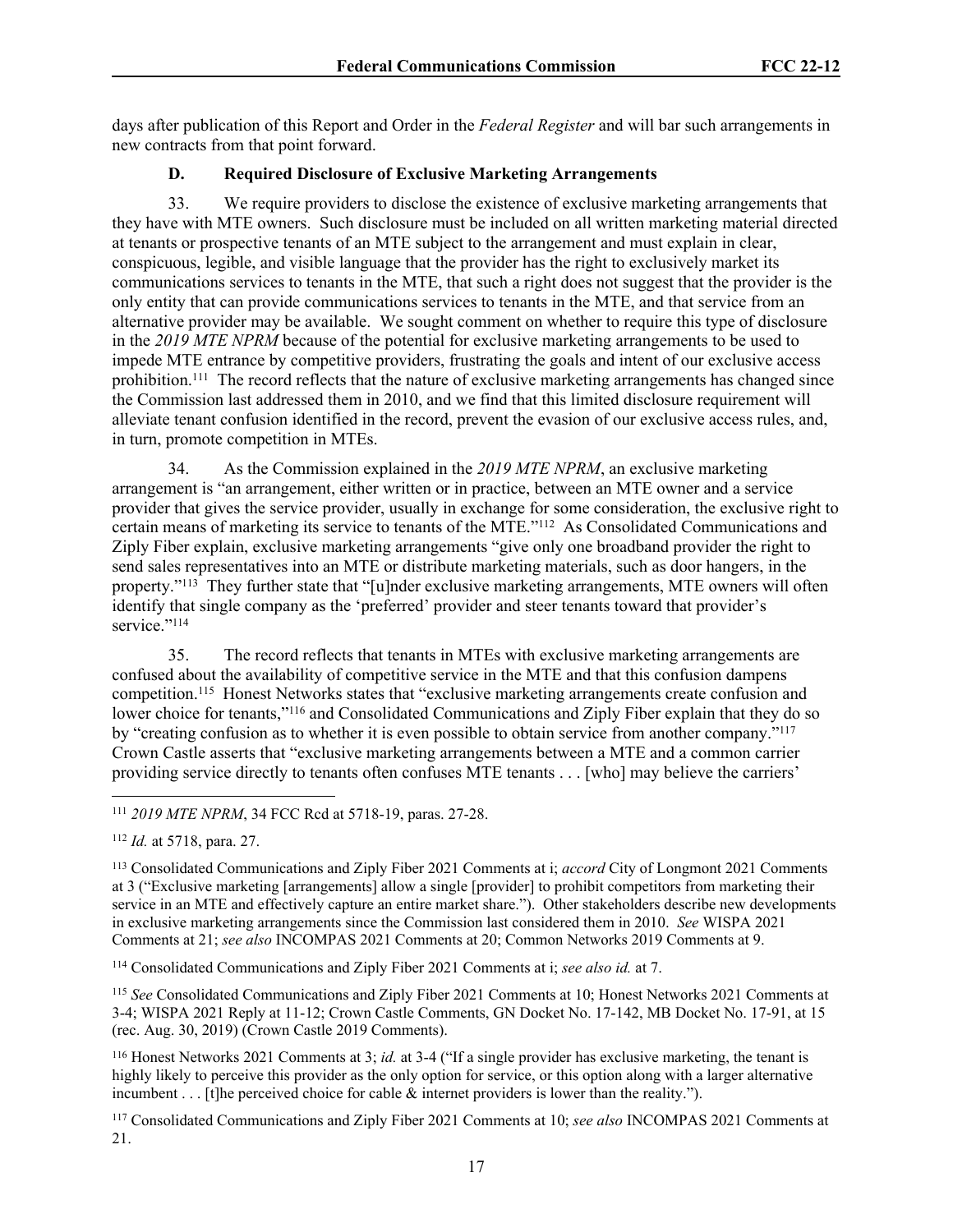days after publication of this Report and Order in the *Federal Register* and will bar such arrangements in new contracts from that point forward.

### D. Required Disclosure of Exclusive Marketing Arrangements

33. We require providers to disclose the existence of exclusive marketing arrangements that they have with MTE owners. Such disclosure must be included on all written marketing material directed at tenants or prospective tenants of an MTE subject to the arrangement and must explain in clear, conspicuous, legible, and visible language that the provider has the right to exclusively market its communications services to tenants in the MTE, that such a right does not suggest that the provider is the only entity that can provide communications services to tenants in the MTE, and that service from an alternative provider may be available. We sought comment on whether to require this type of disclosure in the *2019 MTE NPRM* because of the potential for exclusive marketing arrangements to be used to impede MTE entrance by competitive providers, frustrating the goals and intent of our exclusive access prohibition.[111] The record reflects that the nature of exclusive marketing arrangements has changed since the Commission last addressed them in 2010, and we find that this limited disclosure requirement will alleviate tenant confusion identified in the record, prevent the evasion of our exclusive access rules, and, in turn, promote competition in MTEs.

34. As the Commission explained in the *2019 MTE NPRM*, an exclusive marketing arrangement is "an arrangement, either written or in practice, between an MTE owner and a service provider that gives the service provider, usually in exchange for some consideration, the exclusive right to certain means of marketing its service to tenants of the MTE."[112] As Consolidated Communications and Ziply Fiber explain, exclusive marketing arrangements "give only one broadband provider the right to send sales representatives into an MTE or distribute marketing materials, such as door hangers, in the property."[113] They further state that "[u]nder exclusive marketing arrangements, MTE owners will often identify that single company as the 'preferred' provider and steer tenants toward that provider's service."[114]

35. The record reflects that tenants in MTEs with exclusive marketing arrangements are confused about the availability of competitive service in the MTE and that this confusion dampens competition.[115] Honest Networks states that "exclusive marketing arrangements create confusion and lower choice for tenants,"[116] and Consolidated Communications and Ziply Fiber explain that they do so by "creating confusion as to whether it is even possible to obtain service from another company."[117] Crown Castle asserts that "exclusive marketing arrangements between a MTE and a common carrier providing service directly to tenants often confuses MTE tenants . . . [who] may believe the carriers'

---

[111] *2019 MTE NPRM*, 34 FCC Rcd at 5718-19, paras. 27-28.

[112] *Id.* at 5718, para. 27.

[113] Consolidated Communications and Ziply Fiber 2021 Comments at i; *accord* City of Longmont 2021 Comments at 3 ("Exclusive marketing [arrangements] allow a single [provider] to prohibit competitors from marketing their service in an MTE and effectively capture an entire market share."). Other stakeholders describe new developments in exclusive marketing arrangements since the Commission last considered them in 2010. *See* WISPA 2021 Comments at 21; *see also* INCOMPAS 2021 Comments at 20; Common Networks 2019 Comments at 9.

[114] Consolidated Communications and Ziply Fiber 2021 Comments at i; *see also id.* at 7.

[115] *See* Consolidated Communications and Ziply Fiber 2021 Comments at 10; Honest Networks 2021 Comments at 3-4; WISPA 2021 Reply at 11-12; Crown Castle Comments, GN Docket No. 17-142, MB Docket No. 17-91, at 15 (rec. Aug. 30, 2019) (Crown Castle 2019 Comments).

[116] Honest Networks 2021 Comments at 3; *id.* at 3-4 ("If a single provider has exclusive marketing, the tenant is highly likely to perceive this provider as the only option for service, or this option along with a larger alternative incumbent . . . [t]he perceived choice for cable & internet providers is lower than the reality.").

[117] Consolidated Communications and Ziply Fiber 2021 Comments at 10; *see also* INCOMPAS 2021 Comments at 21.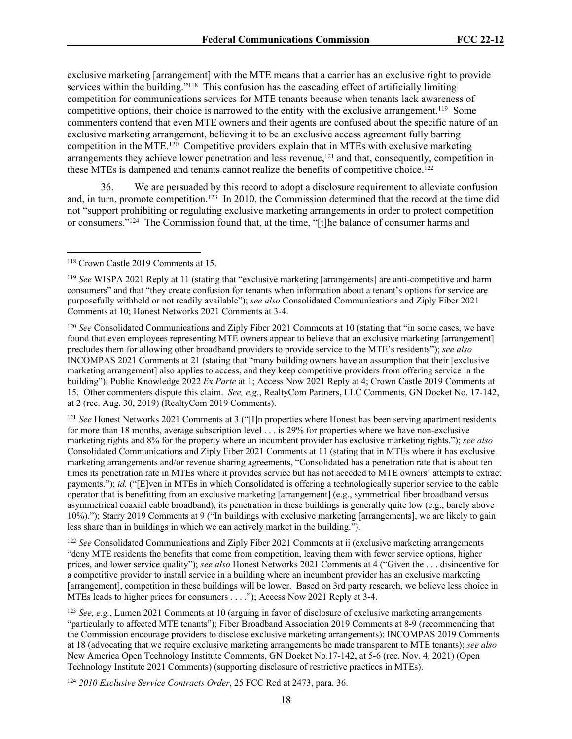exclusive marketing [arrangement] with the MTE means that a carrier has an exclusive right to provide services within the building."[118] This confusion has the cascading effect of artificially limiting competition for communications services for MTE tenants because when tenants lack awareness of competitive options, their choice is narrowed to the entity with the exclusive arrangement.[119] Some commenters contend that even MTE owners and their agents are confused about the specific nature of an exclusive marketing arrangement, believing it to be an exclusive access agreement fully barring competition in the MTE.[120] Competitive providers explain that in MTEs with exclusive marketing arrangements they achieve lower penetration and less revenue,[121] and that, consequently, competition in these MTEs is dampened and tenants cannot realize the benefits of competitive choice.[122]

36. We are persuaded by this record to adopt a disclosure requirement to alleviate confusion and, in turn, promote competition.[123] In 2010, the Commission determined that the record at the time did not "support prohibiting or regulating exclusive marketing arrangements in order to protect competition or consumers."[124] The Commission found that, at the time, "[t]he balance of consumer harms and

---

[118] Crown Castle 2019 Comments at 15.

[119] *See* WISPA 2021 Reply at 11 (stating that "exclusive marketing [arrangements] are anti-competitive and harm consumers" and that "they create confusion for tenants when information about a tenant's options for service are purposefully withheld or not readily available"); *see also* Consolidated Communications and Ziply Fiber 2021 Comments at 10; Honest Networks 2021 Comments at 3-4.

[120] *See* Consolidated Communications and Ziply Fiber 2021 Comments at 10 (stating that "in some cases, we have found that even employees representing MTE owners appear to believe that an exclusive marketing [arrangement] precludes them for allowing other broadband providers to provide service to the MTE's residents"); *see also* INCOMPAS 2021 Comments at 21 (stating that "many building owners have an assumption that their [exclusive marketing arrangement] also applies to access, and they keep competitive providers from offering service in the building"); Public Knowledge 2022 *Ex Parte* at 1; Access Now 2021 Reply at 4; Crown Castle 2019 Comments at 15. Other commenters dispute this claim. *See, e.g.*, RealtyCom Partners, LLC Comments, GN Docket No. 17-142, at 2 (rec. Aug. 30, 2019) (RealtyCom 2019 Comments).

[121] *See* Honest Networks 2021 Comments at 3 ("[I]n properties where Honest has been serving apartment residents for more than 18 months, average subscription level . . . is 29% for properties where we have non-exclusive marketing rights and 8% for the property where an incumbent provider has exclusive marketing rights."); *see also* Consolidated Communications and Ziply Fiber 2021 Comments at 11 (stating that in MTEs where it has exclusive marketing arrangements and/or revenue sharing agreements, "Consolidated has a penetration rate that is about ten times its penetration rate in MTEs where it provides service but has not acceded to MTE owners' attempts to extract payments."); *id.* ("[E]ven in MTEs in which Consolidated is offering a technologically superior service to the cable operator that is benefitting from an exclusive marketing [arrangement] (e.g., symmetrical fiber broadband versus asymmetrical coaxial cable broadband), its penetration in these buildings is generally quite low (e.g., barely above 10%)."); Starry 2019 Comments at 9 ("In buildings with exclusive marketing [arrangements], we are likely to gain less share than in buildings in which we can actively market in the building.").

[122] *See* Consolidated Communications and Ziply Fiber 2021 Comments at ii (exclusive marketing arrangements "deny MTE residents the benefits that come from competition, leaving them with fewer service options, higher prices, and lower service quality"); *see also* Honest Networks 2021 Comments at 4 ("Given the . . . disincentive for a competitive provider to install service in a building where an incumbent provider has an exclusive marketing [arrangement], competition in these buildings will be lower. Based on 3rd party research, we believe less choice in MTEs leads to higher prices for consumers . . . ."); Access Now 2021 Reply at 3-4.

[123] *See, e.g.*, Lumen 2021 Comments at 10 (arguing in favor of disclosure of exclusive marketing arrangements "particularly to affected MTE tenants"); Fiber Broadband Association 2019 Comments at 8-9 (recommending that the Commission encourage providers to disclose exclusive marketing arrangements); INCOMPAS 2019 Comments at 18 (advocating that we require exclusive marketing arrangements be made transparent to MTE tenants); *see also* New America Open Technology Institute Comments, GN Docket No.17-142, at 5-6 (rec. Nov. 4, 2021) (Open Technology Institute 2021 Comments) (supporting disclosure of restrictive practices in MTEs).

[124] *2010 Exclusive Service Contracts Order*, 25 FCC Rcd at 2473, para. 36.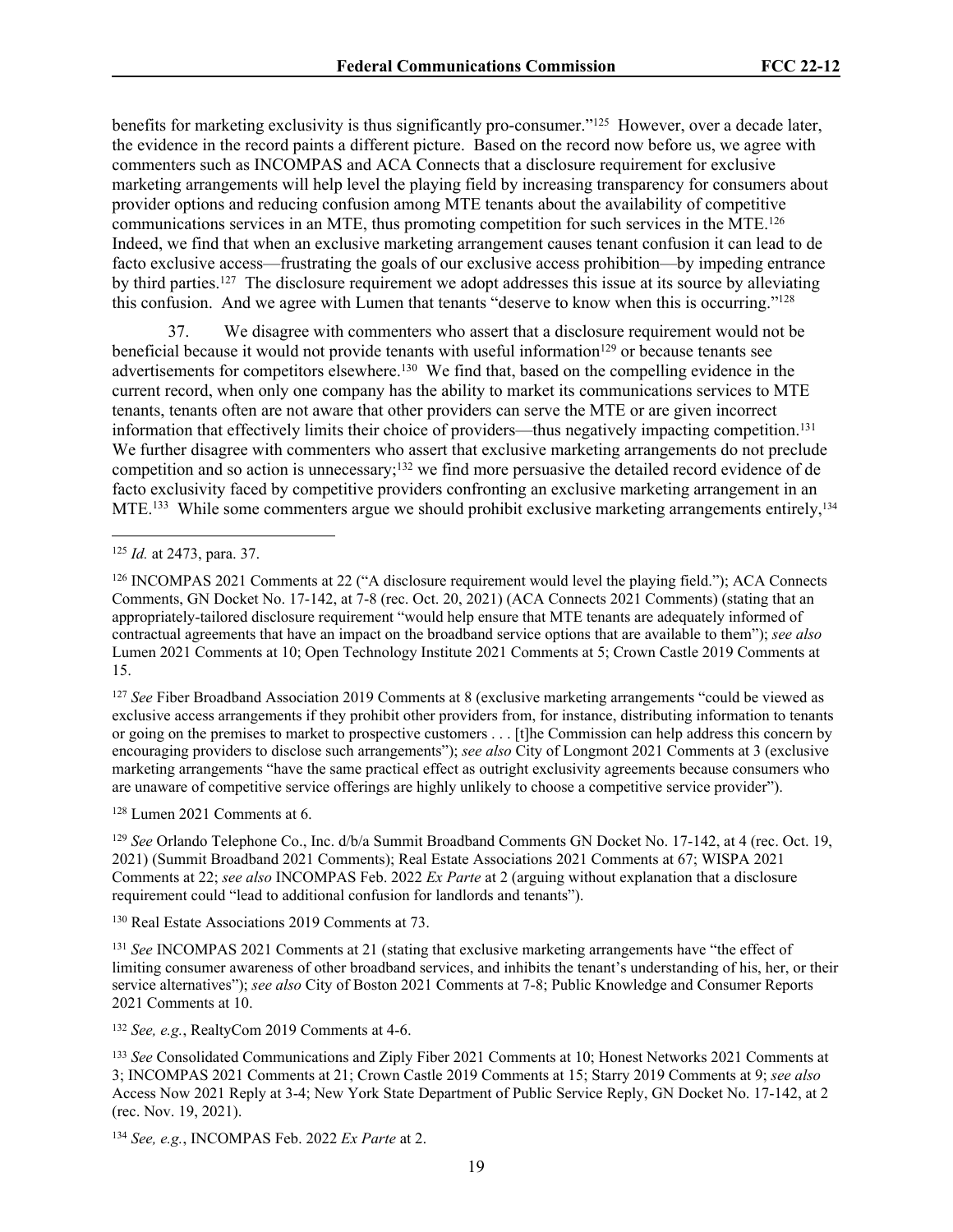benefits for marketing exclusivity is thus significantly pro-consumer."[125] However, over a decade later, the evidence in the record paints a different picture. Based on the record now before us, we agree with commenters such as INCOMPAS and ACA Connects that a disclosure requirement for exclusive marketing arrangements will help level the playing field by increasing transparency for consumers about provider options and reducing confusion among MTE tenants about the availability of competitive communications services in an MTE, thus promoting competition for such services in the MTE.[126] Indeed, we find that when an exclusive marketing arrangement causes tenant confusion it can lead to de facto exclusive access—frustrating the goals of our exclusive access prohibition—by impeding entrance by third parties.[127] The disclosure requirement we adopt addresses this issue at its source by alleviating this confusion. And we agree with Lumen that tenants "deserve to know when this is occurring."[128]

37. We disagree with commenters who assert that a disclosure requirement would not be beneficial because it would not provide tenants with useful information[129] or because tenants see advertisements for competitors elsewhere.[130] We find that, based on the compelling evidence in the current record, when only one company has the ability to market its communications services to MTE tenants, tenants often are not aware that other providers can serve the MTE or are given incorrect information that effectively limits their choice of providers—thus negatively impacting competition.[131] We further disagree with commenters who assert that exclusive marketing arrangements do not preclude competition and so action is unnecessary;[132] we find more persuasive the detailed record evidence of de facto exclusivity faced by competitive providers confronting an exclusive marketing arrangement in an MTE.[133] While some commenters argue we should prohibit exclusive marketing arrangements entirely,[134]

---

[125] *Id.* at 2473, para. 37.

[126] INCOMPAS 2021 Comments at 22 ("A disclosure requirement would level the playing field."); ACA Connects Comments, GN Docket No. 17-142, at 7-8 (rec. Oct. 20, 2021) (ACA Connects 2021 Comments) (stating that an appropriately-tailored disclosure requirement "would help ensure that MTE tenants are adequately informed of contractual agreements that have an impact on the broadband service options that are available to them"); *see also* Lumen 2021 Comments at 10; Open Technology Institute 2021 Comments at 5; Crown Castle 2019 Comments at 15.

[127] *See* Fiber Broadband Association 2019 Comments at 8 (exclusive marketing arrangements "could be viewed as exclusive access arrangements if they prohibit other providers from, for instance, distributing information to tenants or going on the premises to market to prospective customers . . . [t]he Commission can help address this concern by encouraging providers to disclose such arrangements"); *see also* City of Longmont 2021 Comments at 3 (exclusive marketing arrangements "have the same practical effect as outright exclusivity agreements because consumers who are unaware of competitive service offerings are highly unlikely to choose a competitive service provider").

[128] Lumen 2021 Comments at 6.

[129] *See* Orlando Telephone Co., Inc. d/b/a Summit Broadband Comments GN Docket No. 17-142, at 4 (rec. Oct. 19, 2021) (Summit Broadband 2021 Comments); Real Estate Associations 2021 Comments at 67; WISPA 2021 Comments at 22; *see also* INCOMPAS Feb. 2022 *Ex Parte* at 2 (arguing without explanation that a disclosure requirement could "lead to additional confusion for landlords and tenants").

[130] Real Estate Associations 2019 Comments at 73.

[131] *See* INCOMPAS 2021 Comments at 21 (stating that exclusive marketing arrangements have "the effect of limiting consumer awareness of other broadband services, and inhibits the tenant's understanding of his, her, or their service alternatives"); *see also* City of Boston 2021 Comments at 7-8; Public Knowledge and Consumer Reports 2021 Comments at 10.

[132] *See, e.g.*, RealtyCom 2019 Comments at 4-6.

[133] *See* Consolidated Communications and Ziply Fiber 2021 Comments at 10; Honest Networks 2021 Comments at 3; INCOMPAS 2021 Comments at 21; Crown Castle 2019 Comments at 15; Starry 2019 Comments at 9; *see also* Access Now 2021 Reply at 3-4; New York State Department of Public Service Reply, GN Docket No. 17-142, at 2 (rec. Nov. 19, 2021).

[134] *See, e.g.*, INCOMPAS Feb. 2022 *Ex Parte* at 2.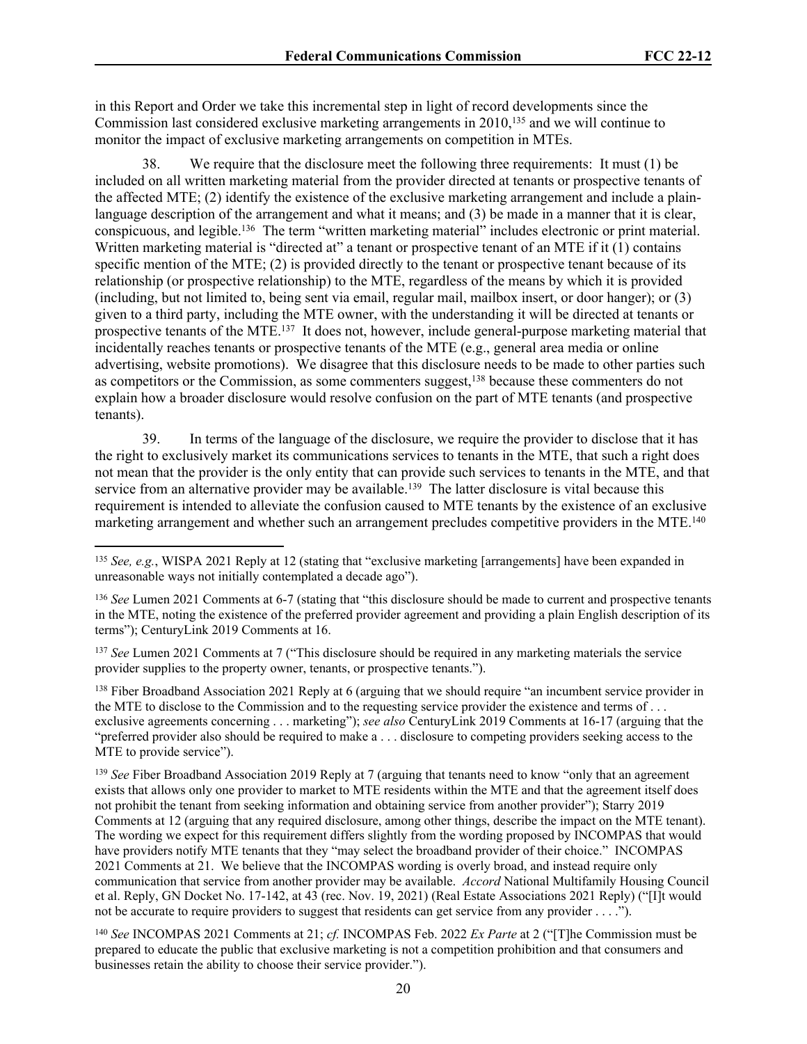in this Report and Order we take this incremental step in light of record developments since the Commission last considered exclusive marketing arrangements in 2010,[135] and we will continue to monitor the impact of exclusive marketing arrangements on competition in MTEs.

38. We require that the disclosure meet the following three requirements: It must (1) be included on all written marketing material from the provider directed at tenants or prospective tenants of the affected MTE; (2) identify the existence of the exclusive marketing arrangement and include a plain-language description of the arrangement and what it means; and (3) be made in a manner that it is clear, conspicuous, and legible.[136] The term "written marketing material" includes electronic or print material. Written marketing material is "directed at" a tenant or prospective tenant of an MTE if it (1) contains specific mention of the MTE; (2) is provided directly to the tenant or prospective tenant because of its relationship (or prospective relationship) to the MTE, regardless of the means by which it is provided (including, but not limited to, being sent via email, regular mail, mailbox insert, or door hanger); or (3) given to a third party, including the MTE owner, with the understanding it will be directed at tenants or prospective tenants of the MTE.[137] It does not, however, include general-purpose marketing material that incidentally reaches tenants or prospective tenants of the MTE (e.g., general area media or online advertising, website promotions). We disagree that this disclosure needs to be made to other parties such as competitors or the Commission, as some commenters suggest,[138] because these commenters do not explain how a broader disclosure would resolve confusion on the part of MTE tenants (and prospective tenants).

39. In terms of the language of the disclosure, we require the provider to disclose that it has the right to exclusively market its communications services to tenants in the MTE, that such a right does not mean that the provider is the only entity that can provide such services to tenants in the MTE, and that service from an alternative provider may be available.[139] The latter disclosure is vital because this requirement is intended to alleviate the confusion caused to MTE tenants by the existence of an exclusive marketing arrangement and whether such an arrangement precludes competitive providers in the MTE.[140]

---

[135] *See, e.g.*, WISPA 2021 Reply at 12 (stating that "exclusive marketing [arrangements] have been expanded in unreasonable ways not initially contemplated a decade ago").

[136] *See* Lumen 2021 Comments at 6-7 (stating that "this disclosure should be made to current and prospective tenants in the MTE, noting the existence of the preferred provider agreement and providing a plain English description of its terms"); CenturyLink 2019 Comments at 16.

[137] *See* Lumen 2021 Comments at 7 ("This disclosure should be required in any marketing materials the service provider supplies to the property owner, tenants, or prospective tenants.").

[138] Fiber Broadband Association 2021 Reply at 6 (arguing that we should require "an incumbent service provider in the MTE to disclose to the Commission and to the requesting service provider the existence and terms of . . . exclusive agreements concerning . . . marketing"); *see also* CenturyLink 2019 Comments at 16-17 (arguing that the "preferred provider also should be required to make a . . . disclosure to competing providers seeking access to the MTE to provide service").

[139] *See* Fiber Broadband Association 2019 Reply at 7 (arguing that tenants need to know "only that an agreement exists that allows only one provider to market to MTE residents within the MTE and that the agreement itself does not prohibit the tenant from seeking information and obtaining service from another provider"); Starry 2019 Comments at 12 (arguing that any required disclosure, among other things, describe the impact on the MTE tenant). The wording we expect for this requirement differs slightly from the wording proposed by INCOMPAS that would have providers notify MTE tenants that they "may select the broadband provider of their choice." INCOMPAS 2021 Comments at 21. We believe that the INCOMPAS wording is overly broad, and instead require only communication that service from another provider may be available. *Accord* National Multifamily Housing Council et al. Reply, GN Docket No. 17-142, at 43 (rec. Nov. 19, 2021) (Real Estate Associations 2021 Reply) ("[I]t would not be accurate to require providers to suggest that residents can get service from any provider . . . .").

[140] *See* INCOMPAS 2021 Comments at 21; *cf.* INCOMPAS Feb. 2022 *Ex Parte* at 2 ("[T]he Commission must be prepared to educate the public that exclusive marketing is not a competition prohibition and that consumers and businesses retain the ability to choose their service provider.").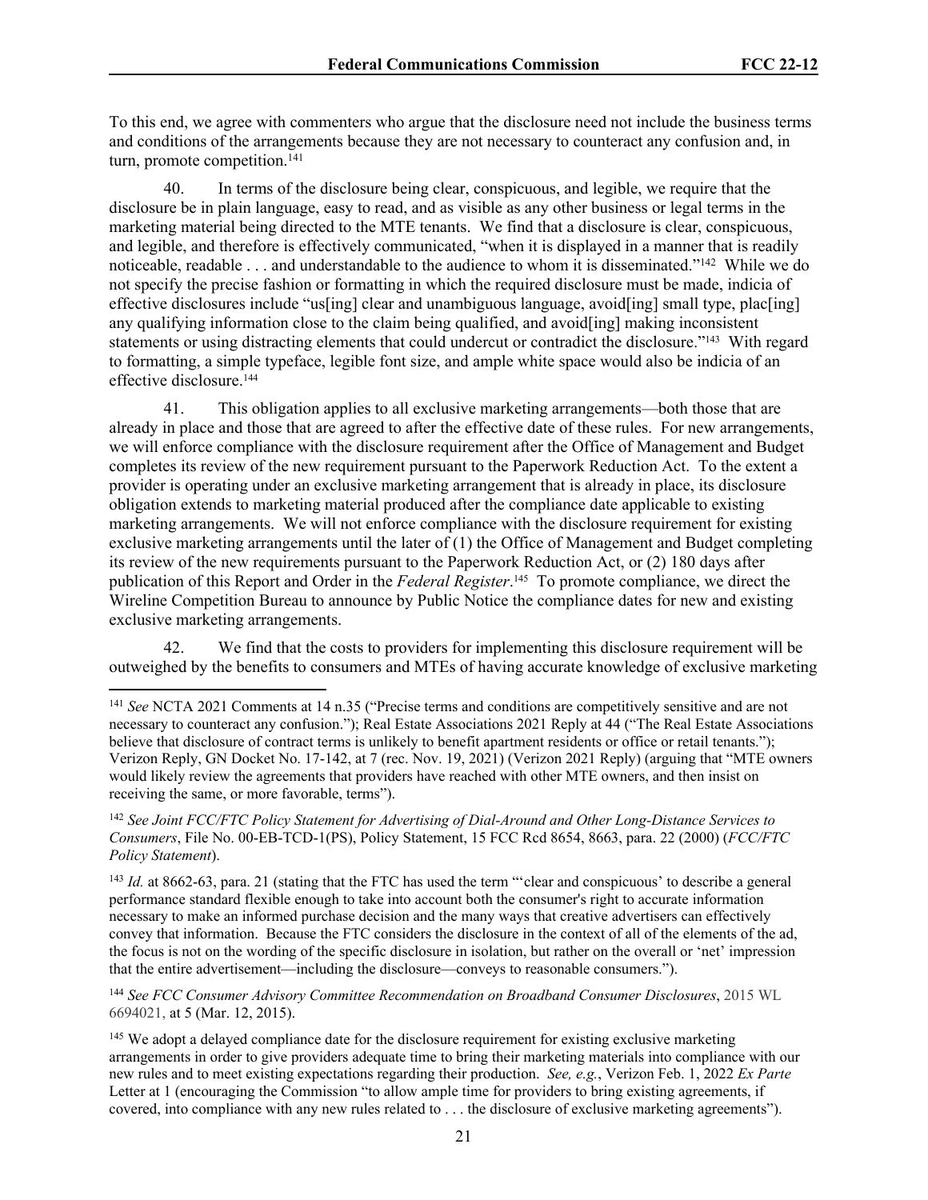To this end, we agree with commenters who argue that the disclosure need not include the business terms and conditions of the arrangements because they are not necessary to counteract any confusion and, in turn, promote competition.[141]

40. In terms of the disclosure being clear, conspicuous, and legible, we require that the disclosure be in plain language, easy to read, and as visible as any other business or legal terms in the marketing material being directed to the MTE tenants. We find that a disclosure is clear, conspicuous, and legible, and therefore is effectively communicated, "when it is displayed in a manner that is readily noticeable, readable . . . and understandable to the audience to whom it is disseminated."[142] While we do not specify the precise fashion or formatting in which the required disclosure must be made, indicia of effective disclosures include "us[ing] clear and unambiguous language, avoid[ing] small type, plac[ing] any qualifying information close to the claim being qualified, and avoid[ing] making inconsistent statements or using distracting elements that could undercut or contradict the disclosure."[143] With regard to formatting, a simple typeface, legible font size, and ample white space would also be indicia of an effective disclosure.[144]

41. This obligation applies to all exclusive marketing arrangements—both those that are already in place and those that are agreed to after the effective date of these rules. For new arrangements, we will enforce compliance with the disclosure requirement after the Office of Management and Budget completes its review of the new requirement pursuant to the Paperwork Reduction Act. To the extent a provider is operating under an exclusive marketing arrangement that is already in place, its disclosure obligation extends to marketing material produced after the compliance date applicable to existing marketing arrangements. We will not enforce compliance with the disclosure requirement for existing exclusive marketing arrangements until the later of (1) the Office of Management and Budget completing its review of the new requirements pursuant to the Paperwork Reduction Act, or (2) 180 days after publication of this Report and Order in the *Federal Register*.[145] To promote compliance, we direct the Wireline Competition Bureau to announce by Public Notice the compliance dates for new and existing exclusive marketing arrangements.

42. We find that the costs to providers for implementing this disclosure requirement will be outweighed by the benefits to consumers and MTEs of having accurate knowledge of exclusive marketing

---

[141] *See* NCTA 2021 Comments at 14 n.35 ("Precise terms and conditions are competitively sensitive and are not necessary to counteract any confusion."); Real Estate Associations 2021 Reply at 44 ("The Real Estate Associations believe that disclosure of contract terms is unlikely to benefit apartment residents or office or retail tenants."); Verizon Reply, GN Docket No. 17-142, at 7 (rec. Nov. 19, 2021) (Verizon 2021 Reply) (arguing that "MTE owners would likely review the agreements that providers have reached with other MTE owners, and then insist on receiving the same, or more favorable, terms").

[142] *See Joint FCC/FTC Policy Statement for Advertising of Dial-Around and Other Long-Distance Services to Consumers*, File No. 00-EB-TCD-1(PS), Policy Statement, 15 FCC Rcd 8654, 8663, para. 22 (2000) (*FCC/FTC Policy Statement*).

[143] *Id.* at 8662-63, para. 21 (stating that the FTC has used the term "'clear and conspicuous' to describe a general performance standard flexible enough to take into account both the consumer's right to accurate information necessary to make an informed purchase decision and the many ways that creative advertisers can effectively convey that information. Because the FTC considers the disclosure in the context of all of the elements of the ad, the focus is not on the wording of the specific disclosure in isolation, but rather on the overall or 'net' impression that the entire advertisement—including the disclosure—conveys to reasonable consumers.").

[144] *See FCC Consumer Advisory Committee Recommendation on Broadband Consumer Disclosures*, 2015 WL 6694021, at 5 (Mar. 12, 2015).

[145] We adopt a delayed compliance date for the disclosure requirement for existing exclusive marketing arrangements in order to give providers adequate time to bring their marketing materials into compliance with our new rules and to meet existing expectations regarding their production. *See, e.g.*, Verizon Feb. 1, 2022 *Ex Parte* Letter at 1 (encouraging the Commission "to allow ample time for providers to bring existing agreements, if covered, into compliance with any new rules related to . . . the disclosure of exclusive marketing agreements").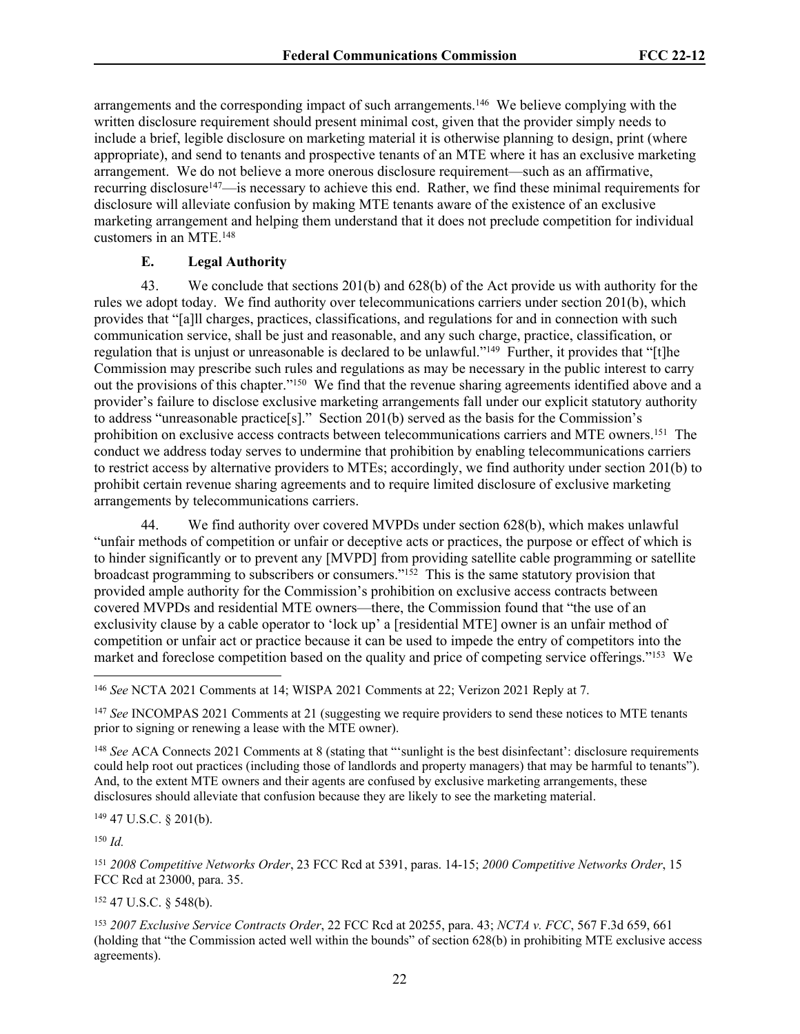arrangements and the corresponding impact of such arrangements.[146] We believe complying with the written disclosure requirement should present minimal cost, given that the provider simply needs to include a brief, legible disclosure on marketing material it is otherwise planning to design, print (where appropriate), and send to tenants and prospective tenants of an MTE where it has an exclusive marketing arrangement. We do not believe a more onerous disclosure requirement—such as an affirmative, recurring disclosure[147]—is necessary to achieve this end. Rather, we find these minimal requirements for disclosure will alleviate confusion by making MTE tenants aware of the existence of an exclusive marketing arrangement and helping them understand that it does not preclude competition for individual customers in an MTE.[148]

### E. Legal Authority

43. We conclude that sections 201(b) and 628(b) of the Act provide us with authority for the rules we adopt today. We find authority over telecommunications carriers under section 201(b), which provides that "[a]ll charges, practices, classifications, and regulations for and in connection with such communication service, shall be just and reasonable, and any such charge, practice, classification, or regulation that is unjust or unreasonable is declared to be unlawful."[149] Further, it provides that "[t]he Commission may prescribe such rules and regulations as may be necessary in the public interest to carry out the provisions of this chapter."[150] We find that the revenue sharing agreements identified above and a provider's failure to disclose exclusive marketing arrangements fall under our explicit statutory authority to address "unreasonable practice[s]." Section 201(b) served as the basis for the Commission's prohibition on exclusive access contracts between telecommunications carriers and MTE owners.[151] The conduct we address today serves to undermine that prohibition by enabling telecommunications carriers to restrict access by alternative providers to MTEs; accordingly, we find authority under section 201(b) to prohibit certain revenue sharing agreements and to require limited disclosure of exclusive marketing arrangements by telecommunications carriers.

44. We find authority over covered MVPDs under section 628(b), which makes unlawful "unfair methods of competition or unfair or deceptive acts or practices, the purpose or effect of which is to hinder significantly or to prevent any [MVPD] from providing satellite cable programming or satellite broadcast programming to subscribers or consumers."[152] This is the same statutory provision that provided ample authority for the Commission's prohibition on exclusive access contracts between covered MVPDs and residential MTE owners—there, the Commission found that "the use of an exclusivity clause by a cable operator to 'lock up' a [residential MTE] owner is an unfair method of competition or unfair act or practice because it can be used to impede the entry of competitors into the market and foreclose competition based on the quality and price of competing service offerings."[153] We

---

[146] *See* NCTA 2021 Comments at 14; WISPA 2021 Comments at 22; Verizon 2021 Reply at 7.

[147] *See* INCOMPAS 2021 Comments at 21 (suggesting we require providers to send these notices to MTE tenants prior to signing or renewing a lease with the MTE owner).

[148] *See* ACA Connects 2021 Comments at 8 (stating that "'sunlight is the best disinfectant': disclosure requirements could help root out practices (including those of landlords and property managers) that may be harmful to tenants"). And, to the extent MTE owners and their agents are confused by exclusive marketing arrangements, these disclosures should alleviate that confusion because they are likely to see the marketing material.

[149] 47 U.S.C. § 201(b).

[150] *Id.*

[151] *2008 Competitive Networks Order*, 23 FCC Rcd at 5391, paras. 14-15; *2000 Competitive Networks Order*, 15 FCC Rcd at 23000, para. 35.

[152] 47 U.S.C. § 548(b).

[153] *2007 Exclusive Service Contracts Order*, 22 FCC Rcd at 20255, para. 43; *NCTA v. FCC*, 567 F.3d 659, 661 (holding that "the Commission acted well within the bounds" of section 628(b) in prohibiting MTE exclusive access agreements).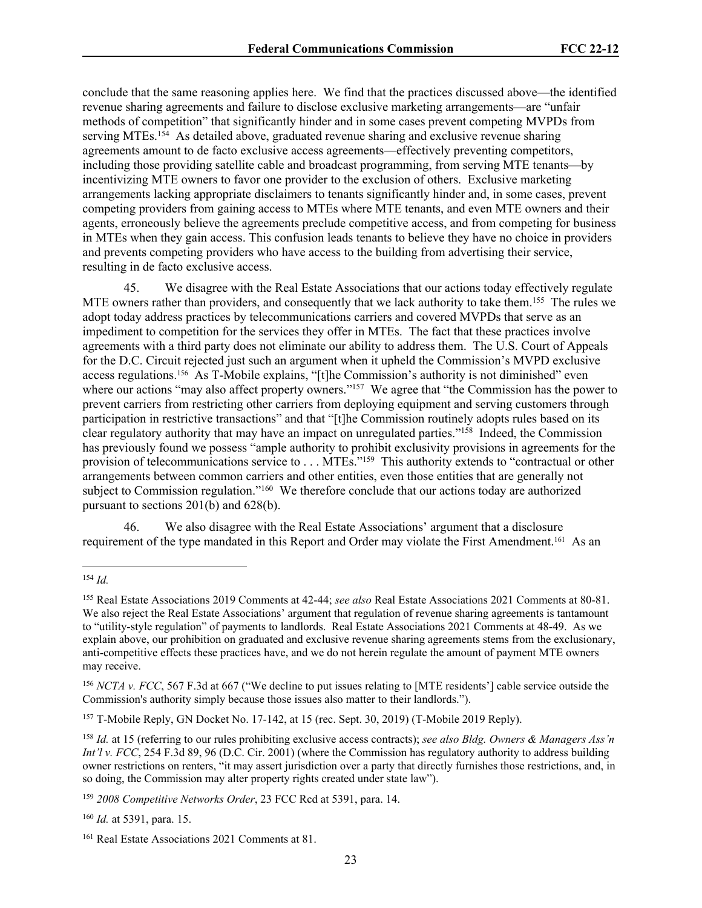conclude that the same reasoning applies here. We find that the practices discussed above—the identified revenue sharing agreements and failure to disclose exclusive marketing arrangements—are "unfair methods of competition" that significantly hinder and in some cases prevent competing MVPDs from serving MTEs.[154] As detailed above, graduated revenue sharing and exclusive revenue sharing agreements amount to de facto exclusive access agreements—effectively preventing competitors, including those providing satellite cable and broadcast programming, from serving MTE tenants—by incentivizing MTE owners to favor one provider to the exclusion of others. Exclusive marketing arrangements lacking appropriate disclaimers to tenants significantly hinder and, in some cases, prevent competing providers from gaining access to MTEs where MTE tenants, and even MTE owners and their agents, erroneously believe the agreements preclude competitive access, and from competing for business in MTEs when they gain access. This confusion leads tenants to believe they have no choice in providers and prevents competing providers who have access to the building from advertising their service, resulting in de facto exclusive access.

45. We disagree with the Real Estate Associations that our actions today effectively regulate MTE owners rather than providers, and consequently that we lack authority to take them.[155] The rules we adopt today address practices by telecommunications carriers and covered MVPDs that serve as an impediment to competition for the services they offer in MTEs. The fact that these practices involve agreements with a third party does not eliminate our ability to address them. The U.S. Court of Appeals for the D.C. Circuit rejected just such an argument when it upheld the Commission's MVPD exclusive access regulations.[156] As T-Mobile explains, "[t]he Commission's authority is not diminished" even where our actions "may also affect property owners."[157] We agree that "the Commission has the power to prevent carriers from restricting other carriers from deploying equipment and serving customers through participation in restrictive transactions" and that "[t]he Commission routinely adopts rules based on its clear regulatory authority that may have an impact on unregulated parties."[158] Indeed, the Commission has previously found we possess "ample authority to prohibit exclusivity provisions in agreements for the provision of telecommunications service to . . . MTEs."[159] This authority extends to "contractual or other arrangements between common carriers and other entities, even those entities that are generally not subject to Commission regulation."[160] We therefore conclude that our actions today are authorized pursuant to sections 201(b) and 628(b).

46. We also disagree with the Real Estate Associations' argument that a disclosure requirement of the type mandated in this Report and Order may violate the First Amendment.[161] As an

---

[154] *Id.*

[155] Real Estate Associations 2019 Comments at 42-44; *see also* Real Estate Associations 2021 Comments at 80-81. We also reject the Real Estate Associations' argument that regulation of revenue sharing agreements is tantamount to "utility-style regulation" of payments to landlords. Real Estate Associations 2021 Comments at 48-49. As we explain above, our prohibition on graduated and exclusive revenue sharing agreements stems from the exclusionary, anti-competitive effects these practices have, and we do not herein regulate the amount of payment MTE owners may receive.

[156] *NCTA v. FCC*, 567 F.3d at 667 ("We decline to put issues relating to [MTE residents'] cable service outside the Commission's authority simply because those issues also matter to their landlords.").

[157] T-Mobile Reply, GN Docket No. 17-142, at 15 (rec. Sept. 30, 2019) (T-Mobile 2019 Reply).

[158] *Id.* at 15 (referring to our rules prohibiting exclusive access contracts); *see also Bldg. Owners & Managers Ass'n Int'l v. FCC*, 254 F.3d 89, 96 (D.C. Cir. 2001) (where the Commission has regulatory authority to address building owner restrictions on renters, "it may assert jurisdiction over a party that directly furnishes those restrictions, and, in so doing, the Commission may alter property rights created under state law").

[159] *2008 Competitive Networks Order*, 23 FCC Rcd at 5391, para. 14.

[160] *Id.* at 5391, para. 15.

[161] Real Estate Associations 2021 Comments at 81.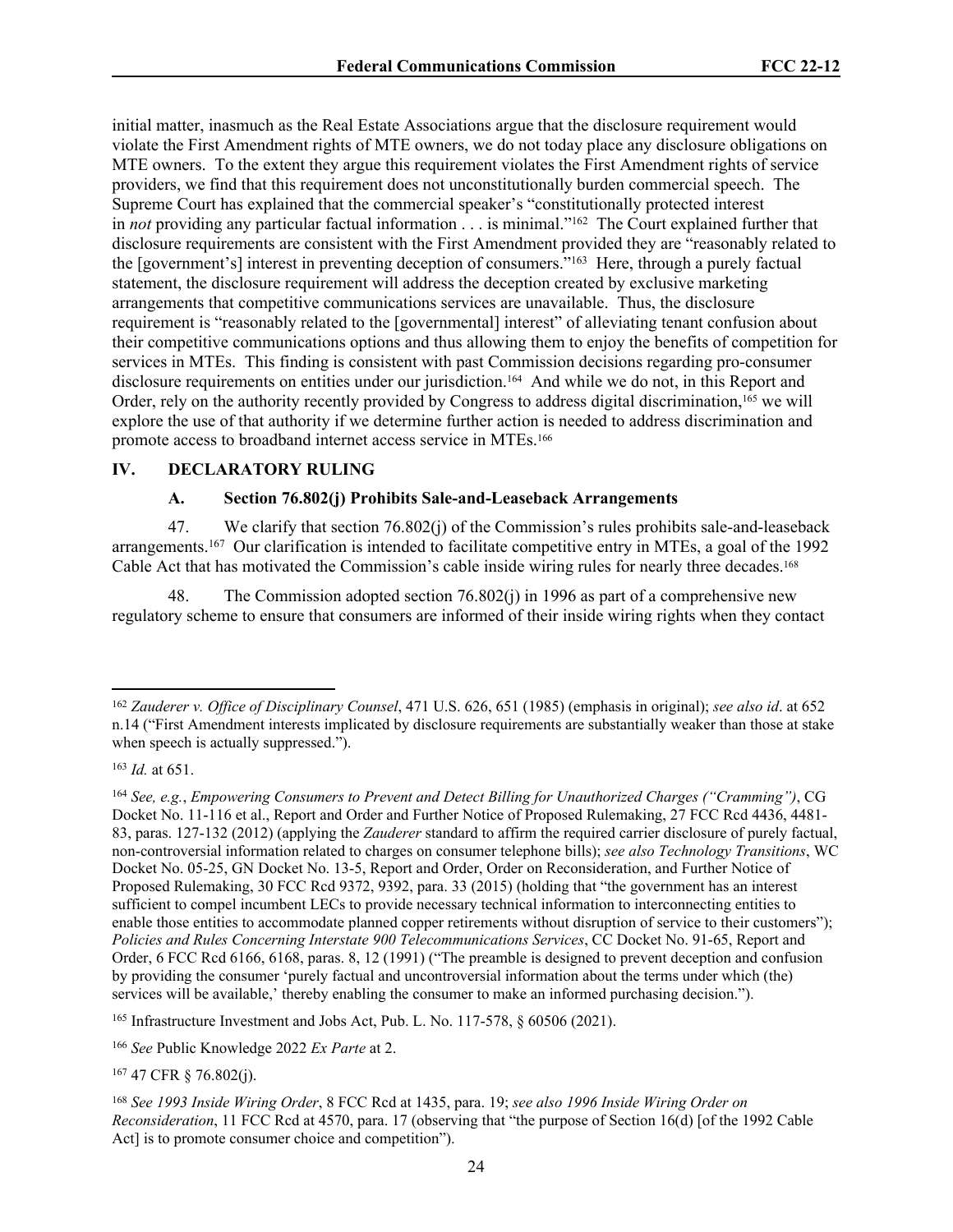initial matter, inasmuch as the Real Estate Associations argue that the disclosure requirement would violate the First Amendment rights of MTE owners, we do not today place any disclosure obligations on MTE owners. To the extent they argue this requirement violates the First Amendment rights of service providers, we find that this requirement does not unconstitutionally burden commercial speech. The Supreme Court has explained that the commercial speaker's "constitutionally protected interest in *not* providing any particular factual information . . . is minimal."[162] The Court explained further that disclosure requirements are consistent with the First Amendment provided they are "reasonably related to the [government's] interest in preventing deception of consumers."[163] Here, through a purely factual statement, the disclosure requirement will address the deception created by exclusive marketing arrangements that competitive communications services are unavailable. Thus, the disclosure requirement is "reasonably related to the [governmental] interest" of alleviating tenant confusion about their competitive communications options and thus allowing them to enjoy the benefits of competition for services in MTEs. This finding is consistent with past Commission decisions regarding pro-consumer disclosure requirements on entities under our jurisdiction.[164] And while we do not, in this Report and Order, rely on the authority recently provided by Congress to address digital discrimination,[165] we will explore the use of that authority if we determine further action is needed to address discrimination and promote access to broadband internet access service in MTEs.[166]

## IV. DECLARATORY RULING

### A. Section 76.802(j) Prohibits Sale-and-Leaseback Arrangements

47. We clarify that section 76.802(j) of the Commission's rules prohibits sale-and-leaseback arrangements.[167] Our clarification is intended to facilitate competitive entry in MTEs, a goal of the 1992 Cable Act that has motivated the Commission's cable inside wiring rules for nearly three decades.[168]

48. The Commission adopted section 76.802(j) in 1996 as part of a comprehensive new regulatory scheme to ensure that consumers are informed of their inside wiring rights when they contact

---

[162] *Zauderer v. Office of Disciplinary Counsel*, 471 U.S. 626, 651 (1985) (emphasis in original); *see also id*. at 652 n.14 ("First Amendment interests implicated by disclosure requirements are substantially weaker than those at stake when speech is actually suppressed.").

[163] *Id.* at 651.

[164] *See, e.g.*, *Empowering Consumers to Prevent and Detect Billing for Unauthorized Charges ("Cramming")*, CG Docket No. 11-116 et al., Report and Order and Further Notice of Proposed Rulemaking, 27 FCC Rcd 4436, 4481-83, paras. 127-132 (2012) (applying the *Zauderer* standard to affirm the required carrier disclosure of purely factual, non-controversial information related to charges on consumer telephone bills); *see also Technology Transitions*, WC Docket No. 05-25, GN Docket No. 13-5, Report and Order, Order on Reconsideration, and Further Notice of Proposed Rulemaking, 30 FCC Rcd 9372, 9392, para. 33 (2015) (holding that "the government has an interest sufficient to compel incumbent LECs to provide necessary technical information to interconnecting entities to enable those entities to accommodate planned copper retirements without disruption of service to their customers"); *Policies and Rules Concerning Interstate 900 Telecommunications Services*, CC Docket No. 91-65, Report and Order, 6 FCC Rcd 6166, 6168, paras. 8, 12 (1991) ("The preamble is designed to prevent deception and confusion by providing the consumer 'purely factual and uncontroversial information about the terms under which (the) services will be available,' thereby enabling the consumer to make an informed purchasing decision.").

[165] Infrastructure Investment and Jobs Act, Pub. L. No. 117-578, § 60506 (2021).

[166] *See* Public Knowledge 2022 *Ex Parte* at 2.

[167] 47 CFR § 76.802(j).

[168] *See 1993 Inside Wiring Order*, 8 FCC Rcd at 1435, para. 19; *see also 1996 Inside Wiring Order on Reconsideration*, 11 FCC Rcd at 4570, para. 17 (observing that "the purpose of Section 16(d) [of the 1992 Cable Act] is to promote consumer choice and competition").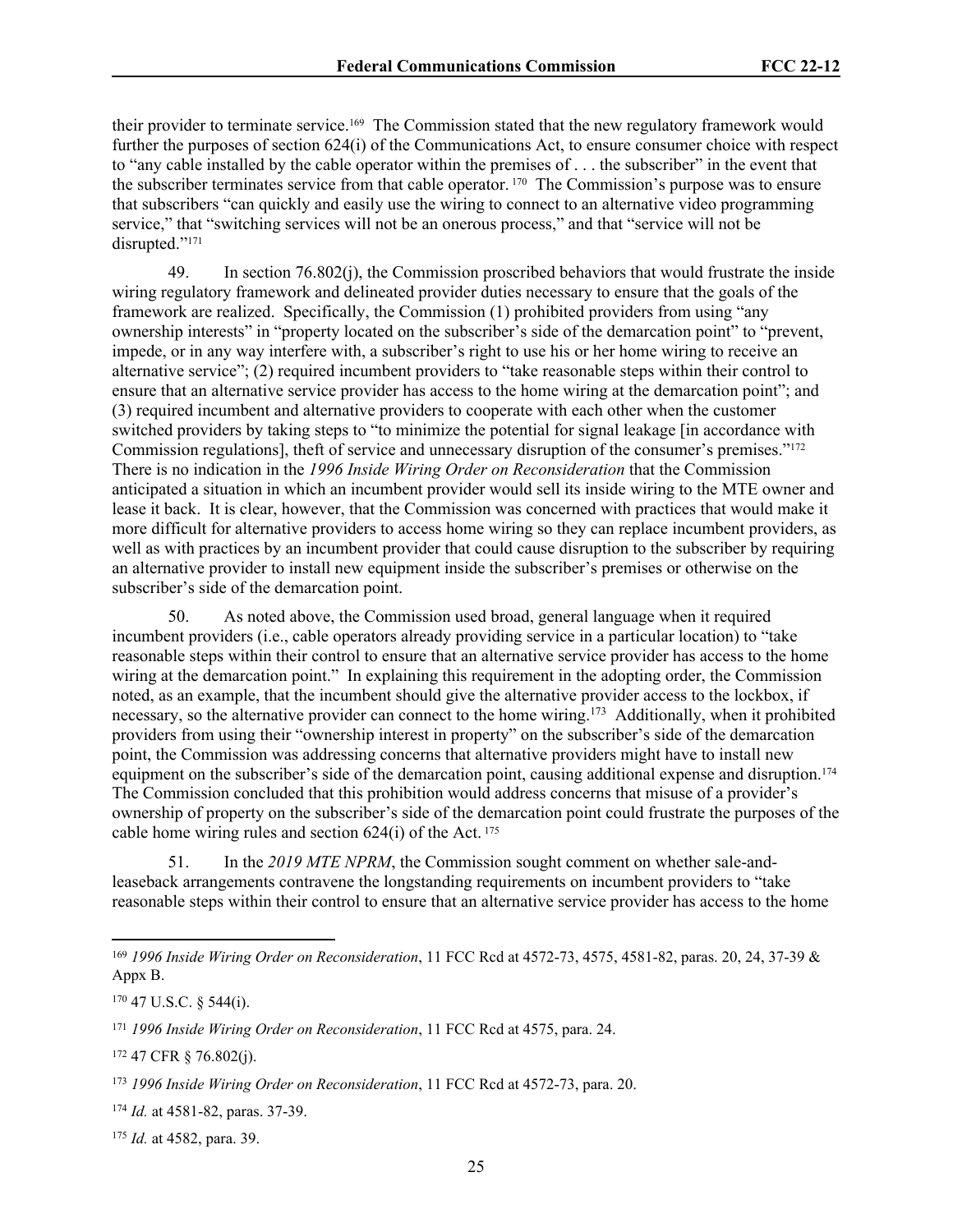their provider to terminate service.[169] The Commission stated that the new regulatory framework would further the purposes of section 624(i) of the Communications Act, to ensure consumer choice with respect to "any cable installed by the cable operator within the premises of . . . the subscriber" in the event that the subscriber terminates service from that cable operator.[170] The Commission's purpose was to ensure that subscribers "can quickly and easily use the wiring to connect to an alternative video programming service," that "switching services will not be an onerous process," and that "service will not be disrupted."[171]

49. In section 76.802(j), the Commission proscribed behaviors that would frustrate the inside wiring regulatory framework and delineated provider duties necessary to ensure that the goals of the framework are realized. Specifically, the Commission (1) prohibited providers from using "any ownership interests" in "property located on the subscriber's side of the demarcation point" to "prevent, impede, or in any way interfere with, a subscriber's right to use his or her home wiring to receive an alternative service"; (2) required incumbent providers to "take reasonable steps within their control to ensure that an alternative service provider has access to the home wiring at the demarcation point"; and (3) required incumbent and alternative providers to cooperate with each other when the customer switched providers by taking steps to "to minimize the potential for signal leakage [in accordance with Commission regulations], theft of service and unnecessary disruption of the consumer's premises."[172] There is no indication in the *1996 Inside Wiring Order on Reconsideration* that the Commission anticipated a situation in which an incumbent provider would sell its inside wiring to the MTE owner and lease it back. It is clear, however, that the Commission was concerned with practices that would make it more difficult for alternative providers to access home wiring so they can replace incumbent providers, as well as with practices by an incumbent provider that could cause disruption to the subscriber by requiring an alternative provider to install new equipment inside the subscriber's premises or otherwise on the subscriber's side of the demarcation point.

50. As noted above, the Commission used broad, general language when it required incumbent providers (i.e., cable operators already providing service in a particular location) to "take reasonable steps within their control to ensure that an alternative service provider has access to the home wiring at the demarcation point." In explaining this requirement in the adopting order, the Commission noted, as an example, that the incumbent should give the alternative provider access to the lockbox, if necessary, so the alternative provider can connect to the home wiring.[173] Additionally, when it prohibited providers from using their "ownership interest in property" on the subscriber's side of the demarcation point, the Commission was addressing concerns that alternative providers might have to install new equipment on the subscriber's side of the demarcation point, causing additional expense and disruption.[174] The Commission concluded that this prohibition would address concerns that misuse of a provider's ownership of property on the subscriber's side of the demarcation point could frustrate the purposes of the cable home wiring rules and section 624(i) of the Act.[175]

51. In the *2019 MTE NPRM*, the Commission sought comment on whether sale-and-leaseback arrangements contravene the longstanding requirements on incumbent providers to "take reasonable steps within their control to ensure that an alternative service provider has access to the home

---

[169] *1996 Inside Wiring Order on Reconsideration*, 11 FCC Rcd at 4572-73, 4575, 4581-82, paras. 20, 24, 37-39 & Appx B.

[170] 47 U.S.C. § 544(i).

[171] *1996 Inside Wiring Order on Reconsideration*, 11 FCC Rcd at 4575, para. 24.

[172] 47 CFR § 76.802(j).

[173] *1996 Inside Wiring Order on Reconsideration*, 11 FCC Rcd at 4572-73, para. 20.

[174] *Id.* at 4581-82, paras. 37-39.

[175] *Id.* at 4582, para. 39.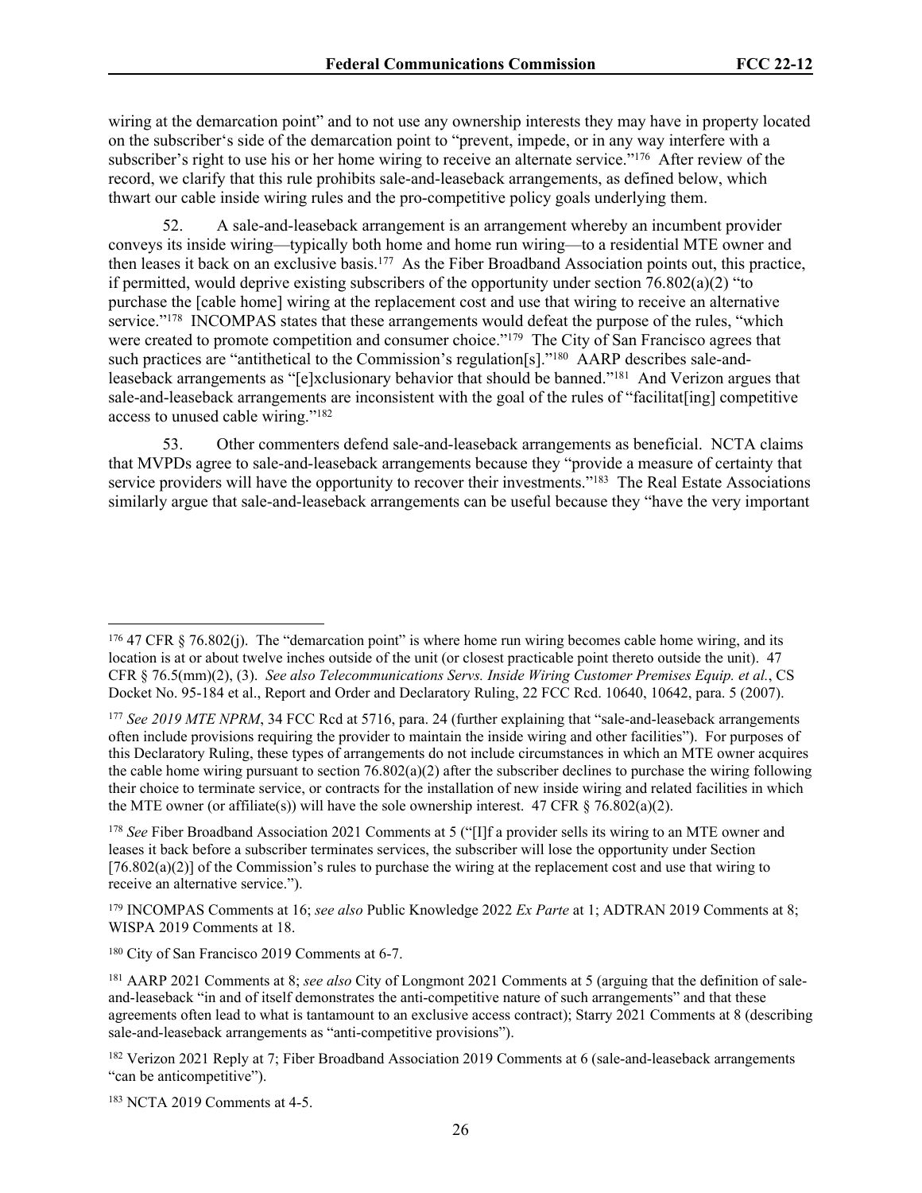wiring at the demarcation point" and to not use any ownership interests they may have in property located on the subscriber's side of the demarcation point to "prevent, impede, or in any way interfere with a subscriber's right to use his or her home wiring to receive an alternate service."[176] After review of the record, we clarify that this rule prohibits sale-and-leaseback arrangements, as defined below, which thwart our cable inside wiring rules and the pro-competitive policy goals underlying them.

52. A sale-and-leaseback arrangement is an arrangement whereby an incumbent provider conveys its inside wiring—typically both home and home run wiring—to a residential MTE owner and then leases it back on an exclusive basis.[177] As the Fiber Broadband Association points out, this practice, if permitted, would deprive existing subscribers of the opportunity under section 76.802(a)(2) "to purchase the [cable home] wiring at the replacement cost and use that wiring to receive an alternative service."[178] INCOMPAS states that these arrangements would defeat the purpose of the rules, "which were created to promote competition and consumer choice."[179] The City of San Francisco agrees that such practices are "antithetical to the Commission's regulation[s]."[180] AARP describes sale-and-leaseback arrangements as "[e]xclusionary behavior that should be banned."[181] And Verizon argues that sale-and-leaseback arrangements are inconsistent with the goal of the rules of "facilitat[ing] competitive access to unused cable wiring."[182]

53. Other commenters defend sale-and-leaseback arrangements as beneficial. NCTA claims that MVPDs agree to sale-and-leaseback arrangements because they "provide a measure of certainty that service providers will have the opportunity to recover their investments."[183] The Real Estate Associations similarly argue that sale-and-leaseback arrangements can be useful because they "have the very important

---

[176] 47 CFR § 76.802(j). The "demarcation point" is where home run wiring becomes cable home wiring, and its location is at or about twelve inches outside of the unit (or closest practicable point thereto outside the unit). 47 CFR § 76.5(mm)(2), (3). *See also Telecommunications Servs. Inside Wiring Customer Premises Equip. et al.*, CS Docket No. 95-184 et al., Report and Order and Declaratory Ruling, 22 FCC Rcd. 10640, 10642, para. 5 (2007).

[177] *See 2019 MTE NPRM*, 34 FCC Rcd at 5716, para. 24 (further explaining that "sale-and-leaseback arrangements often include provisions requiring the provider to maintain the inside wiring and other facilities"). For purposes of this Declaratory Ruling, these types of arrangements do not include circumstances in which an MTE owner acquires the cable home wiring pursuant to section 76.802(a)(2) after the subscriber declines to purchase the wiring following their choice to terminate service, or contracts for the installation of new inside wiring and related facilities in which the MTE owner (or affiliate(s)) will have the sole ownership interest. 47 CFR § 76.802(a)(2).

[178] *See* Fiber Broadband Association 2021 Comments at 5 ("[I]f a provider sells its wiring to an MTE owner and leases it back before a subscriber terminates services, the subscriber will lose the opportunity under Section [76.802(a)(2)] of the Commission's rules to purchase the wiring at the replacement cost and use that wiring to receive an alternative service.").

[179] INCOMPAS Comments at 16; *see also* Public Knowledge 2022 *Ex Parte* at 1; ADTRAN 2019 Comments at 8; WISPA 2019 Comments at 18.

[180] City of San Francisco 2019 Comments at 6-7.

[181] AARP 2021 Comments at 8; *see also* City of Longmont 2021 Comments at 5 (arguing that the definition of sale-and-leaseback "in and of itself demonstrates the anti-competitive nature of such arrangements" and that these agreements often lead to what is tantamount to an exclusive access contract); Starry 2021 Comments at 8 (describing sale-and-leaseback arrangements as "anti-competitive provisions").

[182] Verizon 2021 Reply at 7; Fiber Broadband Association 2019 Comments at 6 (sale-and-leaseback arrangements "can be anticompetitive").

[183] NCTA 2019 Comments at 4-5.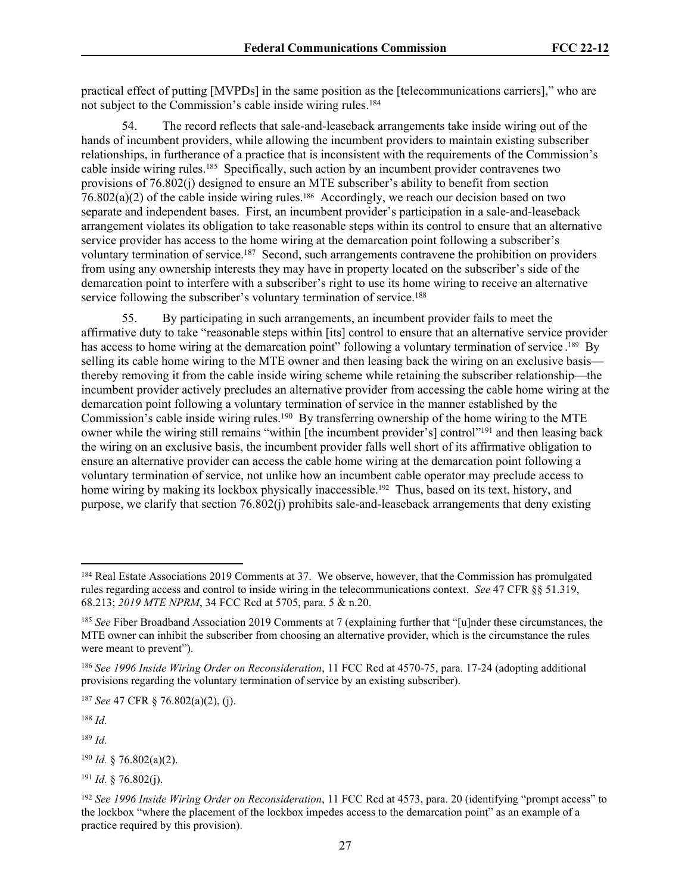practical effect of putting [MVPDs] in the same position as the [telecommunications carriers]," who are not subject to the Commission's cable inside wiring rules.[184]

54. The record reflects that sale-and-leaseback arrangements take inside wiring out of the hands of incumbent providers, while allowing the incumbent providers to maintain existing subscriber relationships, in furtherance of a practice that is inconsistent with the requirements of the Commission's cable inside wiring rules.[185] Specifically, such action by an incumbent provider contravenes two provisions of 76.802(j) designed to ensure an MTE subscriber's ability to benefit from section 76.802(a)(2) of the cable inside wiring rules.[186] Accordingly, we reach our decision based on two separate and independent bases. First, an incumbent provider's participation in a sale-and-leaseback arrangement violates its obligation to take reasonable steps within its control to ensure that an alternative service provider has access to the home wiring at the demarcation point following a subscriber's voluntary termination of service.[187] Second, such arrangements contravene the prohibition on providers from using any ownership interests they may have in property located on the subscriber's side of the demarcation point to interfere with a subscriber's right to use its home wiring to receive an alternative service following the subscriber's voluntary termination of service.[188]

55. By participating in such arrangements, an incumbent provider fails to meet the affirmative duty to take "reasonable steps within [its] control to ensure that an alternative service provider has access to home wiring at the demarcation point" following a voluntary termination of service.[189] By selling its cable home wiring to the MTE owner and then leasing back the wiring on an exclusive basis—thereby removing it from the cable inside wiring scheme while retaining the subscriber relationship—the incumbent provider actively precludes an alternative provider from accessing the cable home wiring at the demarcation point following a voluntary termination of service in the manner established by the Commission's cable inside wiring rules.[190] By transferring ownership of the home wiring to the MTE owner while the wiring still remains "within [the incumbent provider's] control"[191] and then leasing back the wiring on an exclusive basis, the incumbent provider falls well short of its affirmative obligation to ensure an alternative provider can access the cable home wiring at the demarcation point following a voluntary termination of service, not unlike how an incumbent cable operator may preclude access to home wiring by making its lockbox physically inaccessible.[192] Thus, based on its text, history, and purpose, we clarify that section 76.802(j) prohibits sale-and-leaseback arrangements that deny existing

---

[184] Real Estate Associations 2019 Comments at 37. We observe, however, that the Commission has promulgated rules regarding access and control to inside wiring in the telecommunications context. *See* 47 CFR §§ 51.319, 68.213; *2019 MTE NPRM*, 34 FCC Rcd at 5705, para. 5 & n.20.

[185] *See* Fiber Broadband Association 2019 Comments at 7 (explaining further that "[u]nder these circumstances, the MTE owner can inhibit the subscriber from choosing an alternative provider, which is the circumstance the rules were meant to prevent").

[186] *See 1996 Inside Wiring Order on Reconsideration*, 11 FCC Rcd at 4570-75, para. 17-24 (adopting additional provisions regarding the voluntary termination of service by an existing subscriber).

[187] *See* 47 CFR § 76.802(a)(2), (j).

[188] *Id.*

[189] *Id.*

[190] *Id.* § 76.802(a)(2).

[191] *Id.* § 76.802(j).

[192] *See 1996 Inside Wiring Order on Reconsideration*, 11 FCC Rcd at 4573, para. 20 (identifying "prompt access" to the lockbox "where the placement of the lockbox impedes access to the demarcation point" as an example of a practice required by this provision).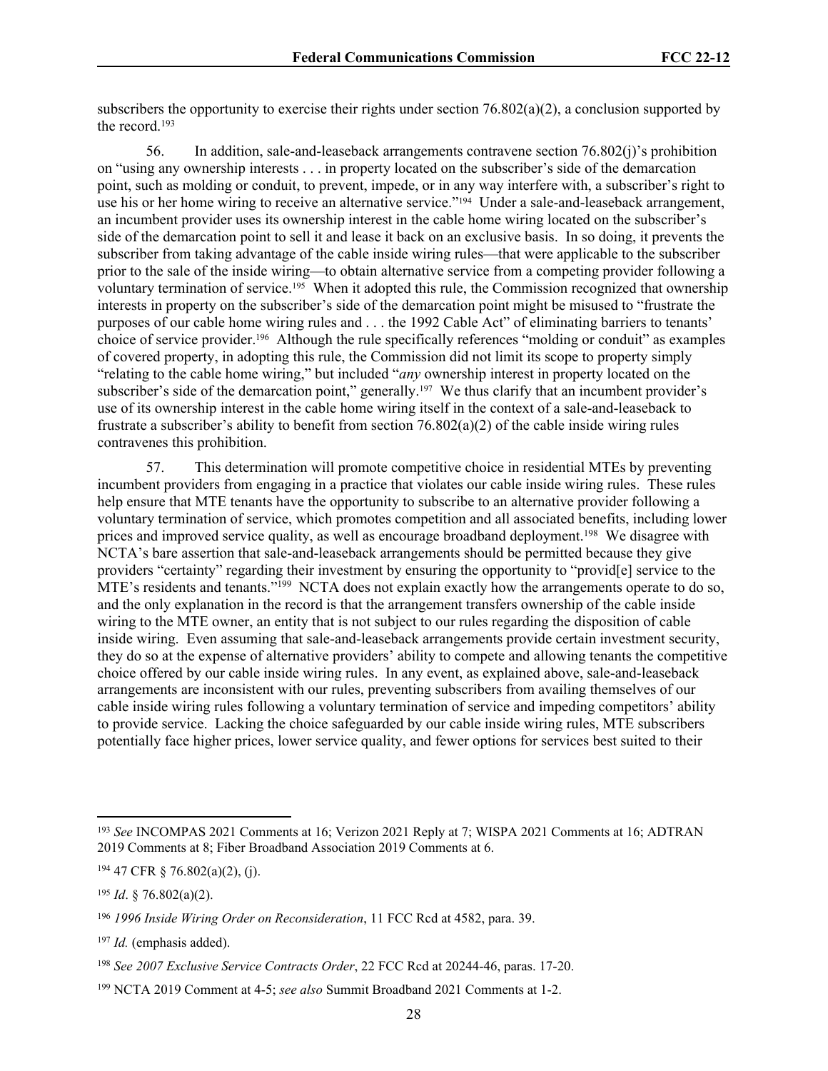subscribers the opportunity to exercise their rights under section 76.802(a)(2), a conclusion supported by the record.[193]

56. In addition, sale-and-leaseback arrangements contravene section 76.802(j)'s prohibition on "using any ownership interests . . . in property located on the subscriber's side of the demarcation point, such as molding or conduit, to prevent, impede, or in any way interfere with, a subscriber's right to use his or her home wiring to receive an alternative service."[194] Under a sale-and-leaseback arrangement, an incumbent provider uses its ownership interest in the cable home wiring located on the subscriber's side of the demarcation point to sell it and lease it back on an exclusive basis. In so doing, it prevents the subscriber from taking advantage of the cable inside wiring rules—that were applicable to the subscriber prior to the sale of the inside wiring—to obtain alternative service from a competing provider following a voluntary termination of service.[195] When it adopted this rule, the Commission recognized that ownership interests in property on the subscriber's side of the demarcation point might be misused to "frustrate the purposes of our cable home wiring rules and . . . the 1992 Cable Act" of eliminating barriers to tenants' choice of service provider.[196] Although the rule specifically references "molding or conduit" as examples of covered property, in adopting this rule, the Commission did not limit its scope to property simply "relating to the cable home wiring," but included "*any* ownership interest in property located on the subscriber's side of the demarcation point," generally.[197] We thus clarify that an incumbent provider's use of its ownership interest in the cable home wiring itself in the context of a sale-and-leaseback to frustrate a subscriber's ability to benefit from section 76.802(a)(2) of the cable inside wiring rules contravenes this prohibition.

57. This determination will promote competitive choice in residential MTEs by preventing incumbent providers from engaging in a practice that violates our cable inside wiring rules. These rules help ensure that MTE tenants have the opportunity to subscribe to an alternative provider following a voluntary termination of service, which promotes competition and all associated benefits, including lower prices and improved service quality, as well as encourage broadband deployment.[198] We disagree with NCTA's bare assertion that sale-and-leaseback arrangements should be permitted because they give providers "certainty" regarding their investment by ensuring the opportunity to "provid[e] service to the MTE's residents and tenants."[199] NCTA does not explain exactly how the arrangements operate to do so, and the only explanation in the record is that the arrangement transfers ownership of the cable inside wiring to the MTE owner, an entity that is not subject to our rules regarding the disposition of cable inside wiring. Even assuming that sale-and-leaseback arrangements provide certain investment security, they do so at the expense of alternative providers' ability to compete and allowing tenants the competitive choice offered by our cable inside wiring rules. In any event, as explained above, sale-and-leaseback arrangements are inconsistent with our rules, preventing subscribers from availing themselves of our cable inside wiring rules following a voluntary termination of service and impeding competitors' ability to provide service. Lacking the choice safeguarded by our cable inside wiring rules, MTE subscribers potentially face higher prices, lower service quality, and fewer options for services best suited to their

---

[193] *See* INCOMPAS 2021 Comments at 16; Verizon 2021 Reply at 7; WISPA 2021 Comments at 16; ADTRAN 2019 Comments at 8; Fiber Broadband Association 2019 Comments at 6.

[194] 47 CFR § 76.802(a)(2), (j).

[195] *Id*. § 76.802(a)(2).

[196] *1996 Inside Wiring Order on Reconsideration*, 11 FCC Rcd at 4582, para. 39.

[197] *Id.* (emphasis added).

[198] *See 2007 Exclusive Service Contracts Order*, 22 FCC Rcd at 20244-46, paras. 17-20.

[199] NCTA 2019 Comment at 4-5; *see also* Summit Broadband 2021 Comments at 1-2.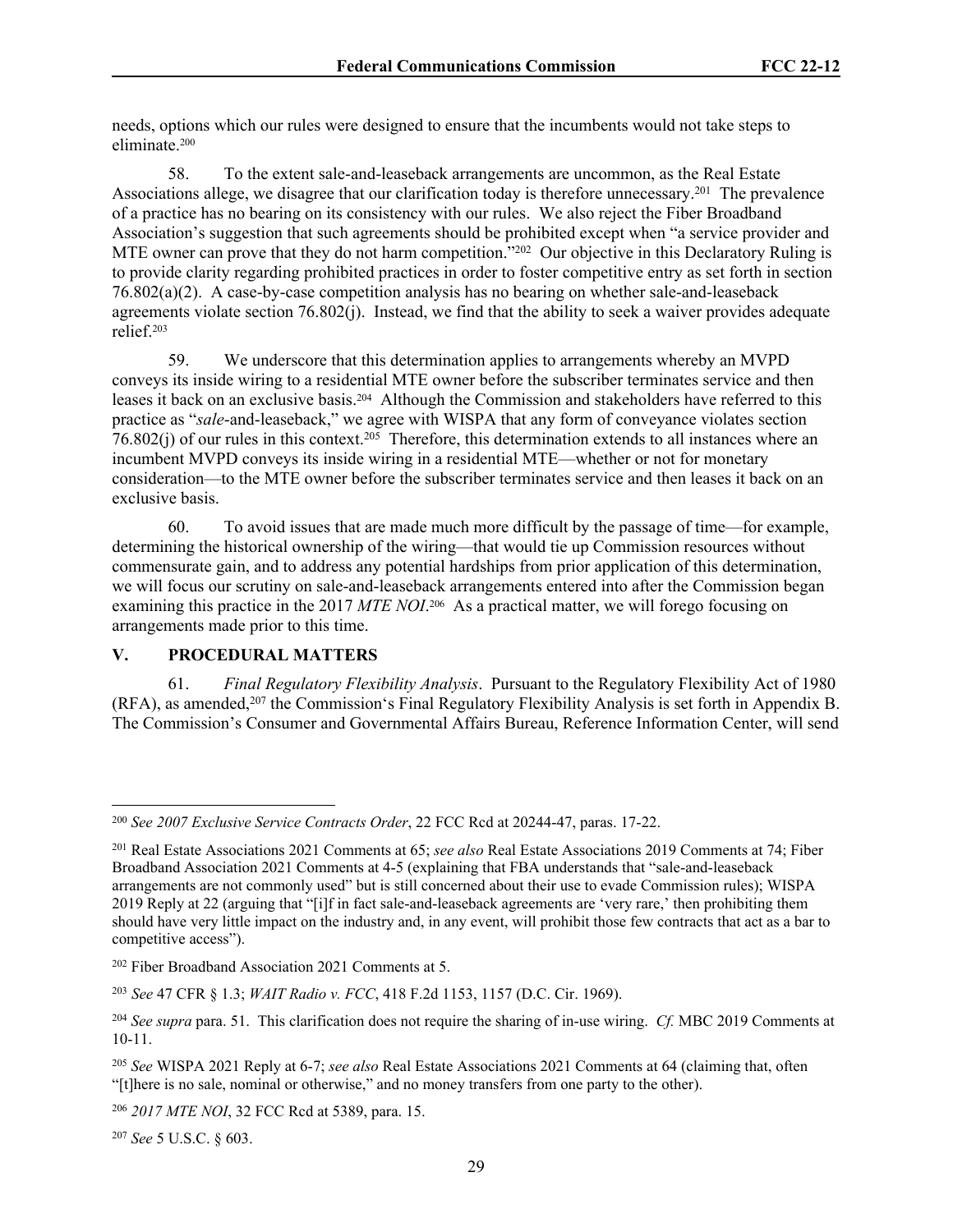needs, options which our rules were designed to ensure that the incumbents would not take steps to eliminate.[200]

58. To the extent sale-and-leaseback arrangements are uncommon, as the Real Estate Associations allege, we disagree that our clarification today is therefore unnecessary.[201] The prevalence of a practice has no bearing on its consistency with our rules. We also reject the Fiber Broadband Association's suggestion that such agreements should be prohibited except when "a service provider and MTE owner can prove that they do not harm competition."[202] Our objective in this Declaratory Ruling is to provide clarity regarding prohibited practices in order to foster competitive entry as set forth in section 76.802(a)(2). A case-by-case competition analysis has no bearing on whether sale-and-leaseback agreements violate section 76.802(j). Instead, we find that the ability to seek a waiver provides adequate relief.[203]

59. We underscore that this determination applies to arrangements whereby an MVPD conveys its inside wiring to a residential MTE owner before the subscriber terminates service and then leases it back on an exclusive basis.[204] Although the Commission and stakeholders have referred to this practice as "*sale*-and-leaseback," we agree with WISPA that any form of conveyance violates section 76.802(j) of our rules in this context.[205] Therefore, this determination extends to all instances where an incumbent MVPD conveys its inside wiring in a residential MTE—whether or not for monetary consideration—to the MTE owner before the subscriber terminates service and then leases it back on an exclusive basis.

60. To avoid issues that are made much more difficult by the passage of time—for example, determining the historical ownership of the wiring—that would tie up Commission resources without commensurate gain, and to address any potential hardships from prior application of this determination, we will focus our scrutiny on sale-and-leaseback arrangements entered into after the Commission began examining this practice in the 2017 *MTE NOI*.[206] As a practical matter, we will forego focusing on arrangements made prior to this time.

## V. PROCEDURAL MATTERS

61. *Final Regulatory Flexibility Analysis*. Pursuant to the Regulatory Flexibility Act of 1980 (RFA), as amended,[207] the Commission's Final Regulatory Flexibility Analysis is set forth in Appendix B. The Commission's Consumer and Governmental Affairs Bureau, Reference Information Center, will send

---

[200] *See 2007 Exclusive Service Contracts Order*, 22 FCC Rcd at 20244-47, paras. 17-22.

[201] Real Estate Associations 2021 Comments at 65; *see also* Real Estate Associations 2019 Comments at 74; Fiber Broadband Association 2021 Comments at 4-5 (explaining that FBA understands that "sale-and-leaseback arrangements are not commonly used" but is still concerned about their use to evade Commission rules); WISPA 2019 Reply at 22 (arguing that "[i]f in fact sale-and-leaseback agreements are 'very rare,' then prohibiting them should have very little impact on the industry and, in any event, will prohibit those few contracts that act as a bar to competitive access").

[202] Fiber Broadband Association 2021 Comments at 5.

[203] *See* 47 CFR § 1.3; *WAIT Radio v. FCC*, 418 F.2d 1153, 1157 (D.C. Cir. 1969).

[204] *See supra* para. 51. This clarification does not require the sharing of in-use wiring. *Cf.* MBC 2019 Comments at 10-11.

[205] *See* WISPA 2021 Reply at 6-7; *see also* Real Estate Associations 2021 Comments at 64 (claiming that, often "[t]here is no sale, nominal or otherwise," and no money transfers from one party to the other).

[206] *2017 MTE NOI*, 32 FCC Rcd at 5389, para. 15.

[207] *See* 5 U.S.C. § 603.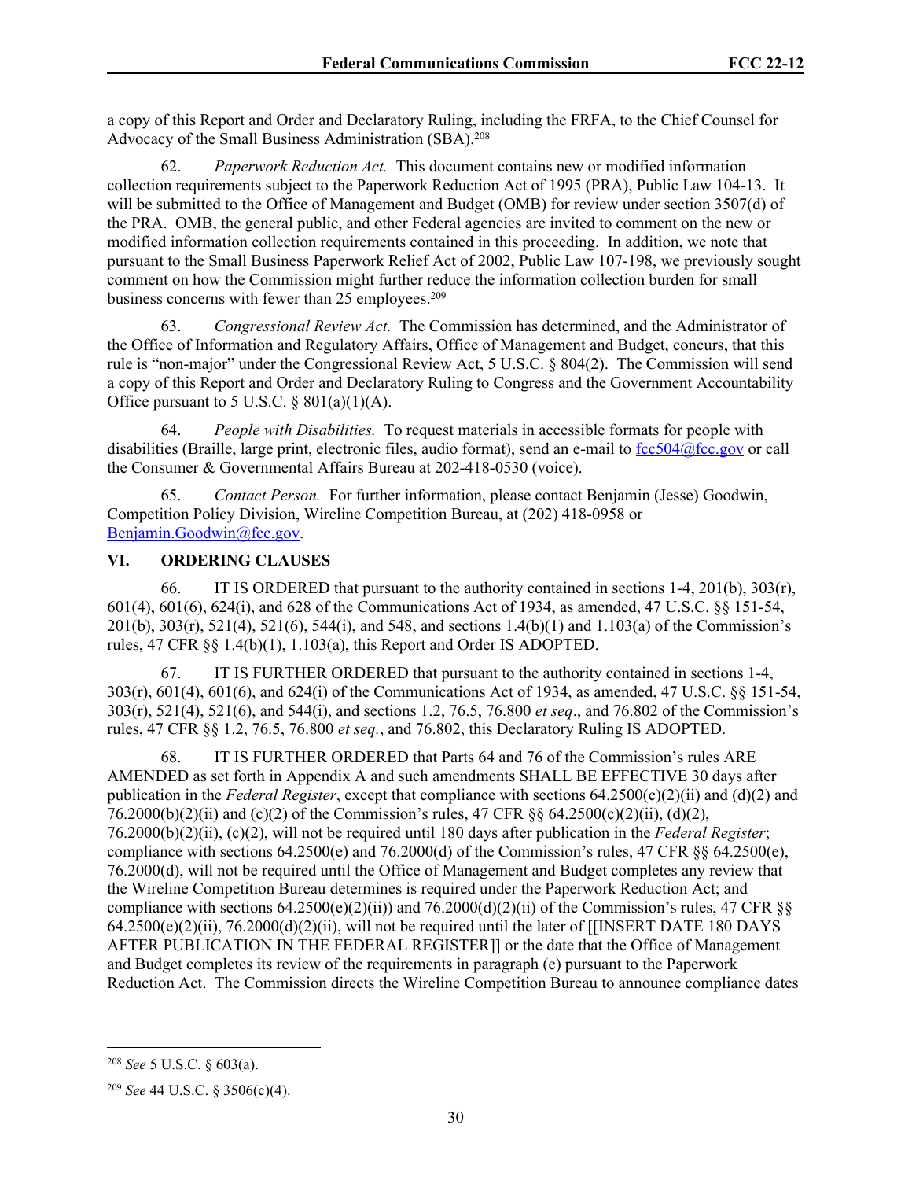a copy of this Report and Order and Declaratory Ruling, including the FRFA, to the Chief Counsel for Advocacy of the Small Business Administration (SBA).[208]

62. *Paperwork Reduction Act.* This document contains new or modified information collection requirements subject to the Paperwork Reduction Act of 1995 (PRA), Public Law 104-13. It will be submitted to the Office of Management and Budget (OMB) for review under section 3507(d) of the PRA. OMB, the general public, and other Federal agencies are invited to comment on the new or modified information collection requirements contained in this proceeding. In addition, we note that pursuant to the Small Business Paperwork Relief Act of 2002, Public Law 107-198, we previously sought comment on how the Commission might further reduce the information collection burden for small business concerns with fewer than 25 employees.[209]

63. *Congressional Review Act.* The Commission has determined, and the Administrator of the Office of Information and Regulatory Affairs, Office of Management and Budget, concurs, that this rule is "non-major" under the Congressional Review Act, 5 U.S.C. § 804(2). The Commission will send a copy of this Report and Order and Declaratory Ruling to Congress and the Government Accountability Office pursuant to 5 U.S.C. § 801(a)(1)(A).

64. *People with Disabilities.* To request materials in accessible formats for people with disabilities (Braille, large print, electronic files, audio format), send an e-mail to fcc504@fcc.gov or call the Consumer & Governmental Affairs Bureau at 202-418-0530 (voice).

65. *Contact Person.* For further information, please contact Benjamin (Jesse) Goodwin, Competition Policy Division, Wireline Competition Bureau, at (202) 418-0958 or Benjamin.Goodwin@fcc.gov.

## VI. ORDERING CLAUSES

66. IT IS ORDERED that pursuant to the authority contained in sections 1-4, 201(b), 303(r), 601(4), 601(6), 624(i), and 628 of the Communications Act of 1934, as amended, 47 U.S.C. §§ 151-54, 201(b), 303(r), 521(4), 521(6), 544(i), and 548, and sections 1.4(b)(1) and 1.103(a) of the Commission's rules, 47 CFR §§ 1.4(b)(1), 1.103(a), this Report and Order IS ADOPTED.

67. IT IS FURTHER ORDERED that pursuant to the authority contained in sections 1-4, 303(r), 601(4), 601(6), and 624(i) of the Communications Act of 1934, as amended, 47 U.S.C. §§ 151-54, 303(r), 521(4), 521(6), and 544(i), and sections 1.2, 76.5, 76.800 *et seq*., and 76.802 of the Commission's rules, 47 CFR §§ 1.2, 76.5, 76.800 *et seq.*, and 76.802, this Declaratory Ruling IS ADOPTED.

68. IT IS FURTHER ORDERED that Parts 64 and 76 of the Commission's rules ARE AMENDED as set forth in Appendix A and such amendments SHALL BE EFFECTIVE 30 days after publication in the *Federal Register*, except that compliance with sections 64.2500(c)(2)(ii) and (d)(2) and 76.2000(b)(2)(ii) and (c)(2) of the Commission's rules, 47 CFR §§ 64.2500(c)(2)(ii), (d)(2), 76.2000(b)(2)(ii), (c)(2), will not be required until 180 days after publication in the *Federal Register*; compliance with sections 64.2500(e) and 76.2000(d) of the Commission's rules, 47 CFR §§ 64.2500(e), 76.2000(d), will not be required until the Office of Management and Budget completes any review that the Wireline Competition Bureau determines is required under the Paperwork Reduction Act; and compliance with sections 64.2500(e)(2)(ii)) and 76.2000(d)(2)(ii) of the Commission's rules, 47 CFR §§ 64.2500(e)(2)(ii), 76.2000(d)(2)(ii), will not be required until the later of [[INSERT DATE 180 DAYS AFTER PUBLICATION IN THE FEDERAL REGISTER]] or the date that the Office of Management and Budget completes its review of the requirements in paragraph (e) pursuant to the Paperwork Reduction Act. The Commission directs the Wireline Competition Bureau to announce compliance dates

---

[208] *See* 5 U.S.C. § 603(a).

[209] *See* 44 U.S.C. § 3506(c)(4).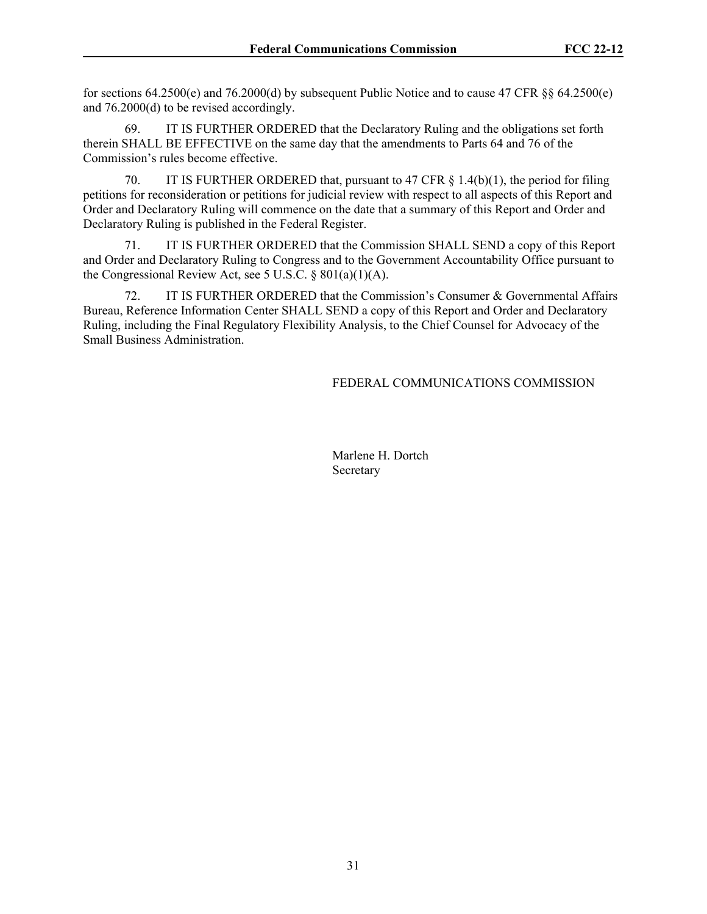for sections 64.2500(e) and 76.2000(d) by subsequent Public Notice and to cause 47 CFR §§ 64.2500(e) and 76.2000(d) to be revised accordingly.

69. IT IS FURTHER ORDERED that the Declaratory Ruling and the obligations set forth therein SHALL BE EFFECTIVE on the same day that the amendments to Parts 64 and 76 of the Commission's rules become effective.

70. IT IS FURTHER ORDERED that, pursuant to 47 CFR § 1.4(b)(1), the period for filing petitions for reconsideration or petitions for judicial review with respect to all aspects of this Report and Order and Declaratory Ruling will commence on the date that a summary of this Report and Order and Declaratory Ruling is published in the Federal Register.

71. IT IS FURTHER ORDERED that the Commission SHALL SEND a copy of this Report and Order and Declaratory Ruling to Congress and to the Government Accountability Office pursuant to the Congressional Review Act, see 5 U.S.C. § 801(a)(1)(A).

72. IT IS FURTHER ORDERED that the Commission's Consumer & Governmental Affairs Bureau, Reference Information Center SHALL SEND a copy of this Report and Order and Declaratory Ruling, including the Final Regulatory Flexibility Analysis, to the Chief Counsel for Advocacy of the Small Business Administration.

FEDERAL COMMUNICATIONS COMMISSION

Marlene H. Dortch
Secretary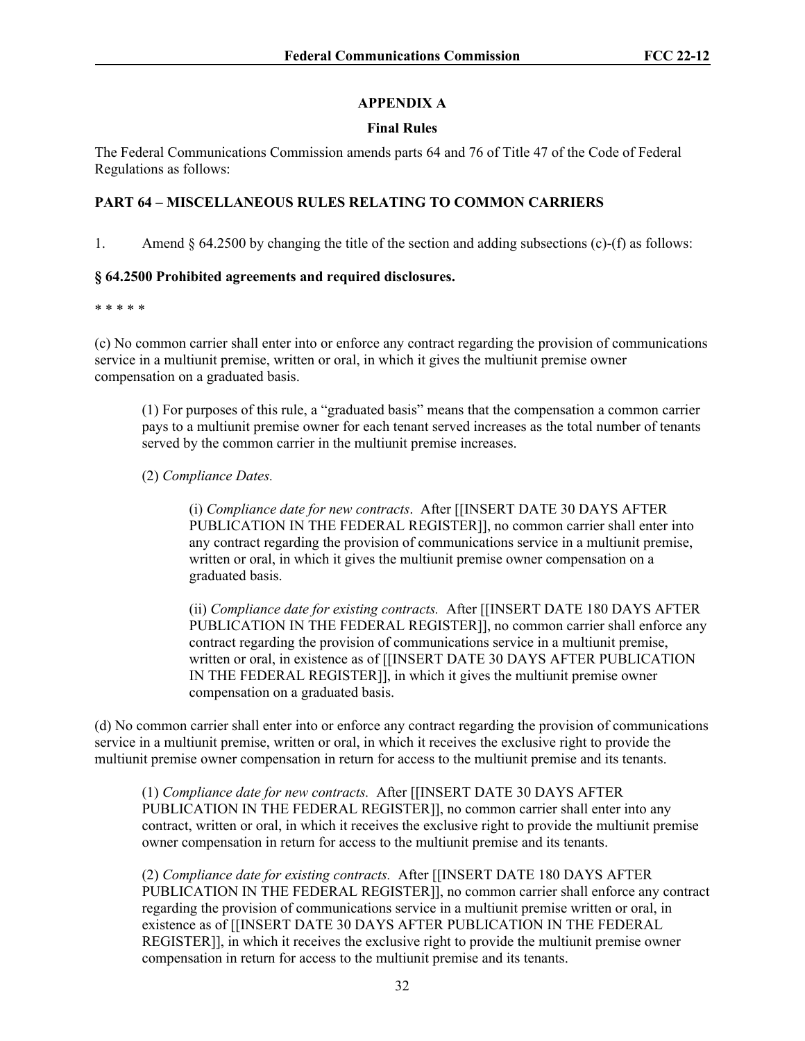## APPENDIX A

### Final Rules

The Federal Communications Commission amends parts 64 and 76 of Title 47 of the Code of Federal Regulations as follows:

**PART 64 – MISCELLANEOUS RULES RELATING TO COMMON CARRIERS**

1. Amend § 64.2500 by changing the title of the section and adding subsections (c)-(f) as follows:

**§ 64.2500 Prohibited agreements and required disclosures.**

* * * * *

(c) No common carrier shall enter into or enforce any contract regarding the provision of communications service in a multiunit premise, written or oral, in which it gives the multiunit premise owner compensation on a graduated basis.

> (1) For purposes of this rule, a "graduated basis" means that the compensation a common carrier pays to a multiunit premise owner for each tenant served increases as the total number of tenants served by the common carrier in the multiunit premise increases.
>
> (2) *Compliance Dates.*
>
> > (i) *Compliance date for new contracts*. After [[INSERT DATE 30 DAYS AFTER PUBLICATION IN THE FEDERAL REGISTER]], no common carrier shall enter into any contract regarding the provision of communications service in a multiunit premise, written or oral, in which it gives the multiunit premise owner compensation on a graduated basis.
> >
> > (ii) *Compliance date for existing contracts.* After [[INSERT DATE 180 DAYS AFTER PUBLICATION IN THE FEDERAL REGISTER]], no common carrier shall enforce any contract regarding the provision of communications service in a multiunit premise, written or oral, in existence as of [[INSERT DATE 30 DAYS AFTER PUBLICATION IN THE FEDERAL REGISTER]], in which it gives the multiunit premise owner compensation on a graduated basis.

(d) No common carrier shall enter into or enforce any contract regarding the provision of communications service in a multiunit premise, written or oral, in which it receives the exclusive right to provide the multiunit premise owner compensation in return for access to the multiunit premise and its tenants.

> (1) *Compliance date for new contracts.* After [[INSERT DATE 30 DAYS AFTER PUBLICATION IN THE FEDERAL REGISTER]], no common carrier shall enter into any contract, written or oral, in which it receives the exclusive right to provide the multiunit premise owner compensation in return for access to the multiunit premise and its tenants.
>
> (2) *Compliance date for existing contracts.* After [[INSERT DATE 180 DAYS AFTER PUBLICATION IN THE FEDERAL REGISTER]], no common carrier shall enforce any contract regarding the provision of communications service in a multiunit premise written or oral, in existence as of [[INSERT DATE 30 DAYS AFTER PUBLICATION IN THE FEDERAL REGISTER]], in which it receives the exclusive right to provide the multiunit premise owner compensation in return for access to the multiunit premise and its tenants.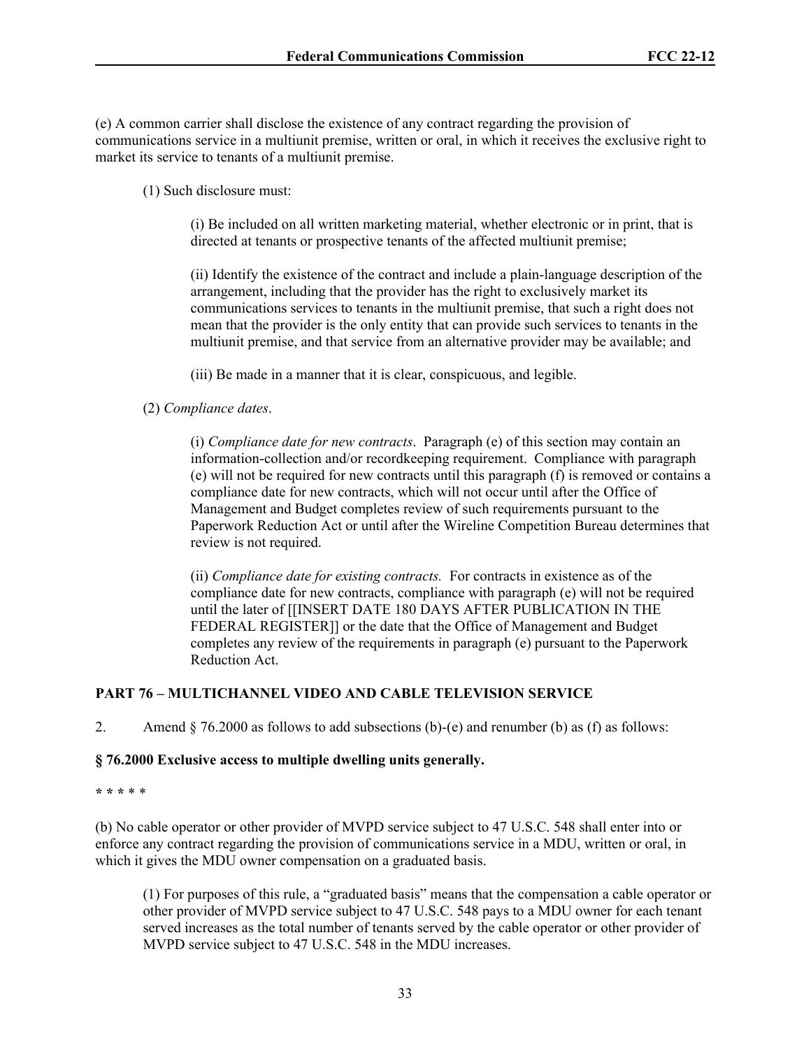(e) A common carrier shall disclose the existence of any contract regarding the provision of communications service in a multiunit premise, written or oral, in which it receives the exclusive right to market its service to tenants of a multiunit premise.

(1) Such disclosure must:

(i) Be included on all written marketing material, whether electronic or in print, that is directed at tenants or prospective tenants of the affected multiunit premise;

(ii) Identify the existence of the contract and include a plain-language description of the arrangement, including that the provider has the right to exclusively market its communications services to tenants in the multiunit premise, that such a right does not mean that the provider is the only entity that can provide such services to tenants in the multiunit premise, and that service from an alternative provider may be available; and

(iii) Be made in a manner that it is clear, conspicuous, and legible.

(2) *Compliance dates*.

(i) *Compliance date for new contracts*. Paragraph (e) of this section may contain an information-collection and/or recordkeeping requirement. Compliance with paragraph (e) will not be required for new contracts until this paragraph (f) is removed or contains a compliance date for new contracts, which will not occur until after the Office of Management and Budget completes review of such requirements pursuant to the Paperwork Reduction Act or until after the Wireline Competition Bureau determines that review is not required.

(ii) *Compliance date for existing contracts.* For contracts in existence as of the compliance date for new contracts, compliance with paragraph (e) will not be required until the later of [[INSERT DATE 180 DAYS AFTER PUBLICATION IN THE FEDERAL REGISTER]] or the date that the Office of Management and Budget completes any review of the requirements in paragraph (e) pursuant to the Paperwork Reduction Act.

**PART 76 – MULTICHANNEL VIDEO AND CABLE TELEVISION SERVICE**

2. Amend § 76.2000 as follows to add subsections (b)-(e) and renumber (b) as (f) as follows:

**§ 76.2000 Exclusive access to multiple dwelling units generally.**

**\* \* \* \* \***

(b) No cable operator or other provider of MVPD service subject to 47 U.S.C. 548 shall enter into or enforce any contract regarding the provision of communications service in a MDU, written or oral, in which it gives the MDU owner compensation on a graduated basis.

(1) For purposes of this rule, a "graduated basis" means that the compensation a cable operator or other provider of MVPD service subject to 47 U.S.C. 548 pays to a MDU owner for each tenant served increases as the total number of tenants served by the cable operator or other provider of MVPD service subject to 47 U.S.C. 548 in the MDU increases.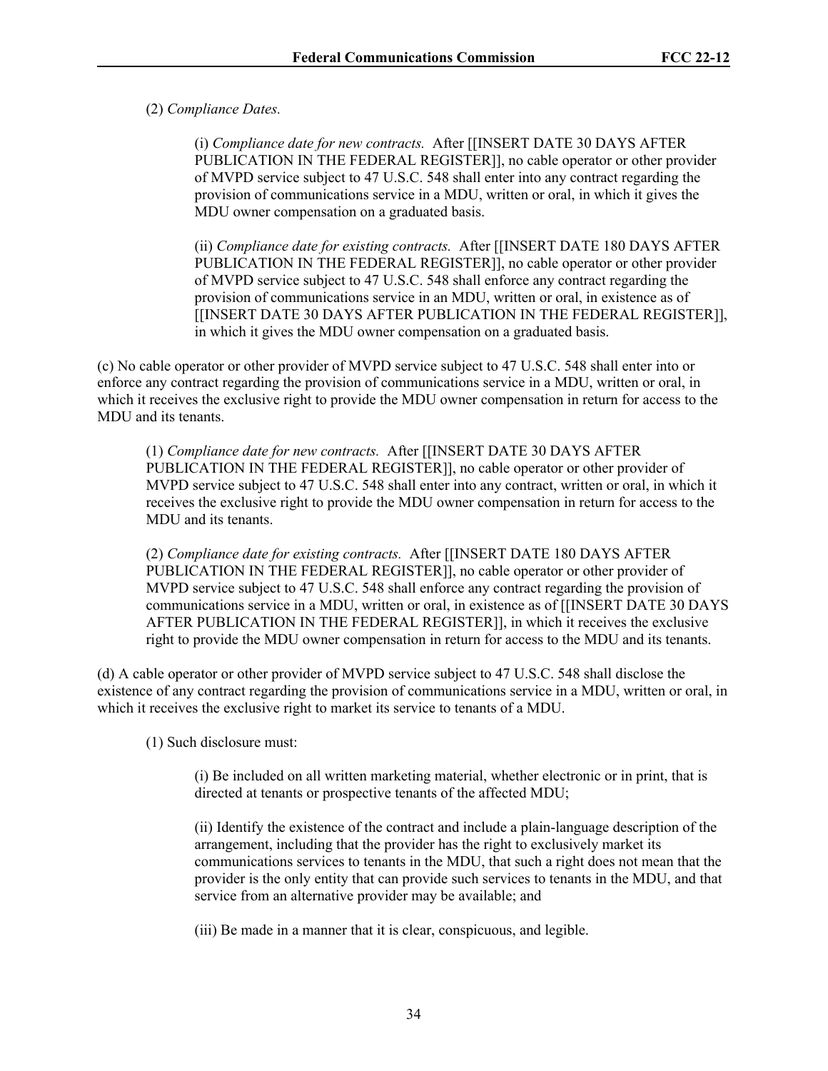(2) *Compliance Dates.*

> (i) *Compliance date for new contracts.* After [[INSERT DATE 30 DAYS AFTER PUBLICATION IN THE FEDERAL REGISTER]], no cable operator or other provider of MVPD service subject to 47 U.S.C. 548 shall enter into any contract regarding the provision of communications service in a MDU, written or oral, in which it gives the MDU owner compensation on a graduated basis.
>
> (ii) *Compliance date for existing contracts.* After [[INSERT DATE 180 DAYS AFTER PUBLICATION IN THE FEDERAL REGISTER]], no cable operator or other provider of MVPD service subject to 47 U.S.C. 548 shall enforce any contract regarding the provision of communications service in an MDU, written or oral, in existence as of [[INSERT DATE 30 DAYS AFTER PUBLICATION IN THE FEDERAL REGISTER]], in which it gives the MDU owner compensation on a graduated basis.

(c) No cable operator or other provider of MVPD service subject to 47 U.S.C. 548 shall enter into or enforce any contract regarding the provision of communications service in a MDU, written or oral, in which it receives the exclusive right to provide the MDU owner compensation in return for access to the MDU and its tenants.

(1) *Compliance date for new contracts.* After [[INSERT DATE 30 DAYS AFTER PUBLICATION IN THE FEDERAL REGISTER]], no cable operator or other provider of MVPD service subject to 47 U.S.C. 548 shall enter into any contract, written or oral, in which it receives the exclusive right to provide the MDU owner compensation in return for access to the MDU and its tenants.

(2) *Compliance date for existing contracts.* After [[INSERT DATE 180 DAYS AFTER PUBLICATION IN THE FEDERAL REGISTER]], no cable operator or other provider of MVPD service subject to 47 U.S.C. 548 shall enforce any contract regarding the provision of communications service in a MDU, written or oral, in existence as of [[INSERT DATE 30 DAYS AFTER PUBLICATION IN THE FEDERAL REGISTER]], in which it receives the exclusive right to provide the MDU owner compensation in return for access to the MDU and its tenants.

(d) A cable operator or other provider of MVPD service subject to 47 U.S.C. 548 shall disclose the existence of any contract regarding the provision of communications service in a MDU, written or oral, in which it receives the exclusive right to market its service to tenants of a MDU.

(1) Such disclosure must:

> (i) Be included on all written marketing material, whether electronic or in print, that is directed at tenants or prospective tenants of the affected MDU;
>
> (ii) Identify the existence of the contract and include a plain-language description of the arrangement, including that the provider has the right to exclusively market its communications services to tenants in the MDU, that such a right does not mean that the provider is the only entity that can provide such services to tenants in the MDU, and that service from an alternative provider may be available; and
>
> (iii) Be made in a manner that it is clear, conspicuous, and legible.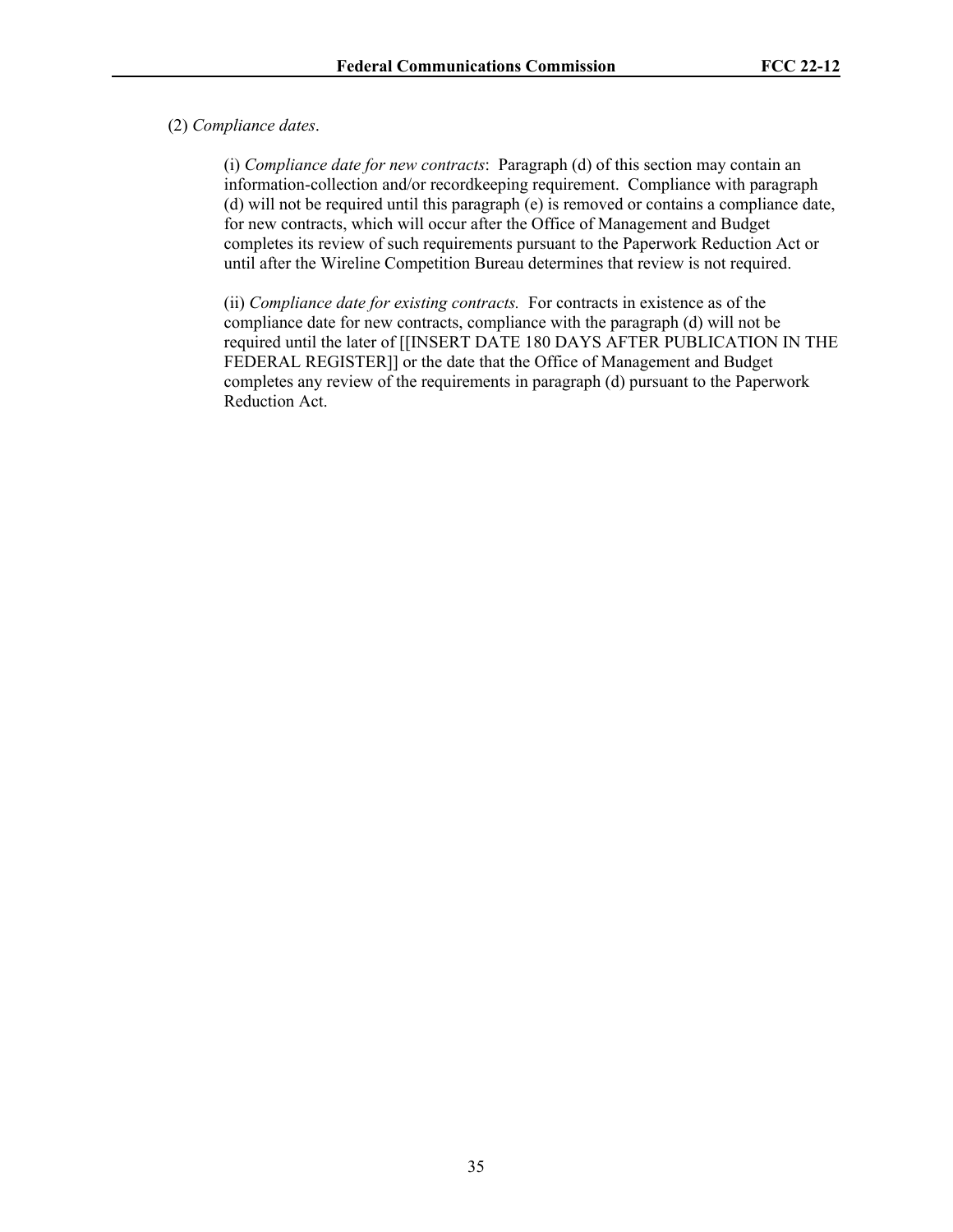(2) *Compliance dates*.

(i) *Compliance date for new contracts*: Paragraph (d) of this section may contain an information-collection and/or recordkeeping requirement. Compliance with paragraph (d) will not be required until this paragraph (e) is removed or contains a compliance date, for new contracts, which will occur after the Office of Management and Budget completes its review of such requirements pursuant to the Paperwork Reduction Act or until after the Wireline Competition Bureau determines that review is not required.

(ii) *Compliance date for existing contracts.* For contracts in existence as of the compliance date for new contracts, compliance with the paragraph (d) will not be required until the later of [[INSERT DATE 180 DAYS AFTER PUBLICATION IN THE FEDERAL REGISTER]] or the date that the Office of Management and Budget completes any review of the requirements in paragraph (d) pursuant to the Paperwork Reduction Act.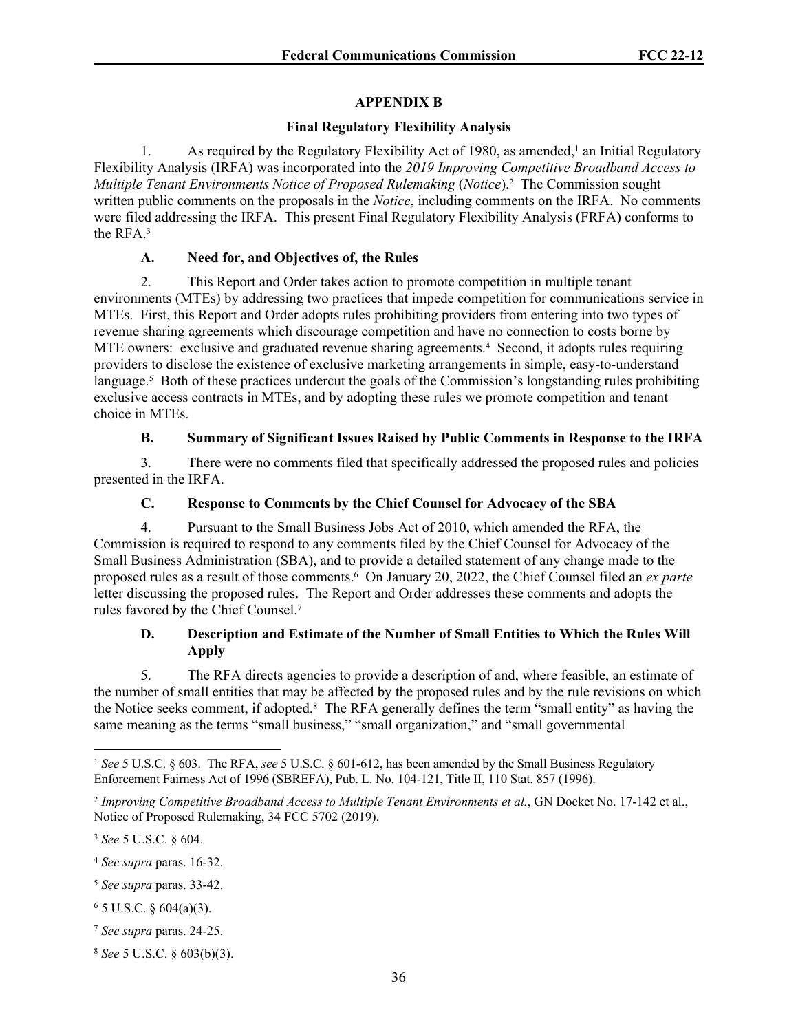## APPENDIX B

### Final Regulatory Flexibility Analysis

1. As required by the Regulatory Flexibility Act of 1980, as amended,[1] an Initial Regulatory Flexibility Analysis (IRFA) was incorporated into the *2019 Improving Competitive Broadband Access to Multiple Tenant Environments Notice of Proposed Rulemaking* (*Notice*).[2] The Commission sought written public comments on the proposals in the *Notice*, including comments on the IRFA. No comments were filed addressing the IRFA. This present Final Regulatory Flexibility Analysis (FRFA) conforms to the RFA.[3]

#### A. Need for, and Objectives of, the Rules

2. This Report and Order takes action to promote competition in multiple tenant environments (MTEs) by addressing two practices that impede competition for communications service in MTEs. First, this Report and Order adopts rules prohibiting providers from entering into two types of revenue sharing agreements which discourage competition and have no connection to costs borne by MTE owners: exclusive and graduated revenue sharing agreements.[4] Second, it adopts rules requiring providers to disclose the existence of exclusive marketing arrangements in simple, easy-to-understand language.[5] Both of these practices undercut the goals of the Commission's longstanding rules prohibiting exclusive access contracts in MTEs, and by adopting these rules we promote competition and tenant choice in MTEs.

#### B. Summary of Significant Issues Raised by Public Comments in Response to the IRFA

3. There were no comments filed that specifically addressed the proposed rules and policies presented in the IRFA.

#### C. Response to Comments by the Chief Counsel for Advocacy of the SBA

4. Pursuant to the Small Business Jobs Act of 2010, which amended the RFA, the Commission is required to respond to any comments filed by the Chief Counsel for Advocacy of the Small Business Administration (SBA), and to provide a detailed statement of any change made to the proposed rules as a result of those comments.[6] On January 20, 2022, the Chief Counsel filed an *ex parte* letter discussing the proposed rules. The Report and Order addresses these comments and adopts the rules favored by the Chief Counsel.[7]

#### D. Description and Estimate of the Number of Small Entities to Which the Rules Will Apply

5. The RFA directs agencies to provide a description of and, where feasible, an estimate of the number of small entities that may be affected by the proposed rules and by the rule revisions on which the Notice seeks comment, if adopted.[8] The RFA generally defines the term "small entity" as having the same meaning as the terms "small business," "small organization," and "small governmental

---

[1] *See* 5 U.S.C. § 603. The RFA, *see* 5 U.S.C. § 601-612, has been amended by the Small Business Regulatory Enforcement Fairness Act of 1996 (SBREFA), Pub. L. No. 104-121, Title II, 110 Stat. 857 (1996).

[2] *Improving Competitive Broadband Access to Multiple Tenant Environments et al.*, GN Docket No. 17-142 et al., Notice of Proposed Rulemaking, 34 FCC 5702 (2019).

[3] *See* 5 U.S.C. § 604.

[4] *See supra* paras. 16-32.

[5] *See supra* paras. 33-42.

[6] 5 U.S.C. § 604(a)(3).

[7] *See supra* paras. 24-25.

[8] *See* 5 U.S.C. § 603(b)(3).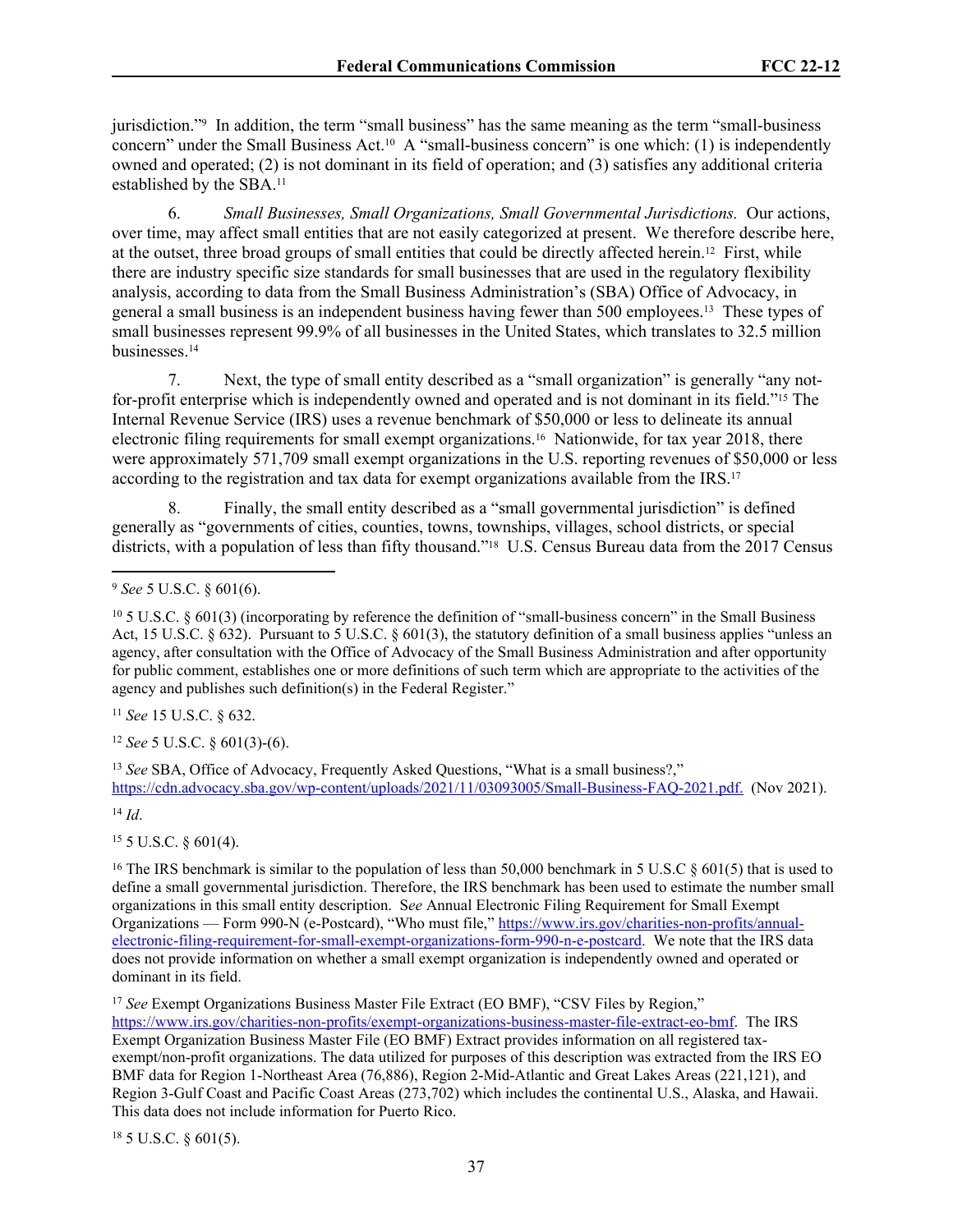jurisdiction."[9] In addition, the term "small business" has the same meaning as the term "small-business concern" under the Small Business Act.[10] A "small-business concern" is one which: (1) is independently owned and operated; (2) is not dominant in its field of operation; and (3) satisfies any additional criteria established by the SBA.[11]

6. *Small Businesses, Small Organizations, Small Governmental Jurisdictions.* Our actions, over time, may affect small entities that are not easily categorized at present. We therefore describe here, at the outset, three broad groups of small entities that could be directly affected herein.[12] First, while there are industry specific size standards for small businesses that are used in the regulatory flexibility analysis, according to data from the Small Business Administration's (SBA) Office of Advocacy, in general a small business is an independent business having fewer than 500 employees.[13] These types of small businesses represent 99.9% of all businesses in the United States, which translates to 32.5 million businesses.[14]

7. Next, the type of small entity described as a "small organization" is generally "any not-for-profit enterprise which is independently owned and operated and is not dominant in its field."[15] The Internal Revenue Service (IRS) uses a revenue benchmark of $50,000 or less to delineate its annual electronic filing requirements for small exempt organizations.[16] Nationwide, for tax year 2018, there were approximately 571,709 small exempt organizations in the U.S. reporting revenues of $50,000 or less according to the registration and tax data for exempt organizations available from the IRS.[17]

8. Finally, the small entity described as a "small governmental jurisdiction" is defined generally as "governments of cities, counties, towns, townships, villages, school districts, or special districts, with a population of less than fifty thousand."[18] U.S. Census Bureau data from the 2017 Census

---

[9] *See* 5 U.S.C. § 601(6).

[10] 5 U.S.C. § 601(3) (incorporating by reference the definition of "small-business concern" in the Small Business Act, 15 U.S.C. § 632). Pursuant to 5 U.S.C. § 601(3), the statutory definition of a small business applies "unless an agency, after consultation with the Office of Advocacy of the Small Business Administration and after opportunity for public comment, establishes one or more definitions of such term which are appropriate to the activities of the agency and publishes such definition(s) in the Federal Register."

[11] *See* 15 U.S.C. § 632.

[12] *See* 5 U.S.C. § 601(3)-(6).

[13] *See* SBA, Office of Advocacy, Frequently Asked Questions, "What is a small business?," https://cdn.advocacy.sba.gov/wp-content/uploads/2021/11/03093005/Small-Business-FAQ-2021.pdf. (Nov 2021).

[14] *Id*.

[15] 5 U.S.C. § 601(4).

[16] The IRS benchmark is similar to the population of less than 50,000 benchmark in 5 U.S.C § 601(5) that is used to define a small governmental jurisdiction. Therefore, the IRS benchmark has been used to estimate the number small organizations in this small entity description. S*ee* Annual Electronic Filing Requirement for Small Exempt Organizations — Form 990-N (e-Postcard), "Who must file," https://www.irs.gov/charities-non-profits/annual-electronic-filing-requirement-for-small-exempt-organizations-form-990-n-e-postcard. We note that the IRS data does not provide information on whether a small exempt organization is independently owned and operated or dominant in its field.

[17] *See* Exempt Organizations Business Master File Extract (EO BMF), "CSV Files by Region," https://www.irs.gov/charities-non-profits/exempt-organizations-business-master-file-extract-eo-bmf. The IRS Exempt Organization Business Master File (EO BMF) Extract provides information on all registered tax-exempt/non-profit organizations. The data utilized for purposes of this description was extracted from the IRS EO BMF data for Region 1-Northeast Area (76,886), Region 2-Mid-Atlantic and Great Lakes Areas (221,121), and Region 3-Gulf Coast and Pacific Coast Areas (273,702) which includes the continental U.S., Alaska, and Hawaii. This data does not include information for Puerto Rico.

[18] 5 U.S.C. § 601(5).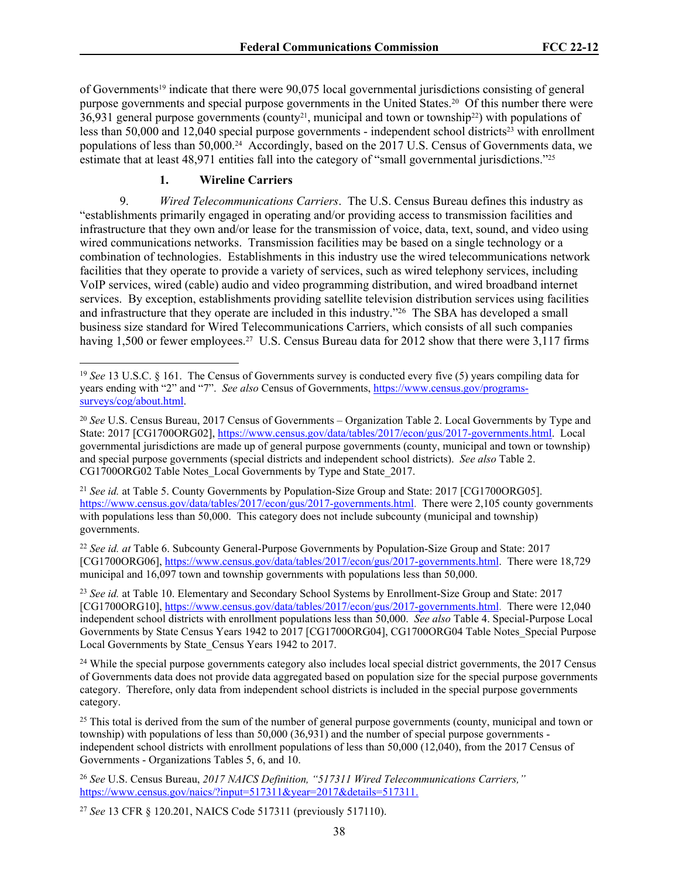of Governments[19] indicate that there were 90,075 local governmental jurisdictions consisting of general purpose governments and special purpose governments in the United States.[20] Of this number there were 36,931 general purpose governments (county[21], municipal and town or township[22]) with populations of less than 50,000 and 12,040 special purpose governments - independent school districts[23] with enrollment populations of less than 50,000.[24] Accordingly, based on the 2017 U.S. Census of Governments data, we estimate that at least 48,971 entities fall into the category of "small governmental jurisdictions."[25]

### 1. Wireline Carriers

9. *Wired Telecommunications Carriers*. The U.S. Census Bureau defines this industry as "establishments primarily engaged in operating and/or providing access to transmission facilities and infrastructure that they own and/or lease for the transmission of voice, data, text, sound, and video using wired communications networks. Transmission facilities may be based on a single technology or a combination of technologies. Establishments in this industry use the wired telecommunications network facilities that they operate to provide a variety of services, such as wired telephony services, including VoIP services, wired (cable) audio and video programming distribution, and wired broadband internet services. By exception, establishments providing satellite television distribution services using facilities and infrastructure that they operate are included in this industry."[26] The SBA has developed a small business size standard for Wired Telecommunications Carriers, which consists of all such companies having 1,500 or fewer employees.[27] U.S. Census Bureau data for 2012 show that there were 3,117 firms

---

[19] *See* 13 U.S.C. § 161. The Census of Governments survey is conducted every five (5) years compiling data for years ending with "2" and "7". *See also* Census of Governments, https://www.census.gov/programs-surveys/cog/about.html.

[20] *See* U.S. Census Bureau, 2017 Census of Governments – Organization Table 2. Local Governments by Type and State: 2017 [CG1700ORG02], https://www.census.gov/data/tables/2017/econ/gus/2017-governments.html. Local governmental jurisdictions are made up of general purpose governments (county, municipal and town or township) and special purpose governments (special districts and independent school districts). *See also* Table 2. CG1700ORG02 Table Notes_Local Governments by Type and State_2017.

[21] *See id.* at Table 5. County Governments by Population-Size Group and State: 2017 [CG1700ORG05]. https://www.census.gov/data/tables/2017/econ/gus/2017-governments.html. There were 2,105 county governments with populations less than 50,000. This category does not include subcounty (municipal and township) governments.

[22] *See id. at* Table 6. Subcounty General-Purpose Governments by Population-Size Group and State: 2017 [CG1700ORG06], https://www.census.gov/data/tables/2017/econ/gus/2017-governments.html. There were 18,729 municipal and 16,097 town and township governments with populations less than 50,000.

[23] *See id.* at Table 10. Elementary and Secondary School Systems by Enrollment-Size Group and State: 2017 [CG1700ORG10], https://www.census.gov/data/tables/2017/econ/gus/2017-governments.html. There were 12,040 independent school districts with enrollment populations less than 50,000. *See also* Table 4. Special-Purpose Local Governments by State Census Years 1942 to 2017 [CG1700ORG04], CG1700ORG04 Table Notes_Special Purpose Local Governments by State_Census Years 1942 to 2017.

[24] While the special purpose governments category also includes local special district governments, the 2017 Census of Governments data does not provide data aggregated based on population size for the special purpose governments category. Therefore, only data from independent school districts is included in the special purpose governments category.

[25] This total is derived from the sum of the number of general purpose governments (county, municipal and town or township) with populations of less than 50,000 (36,931) and the number of special purpose governments - independent school districts with enrollment populations of less than 50,000 (12,040), from the 2017 Census of Governments - Organizations Tables 5, 6, and 10.

[26] *See* U.S. Census Bureau, *2017 NAICS Definition, "517311 Wired Telecommunications Carriers,"* https://www.census.gov/naics/?input=517311&year=2017&details=517311.

[27] *See* 13 CFR § 120.201, NAICS Code 517311 (previously 517110).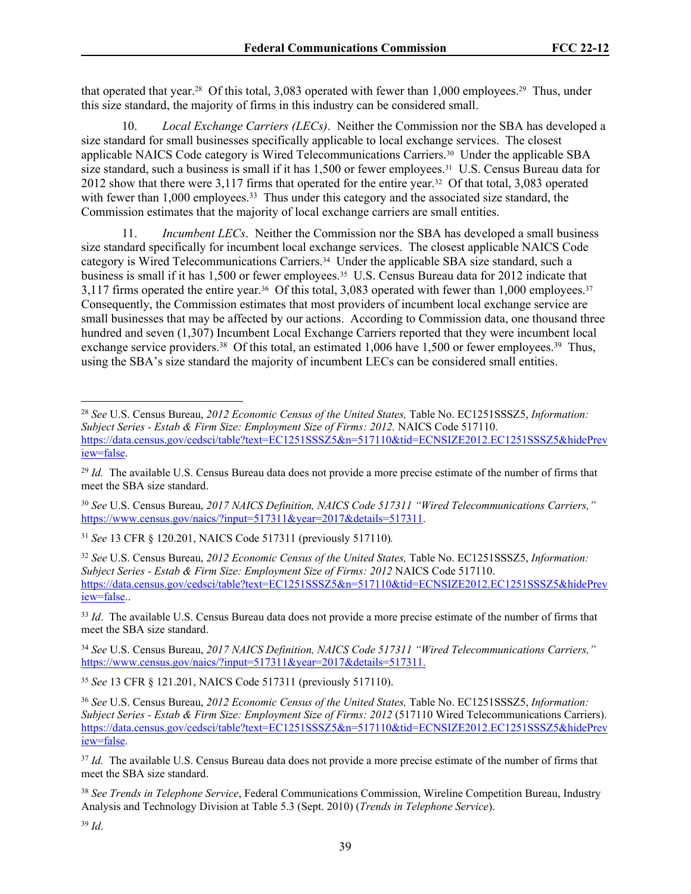that operated that year.[28] Of this total, 3,083 operated with fewer than 1,000 employees.[29] Thus, under this size standard, the majority of firms in this industry can be considered small.

10. *Local Exchange Carriers (LECs)*. Neither the Commission nor the SBA has developed a size standard for small businesses specifically applicable to local exchange services. The closest applicable NAICS Code category is Wired Telecommunications Carriers.[30] Under the applicable SBA size standard, such a business is small if it has 1,500 or fewer employees.[31] U.S. Census Bureau data for 2012 show that there were 3,117 firms that operated for the entire year.[32] Of that total, 3,083 operated with fewer than 1,000 employees.[33] Thus under this category and the associated size standard, the Commission estimates that the majority of local exchange carriers are small entities.

11. *Incumbent LECs*. Neither the Commission nor the SBA has developed a small business size standard specifically for incumbent local exchange services. The closest applicable NAICS Code category is Wired Telecommunications Carriers.[34] Under the applicable SBA size standard, such a business is small if it has 1,500 or fewer employees.[35] U.S. Census Bureau data for 2012 indicate that 3,117 firms operated the entire year.[36] Of this total, 3,083 operated with fewer than 1,000 employees.[37] Consequently, the Commission estimates that most providers of incumbent local exchange service are small businesses that may be affected by our actions. According to Commission data, one thousand three hundred and seven (1,307) Incumbent Local Exchange Carriers reported that they were incumbent local exchange service providers.[38] Of this total, an estimated 1,006 have 1,500 or fewer employees.[39] Thus, using the SBA's size standard the majority of incumbent LECs can be considered small entities.

---

[28] *See* U.S. Census Bureau, *2012 Economic Census of the United States,* Table No. EC1251SSSZ5, *Information: Subject Series - Estab & Firm Size: Employment Size of Firms: 2012.* NAICS Code 517110. https://data.census.gov/cedsci/table?text=EC1251SSSZ5&n=517110&tid=ECNSIZE2012.EC1251SSSZ5&hidePreview=false.

[29] *Id.* The available U.S. Census Bureau data does not provide a more precise estimate of the number of firms that meet the SBA size standard.

[30] *See* U.S. Census Bureau, *2017 NAICS Definition, NAICS Code 517311 "Wired Telecommunications Carriers,"* https://www.census.gov/naics/?input=517311&year=2017&details=517311.

[31] *See* 13 CFR § 120.201, NAICS Code 517311 (previously 517110).

[32] *See* U.S. Census Bureau, *2012 Economic Census of the United States,* Table No. EC1251SSSZ5, *Information: Subject Series - Estab & Firm Size: Employment Size of Firms: 2012* NAICS Code 517110. https://data.census.gov/cedsci/table?text=EC1251SSSZ5&n=517110&tid=ECNSIZE2012.EC1251SSSZ5&hidePreview=false..

[33] *Id*. The available U.S. Census Bureau data does not provide a more precise estimate of the number of firms that meet the SBA size standard.

[34] *See* U.S. Census Bureau, *2017 NAICS Definition, NAICS Code 517311 "Wired Telecommunications Carriers,"* https://www.census.gov/naics/?input=517311&year=2017&details=517311.

[35] *See* 13 CFR § 121.201, NAICS Code 517311 (previously 517110).

[36] *See* U.S. Census Bureau, *2012 Economic Census of the United States,* Table No. EC1251SSSZ5, *Information: Subject Series - Estab & Firm Size: Employment Size of Firms: 2012* (517110 Wired Telecommunications Carriers). https://data.census.gov/cedsci/table?text=EC1251SSSZ5&n=517110&tid=ECNSIZE2012.EC1251SSSZ5&hidePreview=false.

[37] *Id.* The available U.S. Census Bureau data does not provide a more precise estimate of the number of firms that meet the SBA size standard.

[38] *See Trends in Telephone Service*, Federal Communications Commission, Wireline Competition Bureau, Industry Analysis and Technology Division at Table 5.3 (Sept. 2010) (*Trends in Telephone Service*).

[39] *Id*.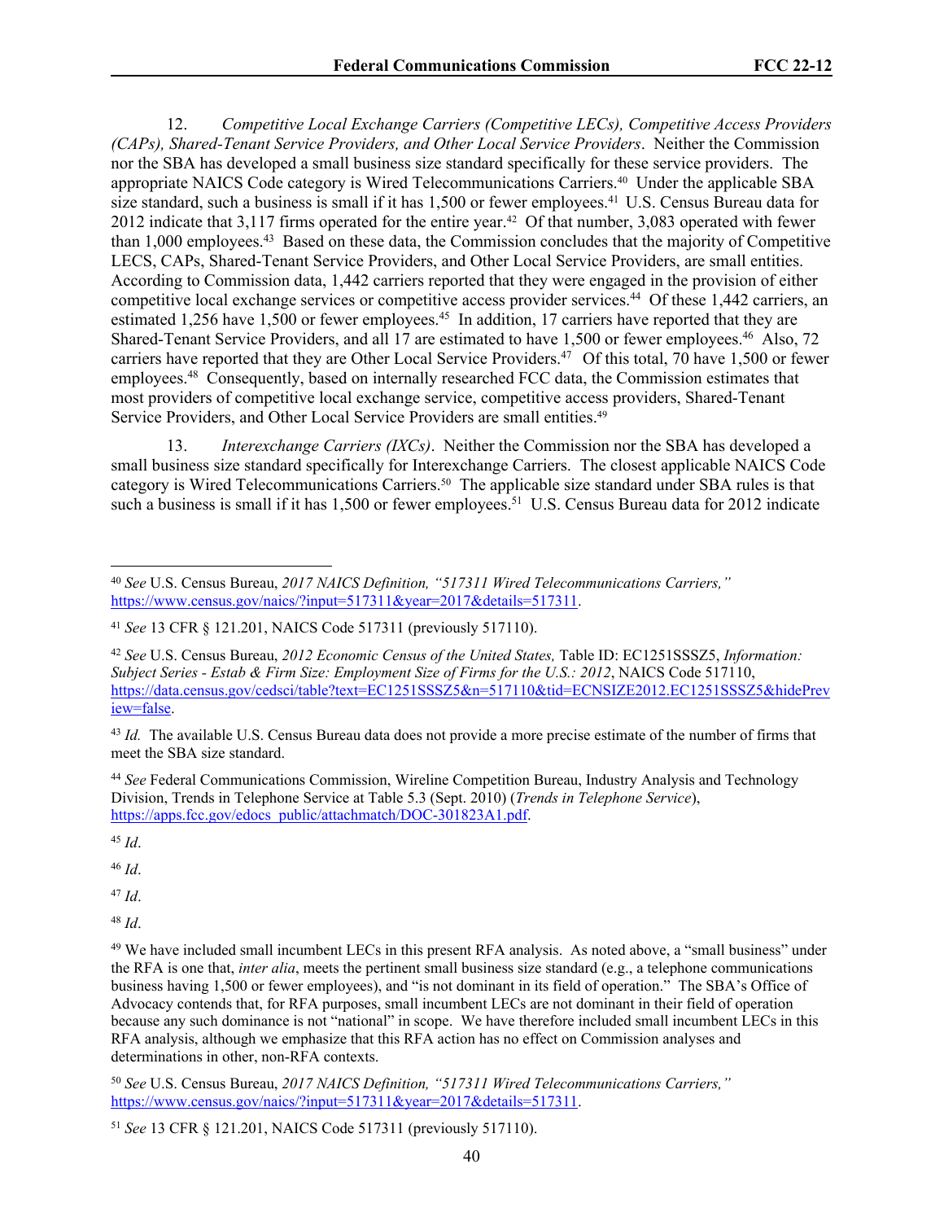12. *Competitive Local Exchange Carriers (Competitive LECs), Competitive Access Providers (CAPs), Shared-Tenant Service Providers, and Other Local Service Providers*. Neither the Commission nor the SBA has developed a small business size standard specifically for these service providers. The appropriate NAICS Code category is Wired Telecommunications Carriers.[40] Under the applicable SBA size standard, such a business is small if it has 1,500 or fewer employees.[41] U.S. Census Bureau data for 2012 indicate that 3,117 firms operated for the entire year.[42] Of that number, 3,083 operated with fewer than 1,000 employees.[43] Based on these data, the Commission concludes that the majority of Competitive LECS, CAPs, Shared-Tenant Service Providers, and Other Local Service Providers, are small entities. According to Commission data, 1,442 carriers reported that they were engaged in the provision of either competitive local exchange services or competitive access provider services.[44] Of these 1,442 carriers, an estimated 1,256 have 1,500 or fewer employees.[45] In addition, 17 carriers have reported that they are Shared-Tenant Service Providers, and all 17 are estimated to have 1,500 or fewer employees.[46] Also, 72 carriers have reported that they are Other Local Service Providers.[47] Of this total, 70 have 1,500 or fewer employees.[48] Consequently, based on internally researched FCC data, the Commission estimates that most providers of competitive local exchange service, competitive access providers, Shared-Tenant Service Providers, and Other Local Service Providers are small entities.[49]

13. *Interexchange Carriers (IXCs)*. Neither the Commission nor the SBA has developed a small business size standard specifically for Interexchange Carriers. The closest applicable NAICS Code category is Wired Telecommunications Carriers.[50] The applicable size standard under SBA rules is that such a business is small if it has 1,500 or fewer employees.[51] U.S. Census Bureau data for 2012 indicate

---

[40] *See* U.S. Census Bureau, *2017 NAICS Definition, "517311 Wired Telecommunications Carriers,"* https://www.census.gov/naics/?input=517311&year=2017&details=517311.

[41] *See* 13 CFR § 121.201, NAICS Code 517311 (previously 517110).

[42] *See* U.S. Census Bureau, *2012 Economic Census of the United States,* Table ID: EC1251SSSZ5, *Information: Subject Series - Estab & Firm Size: Employment Size of Firms for the U.S.: 2012*, NAICS Code 517110, https://data.census.gov/cedsci/table?text=EC1251SSSZ5&n=517110&tid=ECNSIZE2012.EC1251SSSZ5&hidePreview=false.

[43] *Id.* The available U.S. Census Bureau data does not provide a more precise estimate of the number of firms that meet the SBA size standard.

[44] *See* Federal Communications Commission, Wireline Competition Bureau, Industry Analysis and Technology Division, Trends in Telephone Service at Table 5.3 (Sept. 2010) (*Trends in Telephone Service*), https://apps.fcc.gov/edocs_public/attachmatch/DOC-301823A1.pdf.

[45] *Id*.

[46] *Id*.

[47] *Id*.

[48] *Id*.

[49] We have included small incumbent LECs in this present RFA analysis. As noted above, a "small business" under the RFA is one that, *inter alia*, meets the pertinent small business size standard (e.g., a telephone communications business having 1,500 or fewer employees), and "is not dominant in its field of operation." The SBA's Office of Advocacy contends that, for RFA purposes, small incumbent LECs are not dominant in their field of operation because any such dominance is not "national" in scope. We have therefore included small incumbent LECs in this RFA analysis, although we emphasize that this RFA action has no effect on Commission analyses and determinations in other, non-RFA contexts.

[50] *See* U.S. Census Bureau, *2017 NAICS Definition, "517311 Wired Telecommunications Carriers,"* https://www.census.gov/naics/?input=517311&year=2017&details=517311.

[51] *See* 13 CFR § 121.201, NAICS Code 517311 (previously 517110).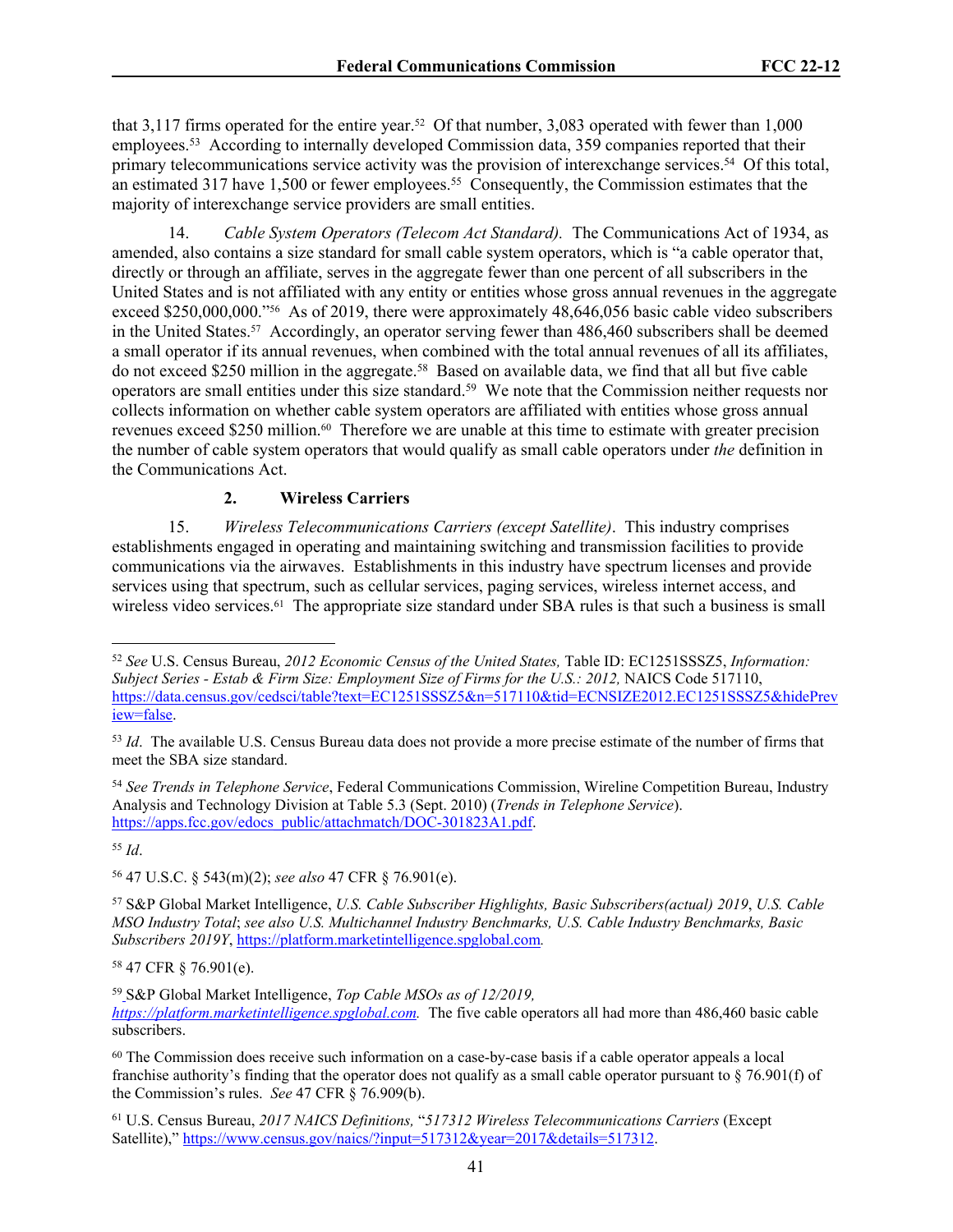that 3,117 firms operated for the entire year.[52] Of that number, 3,083 operated with fewer than 1,000 employees.[53] According to internally developed Commission data, 359 companies reported that their primary telecommunications service activity was the provision of interexchange services.[54] Of this total, an estimated 317 have 1,500 or fewer employees.[55] Consequently, the Commission estimates that the majority of interexchange service providers are small entities.

14. *Cable System Operators (Telecom Act Standard).* The Communications Act of 1934, as amended, also contains a size standard for small cable system operators, which is "a cable operator that, directly or through an affiliate, serves in the aggregate fewer than one percent of all subscribers in the United States and is not affiliated with any entity or entities whose gross annual revenues in the aggregate exceed $250,000,000."[56] As of 2019, there were approximately 48,646,056 basic cable video subscribers in the United States.[57] Accordingly, an operator serving fewer than 486,460 subscribers shall be deemed a small operator if its annual revenues, when combined with the total annual revenues of all its affiliates, do not exceed $250 million in the aggregate.[58] Based on available data, we find that all but five cable operators are small entities under this size standard.[59] We note that the Commission neither requests nor collects information on whether cable system operators are affiliated with entities whose gross annual revenues exceed $250 million.[60] Therefore we are unable at this time to estimate with greater precision the number of cable system operators that would qualify as small cable operators under *the* definition in the Communications Act.

### 2. Wireless Carriers

15. *Wireless Telecommunications Carriers (except Satellite)*. This industry comprises establishments engaged in operating and maintaining switching and transmission facilities to provide communications via the airwaves. Establishments in this industry have spectrum licenses and provide services using that spectrum, such as cellular services, paging services, wireless internet access, and wireless video services.[61] The appropriate size standard under SBA rules is that such a business is small

---

[52] *See* U.S. Census Bureau, *2012 Economic Census of the United States,* Table ID: EC1251SSSZ5, *Information: Subject Series - Estab & Firm Size: Employment Size of Firms for the U.S.: 2012,* NAICS Code 517110, https://data.census.gov/cedsci/table?text=EC1251SSSZ5&n=517110&tid=ECNSIZE2012.EC1251SSSZ5&hidePreview=false.

[53] *Id*. The available U.S. Census Bureau data does not provide a more precise estimate of the number of firms that meet the SBA size standard.

[54] *See Trends in Telephone Service*, Federal Communications Commission, Wireline Competition Bureau, Industry Analysis and Technology Division at Table 5.3 (Sept. 2010) (*Trends in Telephone Service*). https://apps.fcc.gov/edocs_public/attachmatch/DOC-301823A1.pdf.

[55] *Id*.

[56] 47 U.S.C. § 543(m)(2); *see also* 47 CFR § 76.901(e).

[57] S&P Global Market Intelligence, *U.S. Cable Subscriber Highlights, Basic Subscribers(actual) 2019*, *U.S. Cable MSO Industry Total*; *see also U.S. Multichannel Industry Benchmarks, U.S. Cable Industry Benchmarks, Basic Subscribers 2019Y*, https://platform.marketintelligence.spglobal.com*.*

[58] 47 CFR § 76.901(e).

[59] S&P Global Market Intelligence, *Top Cable MSOs as of 12/2019, https://platform.marketintelligence.spglobal.com.* The five cable operators all had more than 486,460 basic cable subscribers.

[60] The Commission does receive such information on a case-by-case basis if a cable operator appeals a local franchise authority's finding that the operator does not qualify as a small cable operator pursuant to § 76.901(f) of the Commission's rules. *See* 47 CFR § 76.909(b).

[61] U.S. Census Bureau, *2017 NAICS Definitions,* "*517312 Wireless Telecommunications Carriers* (Except Satellite)," https://www.census.gov/naics/?input=517312&year=2017&details=517312.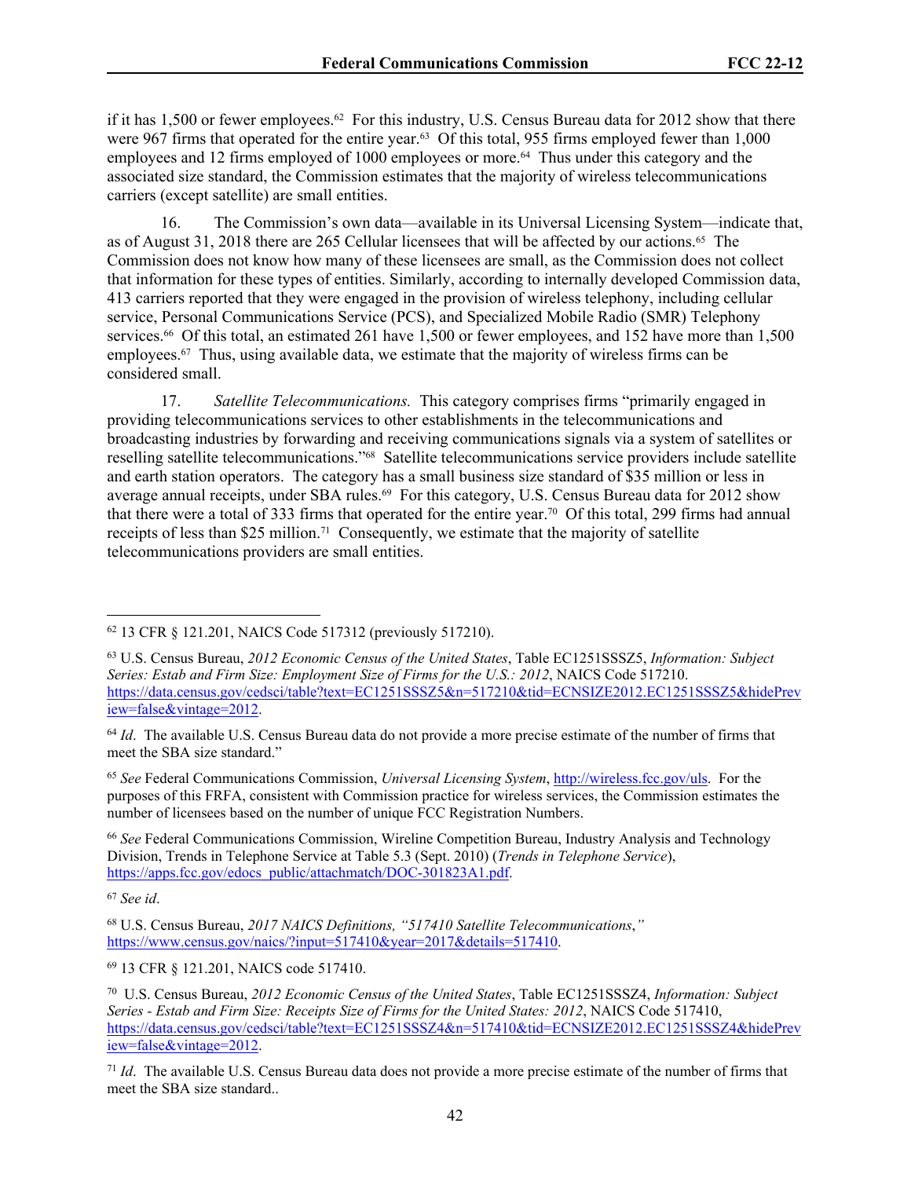if it has 1,500 or fewer employees.[62] For this industry, U.S. Census Bureau data for 2012 show that there were 967 firms that operated for the entire year.[63] Of this total, 955 firms employed fewer than 1,000 employees and 12 firms employed of 1000 employees or more.[64] Thus under this category and the associated size standard, the Commission estimates that the majority of wireless telecommunications carriers (except satellite) are small entities.

16. The Commission's own data—available in its Universal Licensing System—indicate that, as of August 31, 2018 there are 265 Cellular licensees that will be affected by our actions.[65] The Commission does not know how many of these licensees are small, as the Commission does not collect that information for these types of entities. Similarly, according to internally developed Commission data, 413 carriers reported that they were engaged in the provision of wireless telephony, including cellular service, Personal Communications Service (PCS), and Specialized Mobile Radio (SMR) Telephony services.[66] Of this total, an estimated 261 have 1,500 or fewer employees, and 152 have more than 1,500 employees.[67] Thus, using available data, we estimate that the majority of wireless firms can be considered small.

17. *Satellite Telecommunications.* This category comprises firms "primarily engaged in providing telecommunications services to other establishments in the telecommunications and broadcasting industries by forwarding and receiving communications signals via a system of satellites or reselling satellite telecommunications."[68] Satellite telecommunications service providers include satellite and earth station operators. The category has a small business size standard of $35 million or less in average annual receipts, under SBA rules.[69] For this category, U.S. Census Bureau data for 2012 show that there were a total of 333 firms that operated for the entire year.[70] Of this total, 299 firms had annual receipts of less than $25 million.[71] Consequently, we estimate that the majority of satellite telecommunications providers are small entities.

---

[62] 13 CFR § 121.201, NAICS Code 517312 (previously 517210).

[63] U.S. Census Bureau, *2012 Economic Census of the United States*, Table EC1251SSSZ5, *Information: Subject Series: Estab and Firm Size: Employment Size of Firms for the U.S.: 2012*, NAICS Code 517210. https://data.census.gov/cedsci/table?text=EC1251SSSZ5&n=517210&tid=ECNSIZE2012.EC1251SSSZ5&hidePreview=false&vintage=2012.

[64] *Id*. The available U.S. Census Bureau data do not provide a more precise estimate of the number of firms that meet the SBA size standard."

[65] *See* Federal Communications Commission, *Universal Licensing System*, http://wireless.fcc.gov/uls. For the purposes of this FRFA, consistent with Commission practice for wireless services, the Commission estimates the number of licensees based on the number of unique FCC Registration Numbers.

[66] *See* Federal Communications Commission, Wireline Competition Bureau, Industry Analysis and Technology Division, Trends in Telephone Service at Table 5.3 (Sept. 2010) (*Trends in Telephone Service*), https://apps.fcc.gov/edocs_public/attachmatch/DOC-301823A1.pdf.

[67] *See id*.

[68] U.S. Census Bureau, *2017 NAICS Definitions, "517410 Satellite Telecommunications*,*"* https://www.census.gov/naics/?input=517410&year=2017&details=517410.

[69] 13 CFR § 121.201, NAICS code 517410.

[70] U.S. Census Bureau, *2012 Economic Census of the United States*, Table EC1251SSSZ4, *Information: Subject Series - Estab and Firm Size: Receipts Size of Firms for the United States: 2012*, NAICS Code 517410, https://data.census.gov/cedsci/table?text=EC1251SSSZ4&n=517410&tid=ECNSIZE2012.EC1251SSSZ4&hidePreview=false&vintage=2012.

[71] *Id*. The available U.S. Census Bureau data does not provide a more precise estimate of the number of firms that meet the SBA size standard..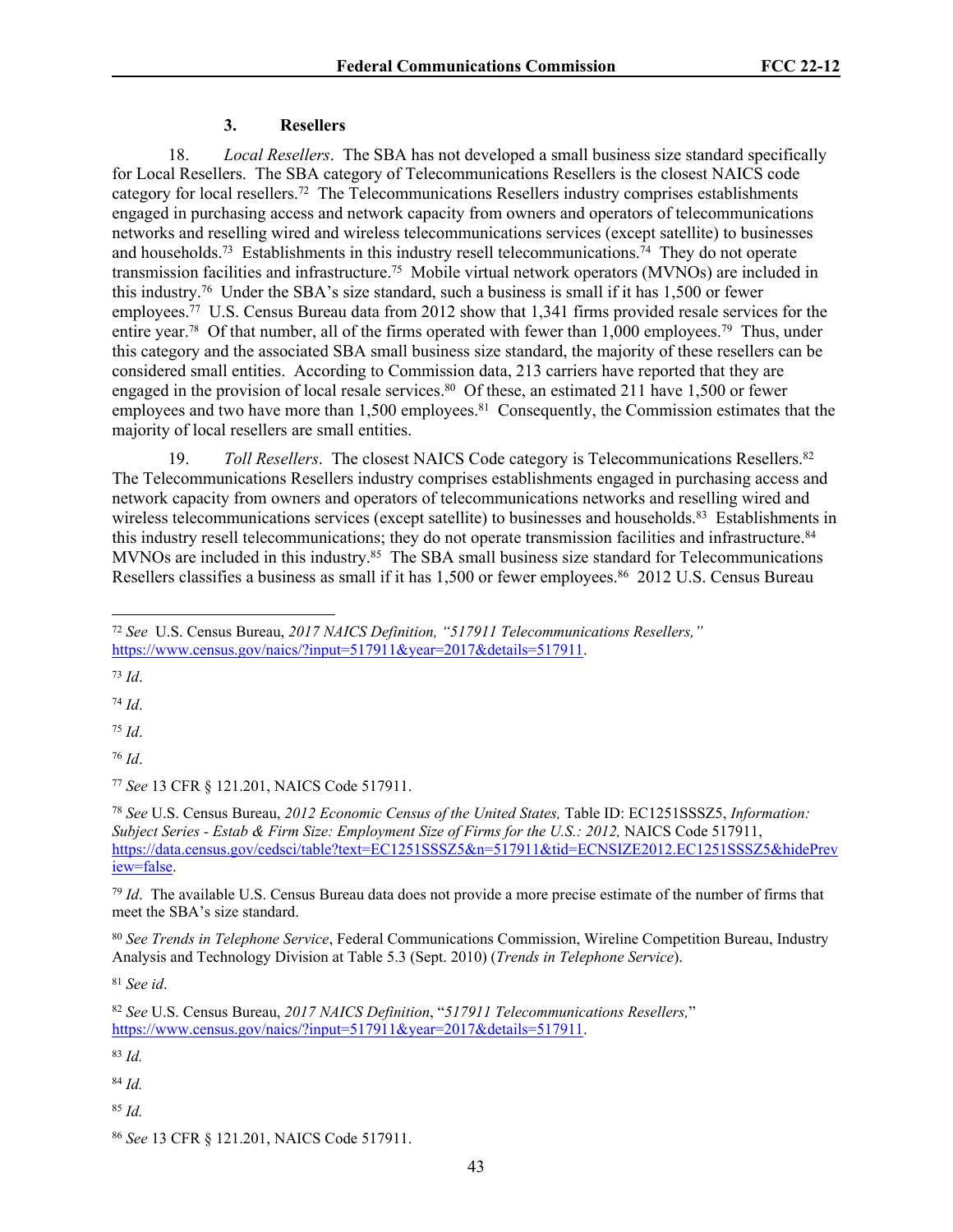### 3. Resellers

18. *Local Resellers*. The SBA has not developed a small business size standard specifically for Local Resellers. The SBA category of Telecommunications Resellers is the closest NAICS code category for local resellers.[72] The Telecommunications Resellers industry comprises establishments engaged in purchasing access and network capacity from owners and operators of telecommunications networks and reselling wired and wireless telecommunications services (except satellite) to businesses and households.[73] Establishments in this industry resell telecommunications.[74] They do not operate transmission facilities and infrastructure.[75] Mobile virtual network operators (MVNOs) are included in this industry.[76] Under the SBA's size standard, such a business is small if it has 1,500 or fewer employees.[77] U.S. Census Bureau data from 2012 show that 1,341 firms provided resale services for the entire year.[78] Of that number, all of the firms operated with fewer than 1,000 employees.[79] Thus, under this category and the associated SBA small business size standard, the majority of these resellers can be considered small entities. According to Commission data, 213 carriers have reported that they are engaged in the provision of local resale services.[80] Of these, an estimated 211 have 1,500 or fewer employees and two have more than 1,500 employees.[81] Consequently, the Commission estimates that the majority of local resellers are small entities.

19. *Toll Resellers*. The closest NAICS Code category is Telecommunications Resellers.[82] The Telecommunications Resellers industry comprises establishments engaged in purchasing access and network capacity from owners and operators of telecommunications networks and reselling wired and wireless telecommunications services (except satellite) to businesses and households.[83] Establishments in this industry resell telecommunications; they do not operate transmission facilities and infrastructure.[84] MVNOs are included in this industry.[85] The SBA small business size standard for Telecommunications Resellers classifies a business as small if it has 1,500 or fewer employees.[86] 2012 U.S. Census Bureau

---

[72] *See* U.S. Census Bureau, *2017 NAICS Definition, "517911 Telecommunications Resellers,"* https://www.census.gov/naics/?input=517911&year=2017&details=517911.

[73] *Id*.

[74] *Id*.

[75] *Id*.

[76] *Id*.

[77] *See* 13 CFR § 121.201, NAICS Code 517911.

[78] *See* U.S. Census Bureau, *2012 Economic Census of the United States,* Table ID: EC1251SSSZ5, *Information: Subject Series - Estab & Firm Size: Employment Size of Firms for the U.S.: 2012,* NAICS Code 517911, https://data.census.gov/cedsci/table?text=EC1251SSSZ5&n=517911&tid=ECNSIZE2012.EC1251SSSZ5&hidePreview=false.

[79] *Id*. The available U.S. Census Bureau data does not provide a more precise estimate of the number of firms that meet the SBA's size standard.

[80] *See Trends in Telephone Service*, Federal Communications Commission, Wireline Competition Bureau, Industry Analysis and Technology Division at Table 5.3 (Sept. 2010) (*Trends in Telephone Service*).

[81] *See id*.

[82] *See* U.S. Census Bureau, *2017 NAICS Definition*, "*517911 Telecommunications Resellers,*" https://www.census.gov/naics/?input=517911&year=2017&details=517911.

[83] *Id.*

[84] *Id.*

[85] *Id.*

[86] *See* 13 CFR § 121.201, NAICS Code 517911.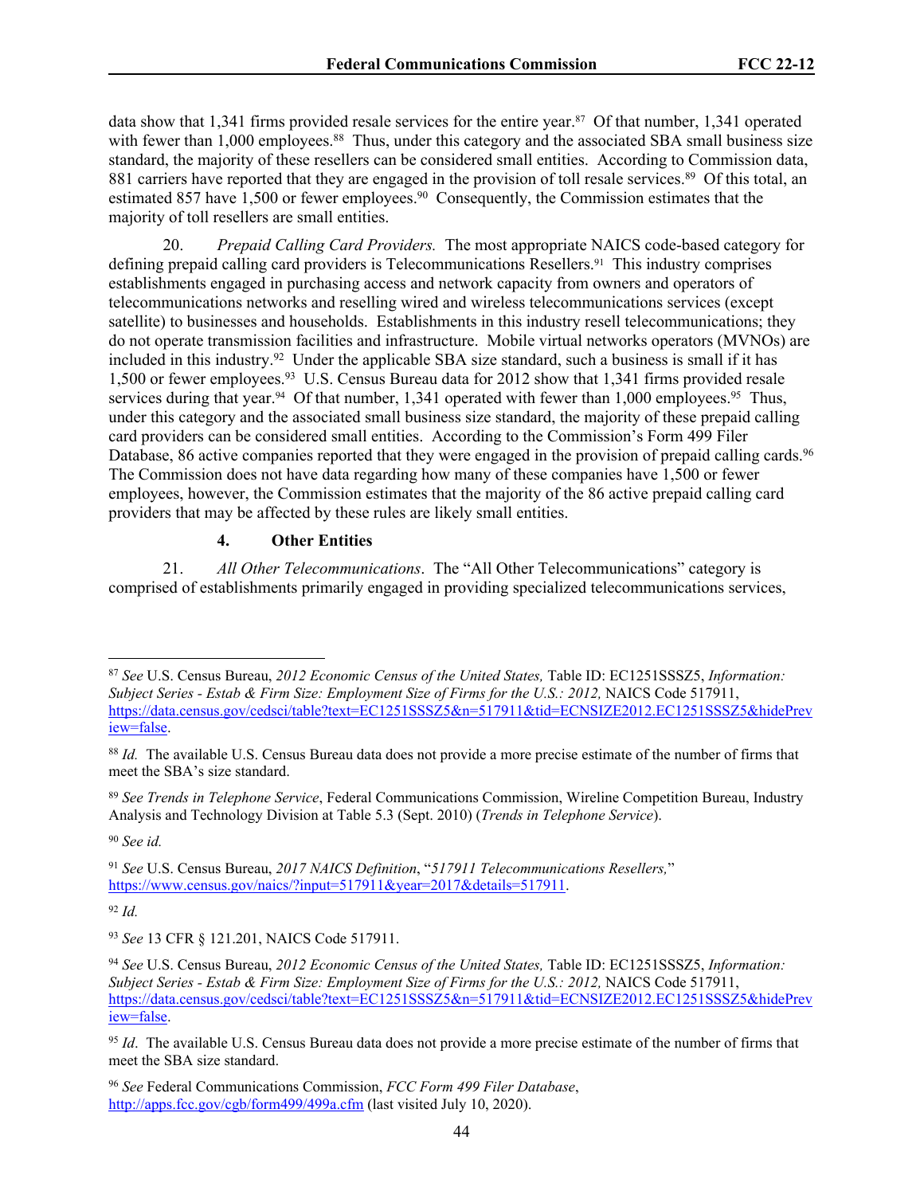data show that 1,341 firms provided resale services for the entire year.[87] Of that number, 1,341 operated with fewer than 1,000 employees.[88] Thus, under this category and the associated SBA small business size standard, the majority of these resellers can be considered small entities. According to Commission data, 881 carriers have reported that they are engaged in the provision of toll resale services.[89] Of this total, an estimated 857 have 1,500 or fewer employees.[90] Consequently, the Commission estimates that the majority of toll resellers are small entities.

20. *Prepaid Calling Card Providers.* The most appropriate NAICS code-based category for defining prepaid calling card providers is Telecommunications Resellers.[91] This industry comprises establishments engaged in purchasing access and network capacity from owners and operators of telecommunications networks and reselling wired and wireless telecommunications services (except satellite) to businesses and households. Establishments in this industry resell telecommunications; they do not operate transmission facilities and infrastructure. Mobile virtual networks operators (MVNOs) are included in this industry.[92] Under the applicable SBA size standard, such a business is small if it has 1,500 or fewer employees.[93] U.S. Census Bureau data for 2012 show that 1,341 firms provided resale services during that year.[94] Of that number, 1,341 operated with fewer than 1,000 employees.[95] Thus, under this category and the associated small business size standard, the majority of these prepaid calling card providers can be considered small entities. According to the Commission's Form 499 Filer Database, 86 active companies reported that they were engaged in the provision of prepaid calling cards.[96] The Commission does not have data regarding how many of these companies have 1,500 or fewer employees, however, the Commission estimates that the majority of the 86 active prepaid calling card providers that may be affected by these rules are likely small entities.

### 4. Other Entities

21. *All Other Telecommunications*. The "All Other Telecommunications" category is comprised of establishments primarily engaged in providing specialized telecommunications services,

---

[87] *See* U.S. Census Bureau, *2012 Economic Census of the United States,* Table ID: EC1251SSSZ5, *Information: Subject Series - Estab & Firm Size: Employment Size of Firms for the U.S.: 2012,* NAICS Code 517911, https://data.census.gov/cedsci/table?text=EC1251SSSZ5&n=517911&tid=ECNSIZE2012.EC1251SSSZ5&hidePreview=false.

[88] *Id.* The available U.S. Census Bureau data does not provide a more precise estimate of the number of firms that meet the SBA's size standard.

[89] *See Trends in Telephone Service*, Federal Communications Commission, Wireline Competition Bureau, Industry Analysis and Technology Division at Table 5.3 (Sept. 2010) (*Trends in Telephone Service*).

[90] *See id.*

[91] *See* U.S. Census Bureau, *2017 NAICS Definition*, "*517911 Telecommunications Resellers,*" https://www.census.gov/naics/?input=517911&year=2017&details=517911.

[92] *Id.*

[93] *See* 13 CFR § 121.201, NAICS Code 517911.

[94] *See* U.S. Census Bureau, *2012 Economic Census of the United States,* Table ID: EC1251SSSZ5, *Information: Subject Series - Estab & Firm Size: Employment Size of Firms for the U.S.: 2012,* NAICS Code 517911, https://data.census.gov/cedsci/table?text=EC1251SSSZ5&n=517911&tid=ECNSIZE2012.EC1251SSSZ5&hidePreview=false.

[95] *Id*. The available U.S. Census Bureau data does not provide a more precise estimate of the number of firms that meet the SBA size standard.

[96] *See* Federal Communications Commission, *FCC Form 499 Filer Database*, http://apps.fcc.gov/cgb/form499/499a.cfm (last visited July 10, 2020).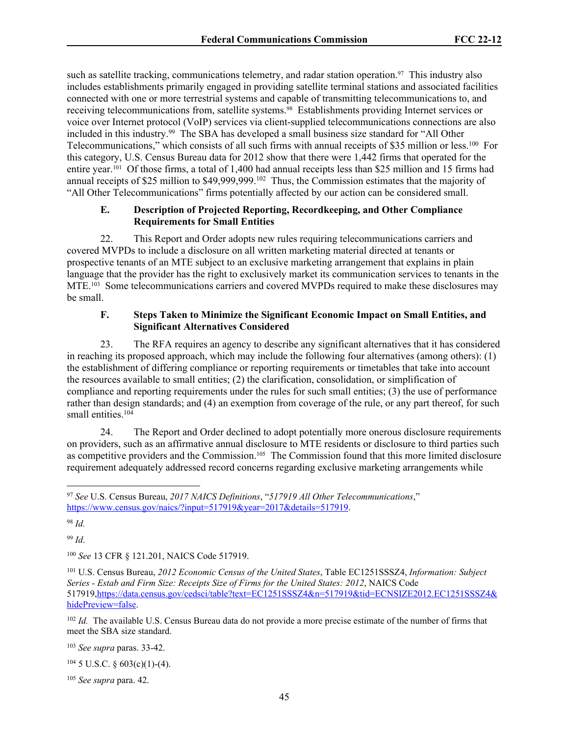such as satellite tracking, communications telemetry, and radar station operation.[97] This industry also includes establishments primarily engaged in providing satellite terminal stations and associated facilities connected with one or more terrestrial systems and capable of transmitting telecommunications to, and receiving telecommunications from, satellite systems.[98] Establishments providing Internet services or voice over Internet protocol (VoIP) services via client-supplied telecommunications connections are also included in this industry.[99] The SBA has developed a small business size standard for "All Other Telecommunications," which consists of all such firms with annual receipts of $35 million or less.[100] For this category, U.S. Census Bureau data for 2012 show that there were 1,442 firms that operated for the entire year.[101] Of those firms, a total of 1,400 had annual receipts less than $25 million and 15 firms had annual receipts of $25 million to $49,999,999.[102] Thus, the Commission estimates that the majority of "All Other Telecommunications" firms potentially affected by our action can be considered small.

### E. Description of Projected Reporting, Recordkeeping, and Other Compliance Requirements for Small Entities

22. This Report and Order adopts new rules requiring telecommunications carriers and covered MVPDs to include a disclosure on all written marketing material directed at tenants or prospective tenants of an MTE subject to an exclusive marketing arrangement that explains in plain language that the provider has the right to exclusively market its communication services to tenants in the MTE.[103] Some telecommunications carriers and covered MVPDs required to make these disclosures may be small.

### F. Steps Taken to Minimize the Significant Economic Impact on Small Entities, and Significant Alternatives Considered

23. The RFA requires an agency to describe any significant alternatives that it has considered in reaching its proposed approach, which may include the following four alternatives (among others): (1) the establishment of differing compliance or reporting requirements or timetables that take into account the resources available to small entities; (2) the clarification, consolidation, or simplification of compliance and reporting requirements under the rules for such small entities; (3) the use of performance rather than design standards; and (4) an exemption from coverage of the rule, or any part thereof, for such small entities.[104]

24. The Report and Order declined to adopt potentially more onerous disclosure requirements on providers, such as an affirmative annual disclosure to MTE residents or disclosure to third parties such as competitive providers and the Commission.[105] The Commission found that this more limited disclosure requirement adequately addressed record concerns regarding exclusive marketing arrangements while

---

[97] *See* U.S. Census Bureau, *2017 NAICS Definitions*, "*517919 All Other Telecommunications*," https://www.census.gov/naics/?input=517919&year=2017&details=517919.

[98] *Id.*

[99] *Id*.

[100] *See* 13 CFR § 121.201, NAICS Code 517919.

[101] U.S. Census Bureau, *2012 Economic Census of the United States*, Table EC1251SSSZ4, *Information: Subject Series - Estab and Firm Size: Receipts Size of Firms for the United States: 2012*, NAICS Code 517919,https://data.census.gov/cedsci/table?text=EC1251SSSZ4&n=517919&tid=ECNSIZE2012.EC1251SSSZ4&hidePreview=false.

[102] *Id.* The available U.S. Census Bureau data do not provide a more precise estimate of the number of firms that meet the SBA size standard.

[103] *See supra* paras. 33-42.

[104] 5 U.S.C. § 603(c)(1)-(4).

[105] *See supra* para. 42.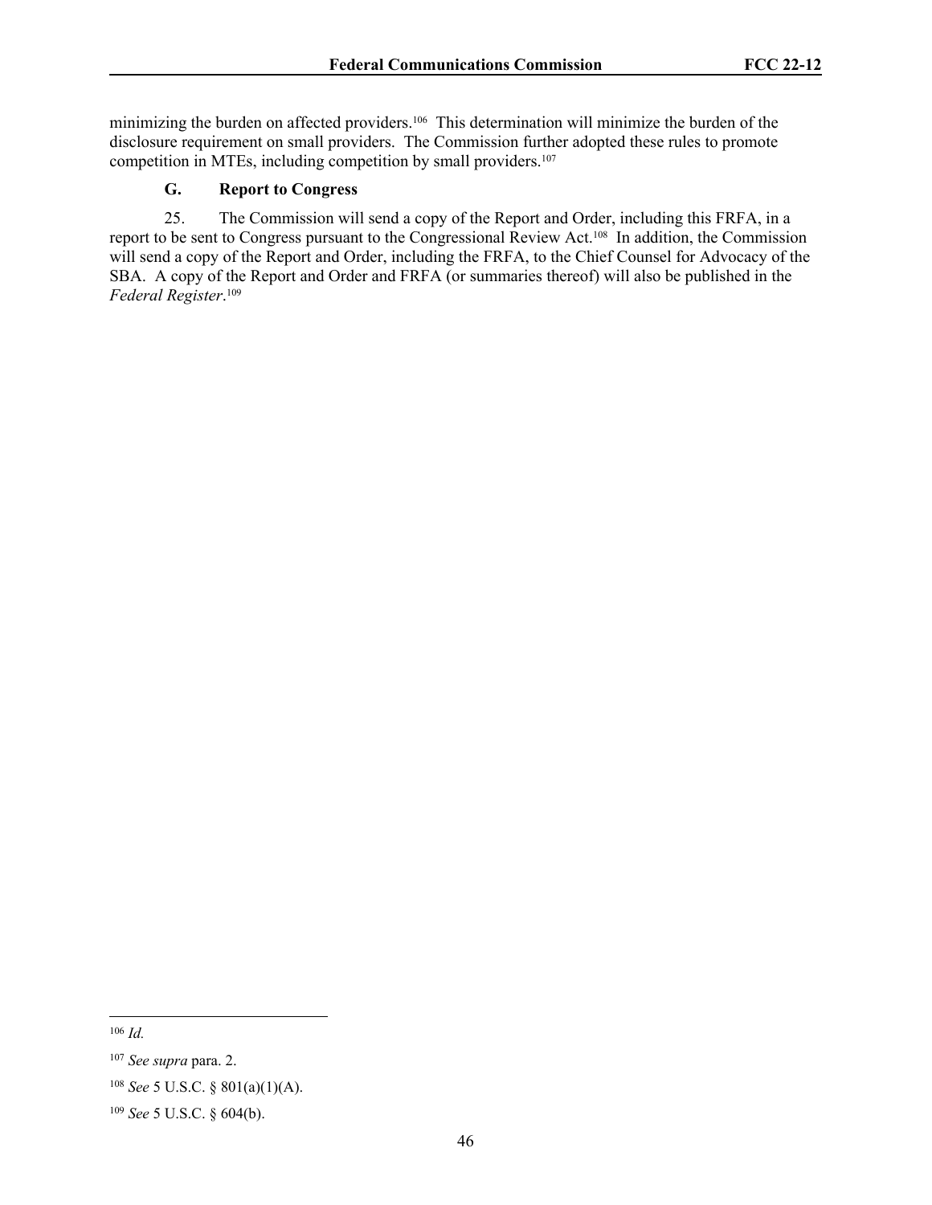minimizing the burden on affected providers.[106] This determination will minimize the burden of the disclosure requirement on small providers. The Commission further adopted these rules to promote competition in MTEs, including competition by small providers.[107]

### G. Report to Congress

25. The Commission will send a copy of the Report and Order, including this FRFA, in a report to be sent to Congress pursuant to the Congressional Review Act.[108] In addition, the Commission will send a copy of the Report and Order, including the FRFA, to the Chief Counsel for Advocacy of the SBA. A copy of the Report and Order and FRFA (or summaries thereof) will also be published in the *Federal Register*.[109]

---

[106] *Id.*

[107] *See supra* para. 2.

[108] *See* 5 U.S.C. § 801(a)(1)(A).

[109] *See* 5 U.S.C. § 604(b).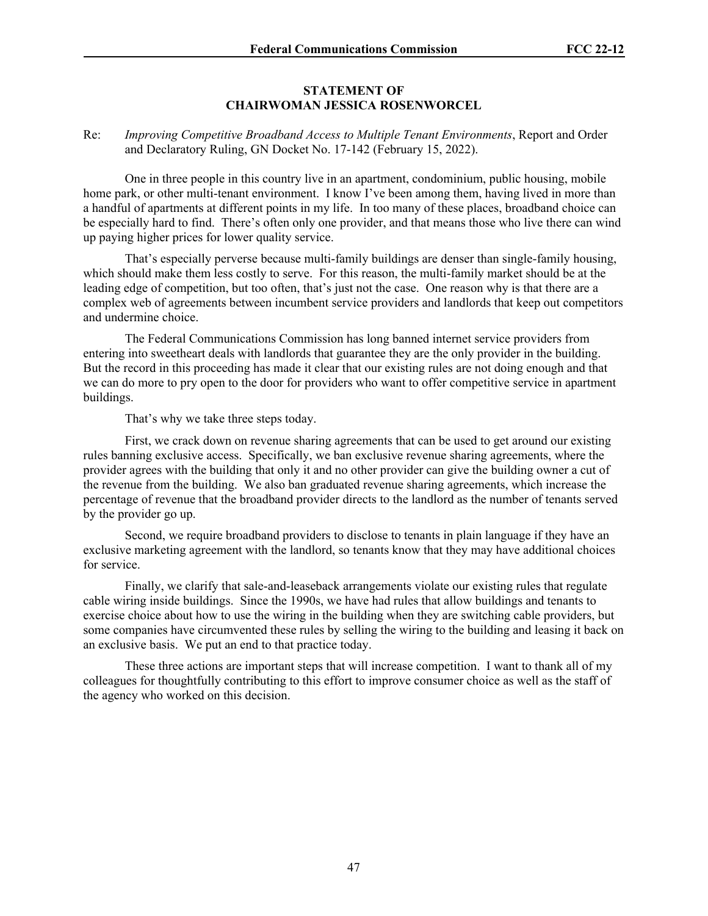**STATEMENT OF**
**CHAIRWOMAN JESSICA ROSENWORCEL**

Re: *Improving Competitive Broadband Access to Multiple Tenant Environments*, Report and Order and Declaratory Ruling, GN Docket No. 17-142 (February 15, 2022).

One in three people in this country live in an apartment, condominium, public housing, mobile home park, or other multi-tenant environment. I know I've been among them, having lived in more than a handful of apartments at different points in my life. In too many of these places, broadband choice can be especially hard to find. There's often only one provider, and that means those who live there can wind up paying higher prices for lower quality service.

That's especially perverse because multi-family buildings are denser than single-family housing, which should make them less costly to serve. For this reason, the multi-family market should be at the leading edge of competition, but too often, that's just not the case. One reason why is that there are a complex web of agreements between incumbent service providers and landlords that keep out competitors and undermine choice.

The Federal Communications Commission has long banned internet service providers from entering into sweetheart deals with landlords that guarantee they are the only provider in the building. But the record in this proceeding has made it clear that our existing rules are not doing enough and that we can do more to pry open to the door for providers who want to offer competitive service in apartment buildings.

That's why we take three steps today.

First, we crack down on revenue sharing agreements that can be used to get around our existing rules banning exclusive access. Specifically, we ban exclusive revenue sharing agreements, where the provider agrees with the building that only it and no other provider can give the building owner a cut of the revenue from the building. We also ban graduated revenue sharing agreements, which increase the percentage of revenue that the broadband provider directs to the landlord as the number of tenants served by the provider go up.

Second, we require broadband providers to disclose to tenants in plain language if they have an exclusive marketing agreement with the landlord, so tenants know that they may have additional choices for service.

Finally, we clarify that sale-and-leaseback arrangements violate our existing rules that regulate cable wiring inside buildings. Since the 1990s, we have had rules that allow buildings and tenants to exercise choice about how to use the wiring in the building when they are switching cable providers, but some companies have circumvented these rules by selling the wiring to the building and leasing it back on an exclusive basis. We put an end to that practice today.

These three actions are important steps that will increase competition. I want to thank all of my colleagues for thoughtfully contributing to this effort to improve consumer choice as well as the staff of the agency who worked on this decision.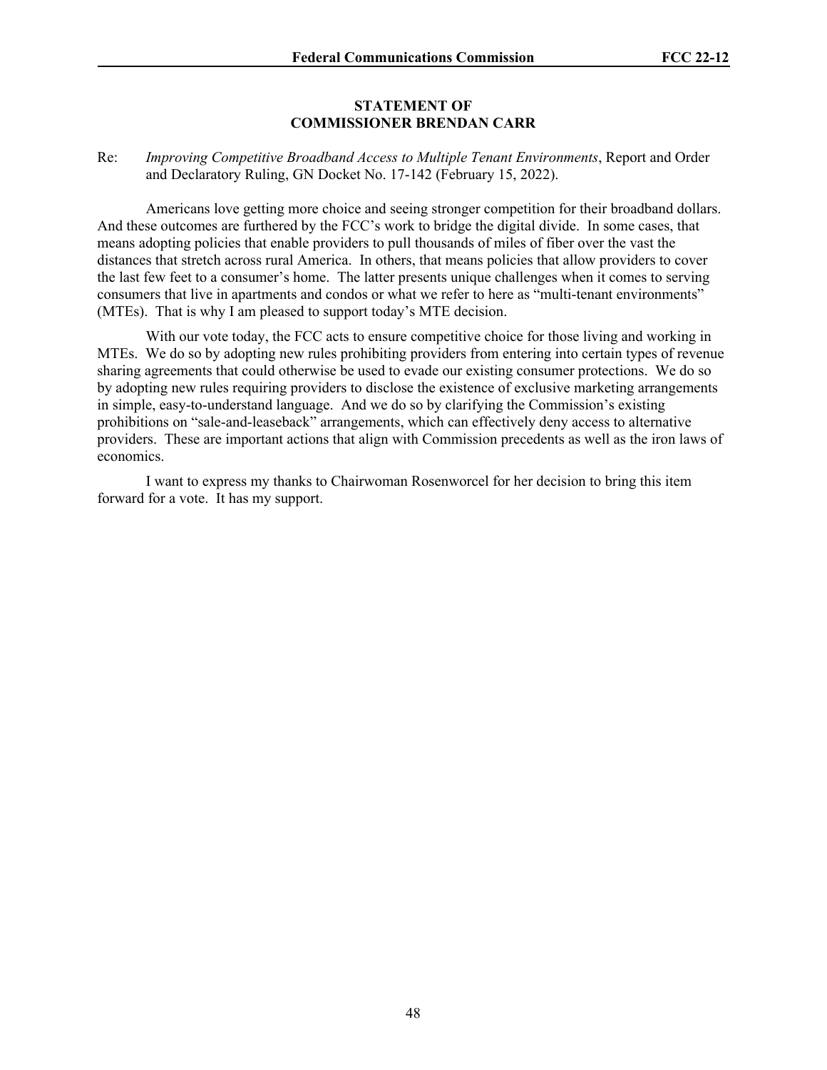**STATEMENT OF**
**COMMISSIONER BRENDAN CARR**

Re: *Improving Competitive Broadband Access to Multiple Tenant Environments*, Report and Order and Declaratory Ruling, GN Docket No. 17-142 (February 15, 2022).

Americans love getting more choice and seeing stronger competition for their broadband dollars. And these outcomes are furthered by the FCC's work to bridge the digital divide. In some cases, that means adopting policies that enable providers to pull thousands of miles of fiber over the vast the distances that stretch across rural America. In others, that means policies that allow providers to cover the last few feet to a consumer's home. The latter presents unique challenges when it comes to serving consumers that live in apartments and condos or what we refer to here as "multi-tenant environments" (MTEs). That is why I am pleased to support today's MTE decision.

With our vote today, the FCC acts to ensure competitive choice for those living and working in MTEs. We do so by adopting new rules prohibiting providers from entering into certain types of revenue sharing agreements that could otherwise be used to evade our existing consumer protections. We do so by adopting new rules requiring providers to disclose the existence of exclusive marketing arrangements in simple, easy-to-understand language. And we do so by clarifying the Commission's existing prohibitions on "sale-and-leaseback" arrangements, which can effectively deny access to alternative providers. These are important actions that align with Commission precedents as well as the iron laws of economics.

I want to express my thanks to Chairwoman Rosenworcel for her decision to bring this item forward for a vote. It has my support.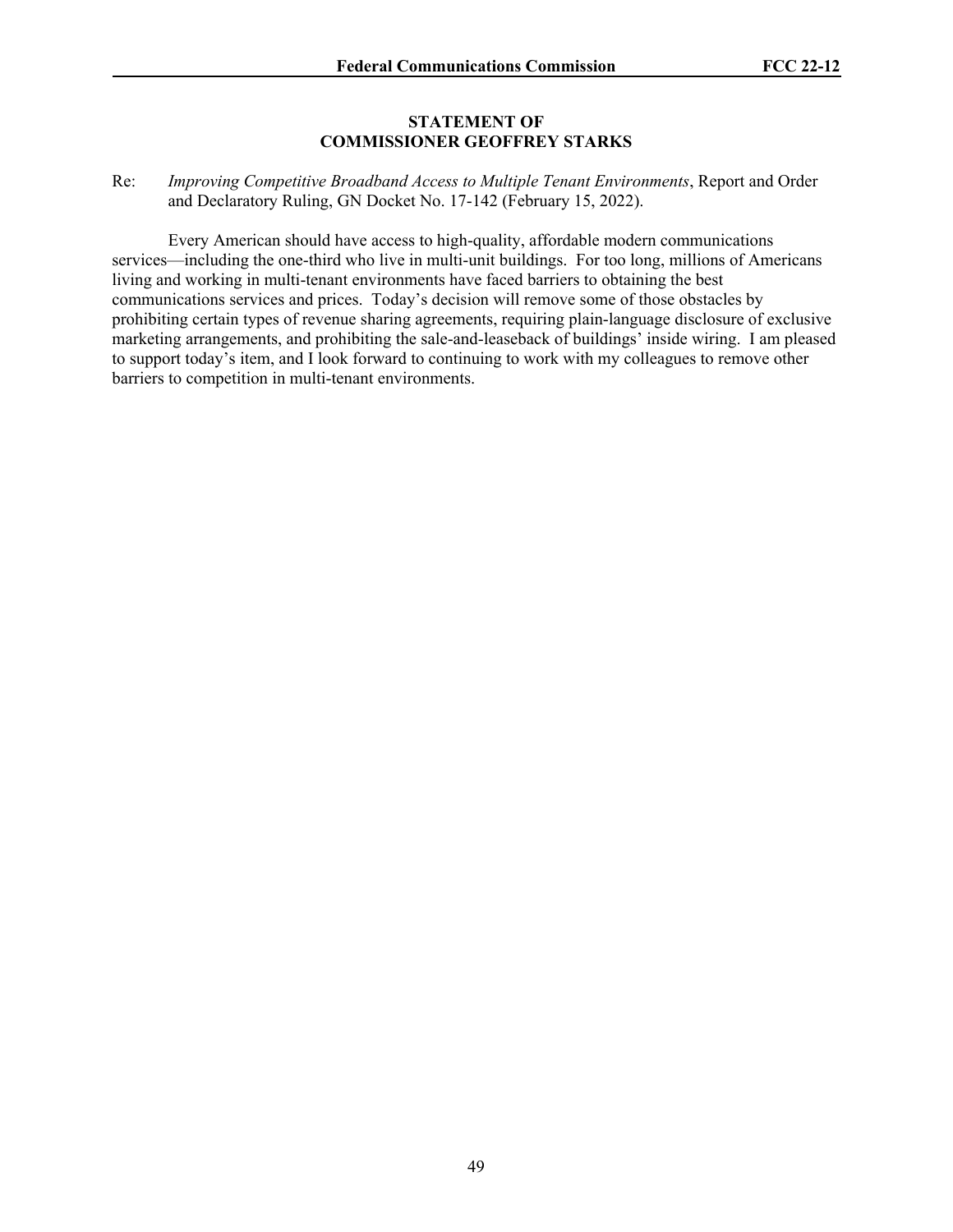## STATEMENT OF COMMISSIONER GEOFFREY STARKS

Re: *Improving Competitive Broadband Access to Multiple Tenant Environments*, Report and Order and Declaratory Ruling, GN Docket No. 17-142 (February 15, 2022).

Every American should have access to high-quality, affordable modern communications services—including the one-third who live in multi-unit buildings. For too long, millions of Americans living and working in multi-tenant environments have faced barriers to obtaining the best communications services and prices. Today's decision will remove some of those obstacles by prohibiting certain types of revenue sharing agreements, requiring plain-language disclosure of exclusive marketing arrangements, and prohibiting the sale-and-leaseback of buildings' inside wiring. I am pleased to support today's item, and I look forward to continuing to work with my colleagues to remove other barriers to competition in multi-tenant environments.